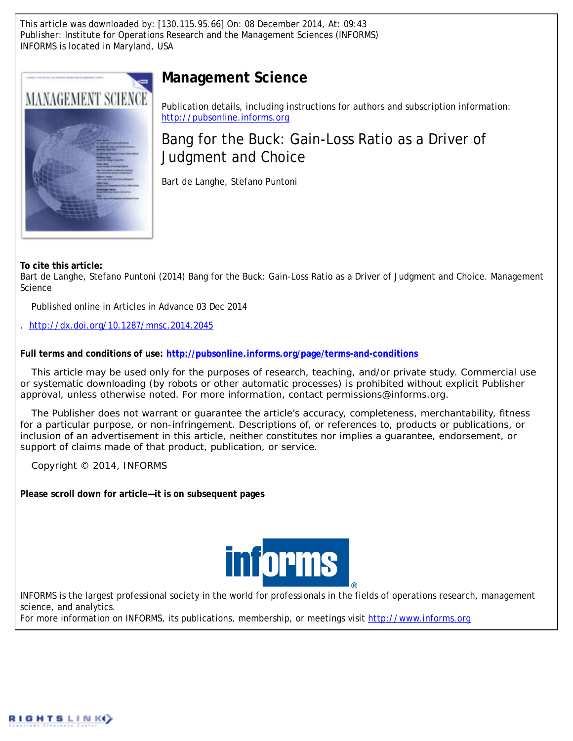This article was downloaded by: [130.115.95.66] On: 08 December 2014, At: 09:43
Publisher: Institute for Operations Research and the Management Sciences (INFORMS)
INFORMS is located in Maryland, USA

# Management Science

Publication details, including instructions for authors and subscription information:
http://pubsonline.informs.org

## Bang for the Buck: Gain-Loss Ratio as a Driver of Judgment and Choice

Bart de Langhe, Stefano Puntoni

**To cite this article:**
Bart de Langhe, Stefano Puntoni (2014) Bang for the Buck: Gain-Loss Ratio as a Driver of Judgment and Choice. Management Science

Published online in Articles in Advance 03 Dec 2014

. http://dx.doi.org/10.1287/mnsc.2014.2045

**Full terms and conditions of use: http://pubsonline.informs.org/page/terms-and-conditions**

This article may be used only for the purposes of research, teaching, and/or private study. Commercial use or systematic downloading (by robots or other automatic processes) is prohibited without explicit Publisher approval, unless otherwise noted. For more information, contact permissions@informs.org.

The Publisher does not warrant or guarantee the article's accuracy, completeness, merchantability, fitness for a particular purpose, or non-infringement. Descriptions of, or references to, products or publications, or inclusion of an advertisement in this article, neither constitutes nor implies a guarantee, endorsement, or support of claims made of that product, publication, or service.

Copyright © 2014, INFORMS

**Please scroll down for article—it is on subsequent pages**

INFORMS is the largest professional society in the world for professionals in the fields of operations research, management science, and analytics.
For more information on INFORMS, its publications, membership, or meetings visit http://www.informs.org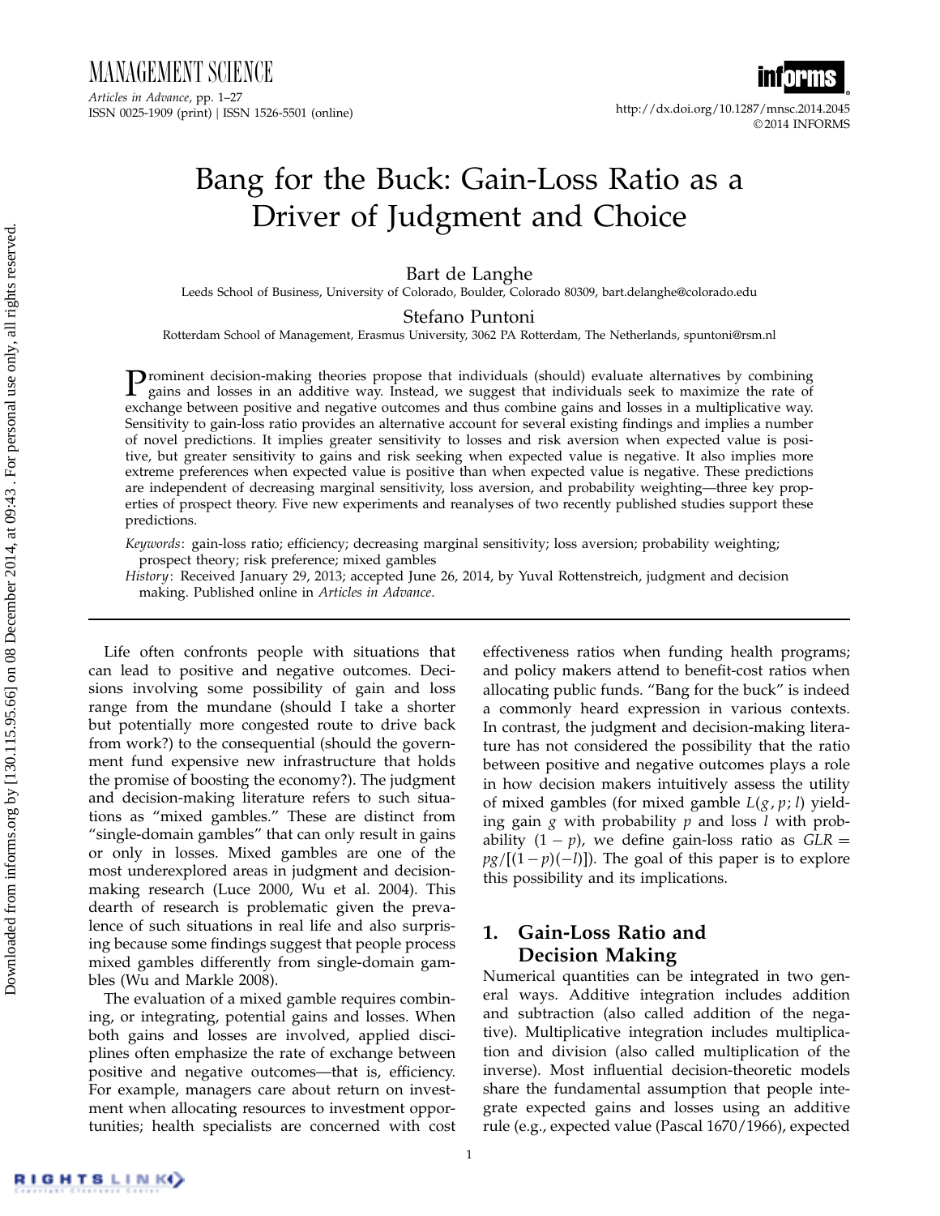# Bang for the Buck: Gain-Loss Ratio as a Driver of Judgment and Choice

Bart de Langhe

Leeds School of Business, University of Colorado, Boulder, Colorado 80309, bart.delanghe@colorado.edu

Stefano Puntoni

Rotterdam School of Management, Erasmus University, 3062 PA Rotterdam, The Netherlands, spuntoni@rsm.nl

Prominent decision-making theories propose that individuals (should) evaluate alternatives by combining gains and losses in an additive way. Instead, we suggest that individuals seek to maximize the rate of exchange between positive and negative outcomes and thus combine gains and losses in a multiplicative way. Sensitivity to gain-loss ratio provides an alternative account for several existing findings and implies a number of novel predictions. It implies greater sensitivity to losses and risk aversion when expected value is positive, but greater sensitivity to gains and risk seeking when expected value is negative. It also implies more extreme preferences when expected value is positive than when expected value is negative. These predictions are independent of decreasing marginal sensitivity, loss aversion, and probability weighting—three key properties of prospect theory. Five new experiments and reanalyses of two recently published studies support these predictions.

*Keywords*: gain-loss ratio; efficiency; decreasing marginal sensitivity; loss aversion; probability weighting; prospect theory; risk preference; mixed gambles

*History*: Received January 29, 2013; accepted June 26, 2014, by Yuval Rottenstreich, judgment and decision making. Published online in *Articles in Advance*.

Life often confronts people with situations that can lead to positive and negative outcomes. Decisions involving some possibility of gain and loss range from the mundane (should I take a shorter but potentially more congested route to drive back from work?) to the consequential (should the government fund expensive new infrastructure that holds the promise of boosting the economy?). The judgment and decision-making literature refers to such situations as "mixed gambles." These are distinct from "single-domain gambles" that can only result in gains or only in losses. Mixed gambles are one of the most underexplored areas in judgment and decision-making research (Luce 2000, Wu et al. 2004). This dearth of research is problematic given the prevalence of such situations in real life and also surprising because some findings suggest that people process mixed gambles differently from single-domain gambles (Wu and Markle 2008).

The evaluation of a mixed gamble requires combining, or integrating, potential gains and losses. When both gains and losses are involved, applied disciplines often emphasize the rate of exchange between positive and negative outcomes—that is, efficiency. For example, managers care about return on investment when allocating resources to investment opportunities; health specialists are concerned with cost effectiveness ratios when funding health programs; and policy makers attend to benefit-cost ratios when allocating public funds. "Bang for the buck" is indeed a commonly heard expression in various contexts. In contrast, the judgment and decision-making literature has not considered the possibility that the ratio between positive and negative outcomes plays a role in how decision makers intuitively assess the utility of mixed gambles (for mixed gamble $L(g, p; l)$ yielding gain $g$ with probability $p$ and loss $l$ with probability $(1 - p)$, we define gain-loss ratio as $GLR = pg/[(1-p)(-l)]$). The goal of this paper is to explore this possibility and its implications.

## 1. Gain-Loss Ratio and Decision Making

Numerical quantities can be integrated in two general ways. Additive integration includes addition and subtraction (also called addition of the negative). Multiplicative integration includes multiplication and division (also called multiplication of the inverse). Most influential decision-theoretic models share the fundamental assumption that people integrate expected gains and losses using an additive rule (e.g., expected value (Pascal 1670/1966), expected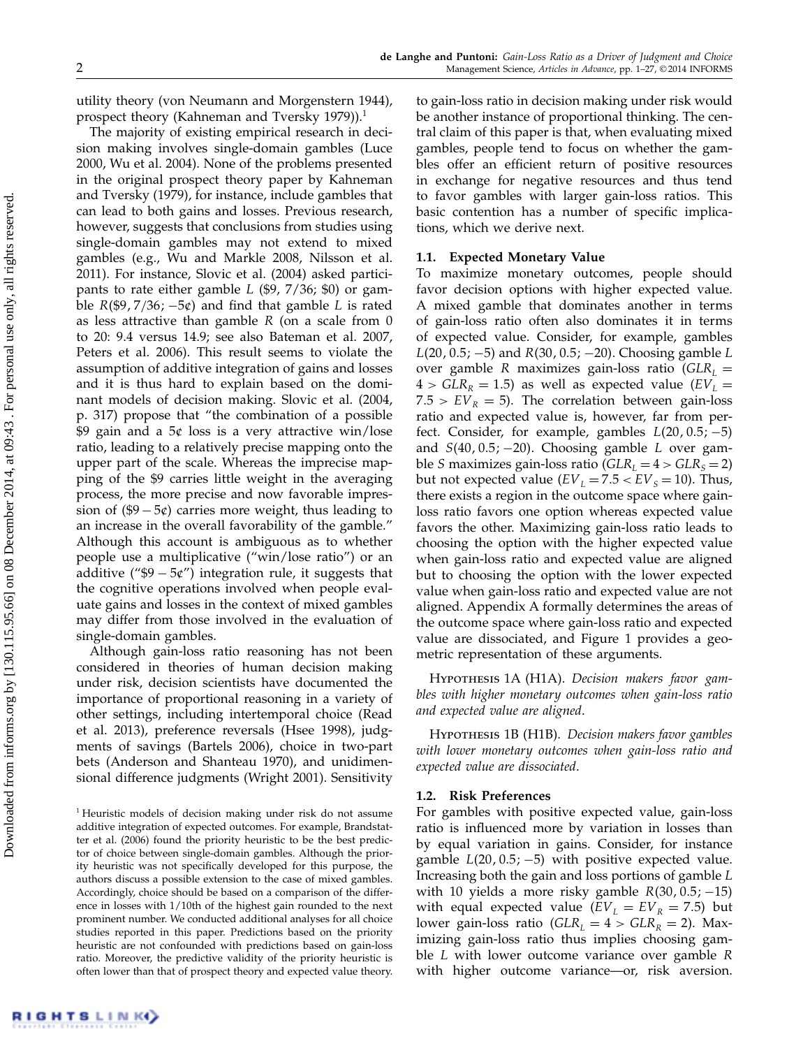utility theory (von Neumann and Morgenstern 1944), prospect theory (Kahneman and Tversky 1979)).[1]

The majority of existing empirical research in decision making involves single-domain gambles (Luce 2000, Wu et al. 2004). None of the problems presented in the original prospect theory paper by Kahneman and Tversky (1979), for instance, include gambles that can lead to both gains and losses. Previous research, however, suggests that conclusions from studies using single-domain gambles may not extend to mixed gambles (e.g., Wu and Markle 2008, Nilsson et al. 2011). For instance, Slovic et al. (2004) asked participants to rate either gamble $L$ (\$9, 7/36; \$0) or gamble $R$(\$9, 7/36; −5¢) and find that gamble $L$ is rated as less attractive than gamble $R$ (on a scale from 0 to 20: 9.4 versus 14.9; see also Bateman et al. 2007, Peters et al. 2006). This result seems to violate the assumption of additive integration of gains and losses and it is thus hard to explain based on the dominant models of decision making. Slovic et al. (2004, p. 317) propose that "the combination of a possible \$9 gain and a 5¢ loss is a very attractive win/lose ratio, leading to a relatively precise mapping onto the upper part of the scale. Whereas the imprecise mapping of the \$9 carries little weight in the averaging process, the more precise and now favorable impression of (\$9 − 5¢) carries more weight, thus leading to an increase in the overall favorability of the gamble." Although this account is ambiguous as to whether people use a multiplicative ("win/lose ratio") or an additive ("\$9 − 5¢") integration rule, it suggests that the cognitive operations involved when people evaluate gains and losses in the context of mixed gambles may differ from those involved in the evaluation of single-domain gambles.

Although gain-loss ratio reasoning has not been considered in theories of human decision making under risk, decision scientists have documented the importance of proportional reasoning in a variety of other settings, including intertemporal choice (Read et al. 2013), preference reversals (Hsee 1998), judgments of savings (Bartels 2006), choice in two-part bets (Anderson and Shanteau 1970), and unidimensional difference judgments (Wright 2001). Sensitivity to gain-loss ratio in decision making under risk would be another instance of proportional thinking. The central claim of this paper is that, when evaluating mixed gambles, people tend to focus on whether the gambles offer an efficient return of positive resources in exchange for negative resources and thus tend to favor gambles with larger gain-loss ratios. This basic contention has a number of specific implications, which we derive next.

[1] Heuristic models of decision making under risk do not assume additive integration of expected outcomes. For example, Brandstätter et al. (2006) found the priority heuristic to be the best predictor of choice between single-domain gambles. Although the priority heuristic was not specifically developed for this purpose, the authors discuss a possible extension to the case of mixed gambles. Accordingly, choice should be based on a comparison of the difference in losses with 1/10th of the highest gain rounded to the next prominent number. We conducted additional analyses for all choice studies reported in this paper. Predictions based on the priority heuristic are not confounded with predictions based on gain-loss ratio. Moreover, the predictive validity of the priority heuristic is often lower than that of prospect theory and expected value theory.

### 1.1. Expected Monetary Value

To maximize monetary outcomes, people should favor decision options with higher expected value. A mixed gamble that dominates another in terms of gain-loss ratio often also dominates it in terms of expected value. Consider, for example, gambles $L(20, 0.5; -5)$ and $R(30, 0.5; -20)$. Choosing gamble $L$ over gamble $R$ maximizes gain-loss ratio ($GLR_L = 4 > GLR_R = 1.5$) as well as expected value ($EV_L = 7.5 > EV_R = 5$). The correlation between gain-loss ratio and expected value is, however, far from perfect. Consider, for example, gambles $L(20, 0.5; -5)$ and $S(40, 0.5; -20)$. Choosing gamble $L$ over gamble $S$ maximizes gain-loss ratio ($GLR_L = 4 > GLR_S = 2$) but not expected value ($EV_L = 7.5 < EV_S = 10$). Thus, there exists a region in the outcome space where gain-loss ratio favors one option whereas expected value favors the other. Maximizing gain-loss ratio leads to choosing the option with the higher expected value when gain-loss ratio and expected value are aligned but to choosing the option with the lower expected value when gain-loss ratio and expected value are not aligned. Appendix A formally determines the areas of the outcome space where gain-loss ratio and expected value are dissociated, and Figure 1 provides a geometric representation of these arguments.

Hypothesis 1A (H1A). *Decision makers favor gambles with higher monetary outcomes when gain-loss ratio and expected value are aligned.*

Hypothesis 1B (H1B). *Decision makers favor gambles with lower monetary outcomes when gain-loss ratio and expected value are dissociated.*

### 1.2. Risk Preferences

For gambles with positive expected value, gain-loss ratio is influenced more by variation in losses than by equal variation in gains. Consider for instance gamble $L(20, 0.5; -5)$ with positive expected value. Increasing both the gain and loss portions of gamble $L$ with 10 yields a more risky gamble $R(30, 0.5; -15)$ with equal expected value ($EV_L = EV_R = 7.5$) but lower gain-loss ratio ($GLR_L = 4 > GLR_R = 2$). Maximizing gain-loss ratio thus implies choosing gamble $L$ with lower outcome variance over gamble $R$ with higher outcome variance—or, risk aversion.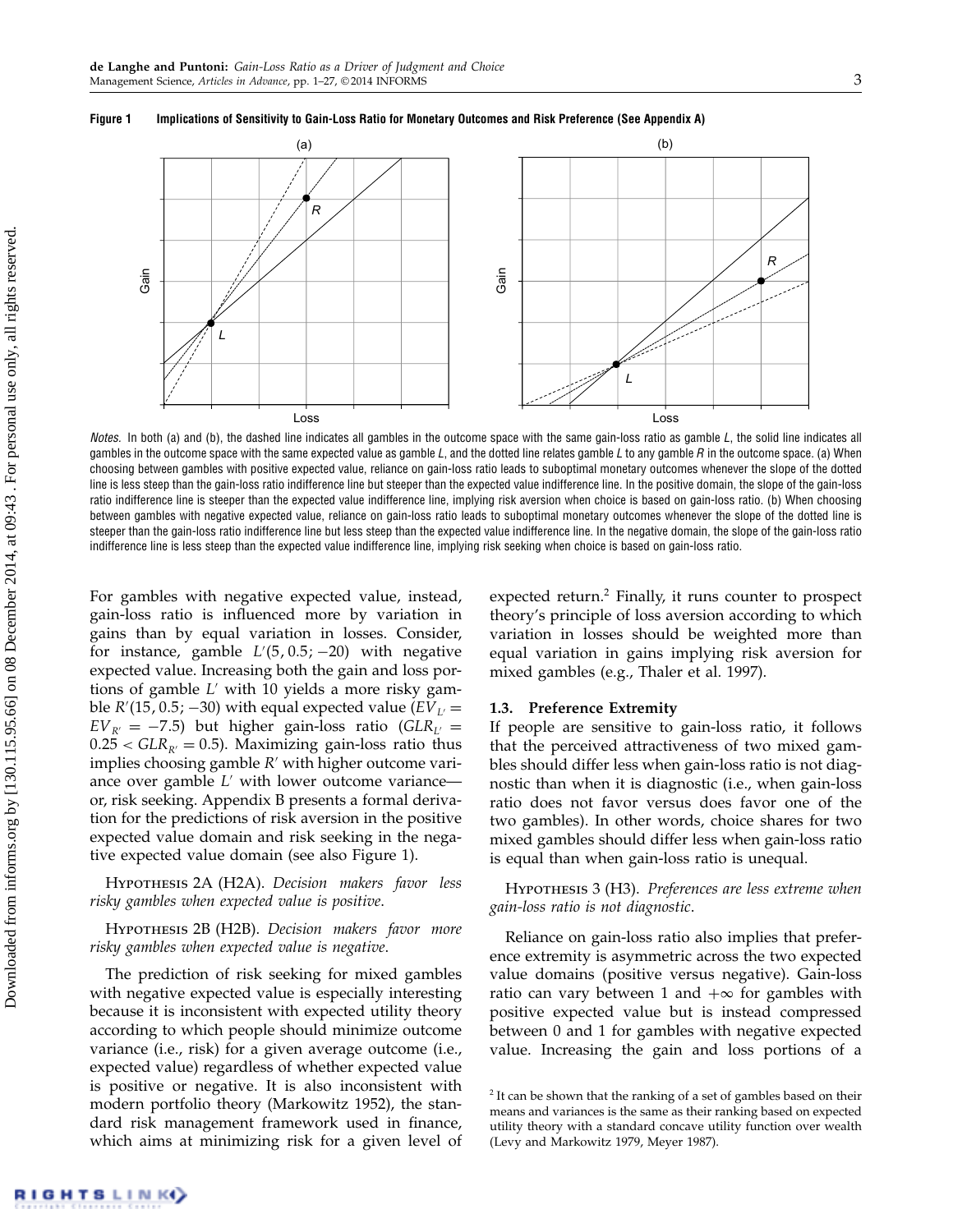**Figure 1 Implications of Sensitivity to Gain-Loss Ratio for Monetary Outcomes and Risk Preference (See Appendix A)**

*Notes.* In both (a) and (b), the dashed line indicates all gambles in the outcome space with the same gain-loss ratio as gamble *L*, the solid line indicates all gambles in the outcome space with the same expected value as gamble *L*, and the dotted line relates gamble *L* to any gamble *R* in the outcome space. (a) When choosing between gambles with positive expected value, reliance on gain-loss ratio leads to suboptimal monetary outcomes whenever the slope of the dotted line is less steep than the gain-loss ratio indifference line but steeper than the expected value indifference line. In the positive domain, the slope of the gain-loss ratio indifference line is steeper than the expected value indifference line, implying risk aversion when choice is based on gain-loss ratio. (b) When choosing between gambles with negative expected value, reliance on gain-loss ratio leads to suboptimal monetary outcomes whenever the slope of the dotted line is steeper than the gain-loss ratio indifference line but less steep than the expected value indifference line. In the negative domain, the slope of the gain-loss ratio indifference line is less steep than the expected value indifference line, implying risk seeking when choice is based on gain-loss ratio.

For gambles with negative expected value, instead, gain-loss ratio is influenced more by variation in gains than by equal variation in losses. Consider, for instance, gamble $L'(5, 0.5; -20)$ with negative expected value. Increasing both the gain and loss portions of gamble $L'$ with 10 yields a more risky gamble $R'(15, 0.5; -30)$ with equal expected value ($EV_{L'} = EV_{R'} = -7.5$) but higher gain-loss ratio ($GLR_{L'} = 0.25 < GLR_{R'} = 0.5$). Maximizing gain-loss ratio thus implies choosing gamble $R'$ with higher outcome variance over gamble $L'$ with lower outcome variance—or, risk seeking. Appendix B presents a formal derivation for the predictions of risk aversion in the positive expected value domain and risk seeking in the negative expected value domain (see also Figure 1).

Hypothesis 2A (H2A). *Decision makers favor less risky gambles when expected value is positive.*

Hypothesis 2B (H2B). *Decision makers favor more risky gambles when expected value is negative.*

The prediction of risk seeking for mixed gambles with negative expected value is especially interesting because it is inconsistent with expected utility theory according to which people should minimize outcome variance (i.e., risk) for a given average outcome (i.e., expected value) regardless of whether expected value is positive or negative. It is also inconsistent with modern portfolio theory (Markowitz 1952), the standard risk management framework used in finance, which aims at minimizing risk for a given level of expected return.[2] Finally, it runs counter to prospect theory's principle of loss aversion according to which variation in losses should be weighted more than equal variation in gains implying risk aversion for mixed gambles (e.g., Thaler et al. 1997).

### 1.3. Preference Extremity

If people are sensitive to gain-loss ratio, it follows that the perceived attractiveness of two mixed gambles should differ less when gain-loss ratio is not diagnostic than when it is diagnostic (i.e., when gain-loss ratio does not favor versus does favor one of the two gambles). In other words, choice shares for two mixed gambles should differ less when gain-loss ratio is equal than when gain-loss ratio is unequal.

Hypothesis 3 (H3). *Preferences are less extreme when gain-loss ratio is not diagnostic.*

Reliance on gain-loss ratio also implies that preference extremity is asymmetric across the two expected value domains (positive versus negative). Gain-loss ratio can vary between 1 and $+\infty$ for gambles with positive expected value but is instead compressed between 0 and 1 for gambles with negative expected value. Increasing the gain and loss portions of a

[2] It can be shown that the ranking of a set of gambles based on their means and variances is the same as their ranking based on expected utility theory with a standard concave utility function over wealth (Levy and Markowitz 1979, Meyer 1987).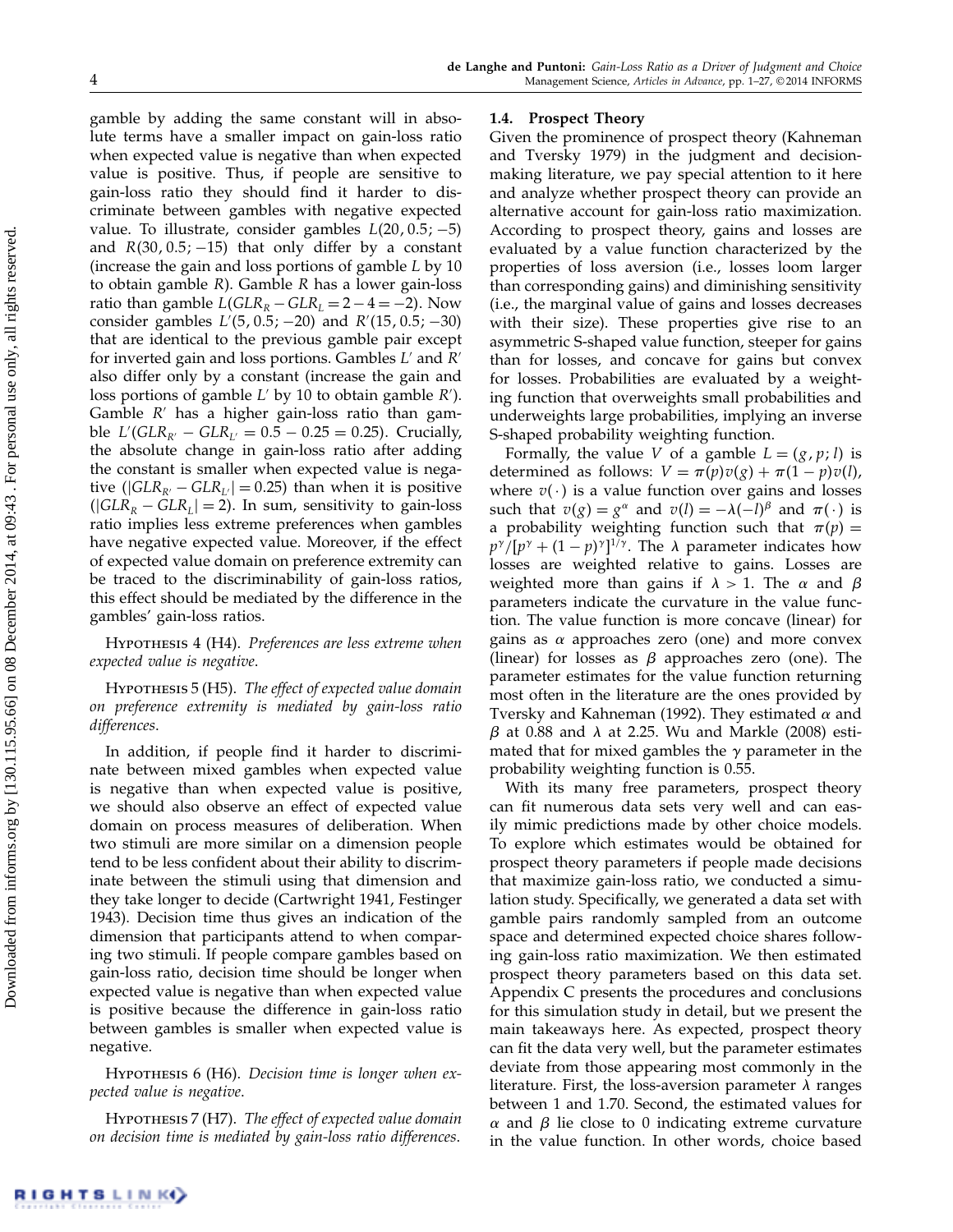gamble by adding the same constant will in absolute terms have a smaller impact on gain-loss ratio when expected value is negative than when expected value is positive. Thus, if people are sensitive to gain-loss ratio they should find it harder to discriminate between gambles with negative expected value. To illustrate, consider gambles $L(20, 0.5; -5)$ and $R(30, 0.5; -15)$ that only differ by a constant (increase the gain and loss portions of gamble $L$ by 10 to obtain gamble $R$). Gamble $R$ has a lower gain-loss ratio than gamble $L(GLR_R - GLR_L = 2 - 4 = -2)$. Now consider gambles $L'(5, 0.5; -20)$ and $R'(15, 0.5; -30)$ that are identical to the previous gamble pair except for inverted gain and loss portions. Gambles $L'$ and $R'$ also differ only by a constant (increase the gain and loss portions of gamble $L'$ by 10 to obtain gamble $R'$). Gamble $R'$ has a higher gain-loss ratio than gamble $L'(GLR_{R'} - GLR_{L'} = 0.5 - 0.25 = 0.25)$. Crucially, the absolute change in gain-loss ratio after adding the constant is smaller when expected value is negative ($|GLR_{R'} - GLR_{L'}| = 0.25$) than when it is positive ($|GLR_R - GLR_L| = 2$). In sum, sensitivity to gain-loss ratio implies less extreme preferences when gambles have negative expected value. Moreover, if the effect of expected value domain on preference extremity can be traced to the discriminability of gain-loss ratios, this effect should be mediated by the difference in the gambles' gain-loss ratios.

Hypothesis 4 (H4). *Preferences are less extreme when expected value is negative.*

Hypothesis 5 (H5). *The effect of expected value domain on preference extremity is mediated by gain-loss ratio differences.*

In addition, if people find it harder to discriminate between mixed gambles when expected value is negative than when expected value is positive, we should also observe an effect of expected value domain on process measures of deliberation. When two stimuli are more similar on a dimension people tend to be less confident about their ability to discriminate between the stimuli using that dimension and they take longer to decide (Cartwright 1941, Festinger 1943). Decision time thus gives an indication of the dimension that participants attend to when comparing two stimuli. If people compare gambles based on gain-loss ratio, decision time should be longer when expected value is negative than when expected value is positive because the difference in gain-loss ratio between gambles is smaller when expected value is negative.

Hypothesis 6 (H6). *Decision time is longer when expected value is negative.*

Hypothesis 7 (H7). *The effect of expected value domain on decision time is mediated by gain-loss ratio differences.*

### 1.4. Prospect Theory

Given the prominence of prospect theory (Kahneman and Tversky 1979) in the judgment and decision-making literature, we pay special attention to it here and analyze whether prospect theory can provide an alternative account for gain-loss ratio maximization. According to prospect theory, gains and losses are evaluated by a value function characterized by the properties of loss aversion (i.e., losses loom larger than corresponding gains) and diminishing sensitivity (i.e., the marginal value of gains and losses decreases with their size). These properties give rise to an asymmetric S-shaped value function, steeper for gains than for losses, and concave for gains but convex for losses. Probabilities are evaluated by a weighting function that overweights small probabilities and underweights large probabilities, implying an inverse S-shaped probability weighting function.

Formally, the value $V$ of a gamble $L = (g, p; l)$ is determined as follows: $V = \pi(p)v(g) + \pi(1-p)v(l)$, where $v(\cdot)$ is a value function over gains and losses such that $v(g) = g^{\alpha}$ and $v(l) = -\lambda(-l)^{\beta}$ and $\pi(\cdot)$ is a probability weighting function such that $\pi(p) = p^{\gamma}/[p^{\gamma} + (1-p)^{\gamma}]^{1/\gamma}$. The $\lambda$ parameter indicates how losses are weighted relative to gains. Losses are weighted more than gains if $\lambda > 1$. The $\alpha$ and $\beta$ parameters indicate the curvature in the value function. The value function is more concave (linear) for gains as $\alpha$ approaches zero (one) and more convex (linear) for losses as $\beta$ approaches zero (one). The parameter estimates for the value function returning most often in the literature are the ones provided by Tversky and Kahneman (1992). They estimated $\alpha$ and $\beta$ at 0.88 and $\lambda$ at 2.25. Wu and Markle (2008) estimated that for mixed gambles the $\gamma$ parameter in the probability weighting function is 0.55.

With its many free parameters, prospect theory can fit numerous data sets very well and can easily mimic predictions made by other choice models. To explore which estimates would be obtained for prospect theory parameters if people made decisions that maximize gain-loss ratio, we conducted a simulation study. Specifically, we generated a data set with gamble pairs randomly sampled from an outcome space and determined expected choice shares following gain-loss ratio maximization. We then estimated prospect theory parameters based on this data set. Appendix C presents the procedures and conclusions for this simulation study in detail, but we present the main takeaways here. As expected, prospect theory can fit the data very well, but the parameter estimates deviate from those appearing most commonly in the literature. First, the loss-aversion parameter $\lambda$ ranges between 1 and 1.70. Second, the estimated values for $\alpha$ and $\beta$ lie close to 0 indicating extreme curvature in the value function. In other words, choice based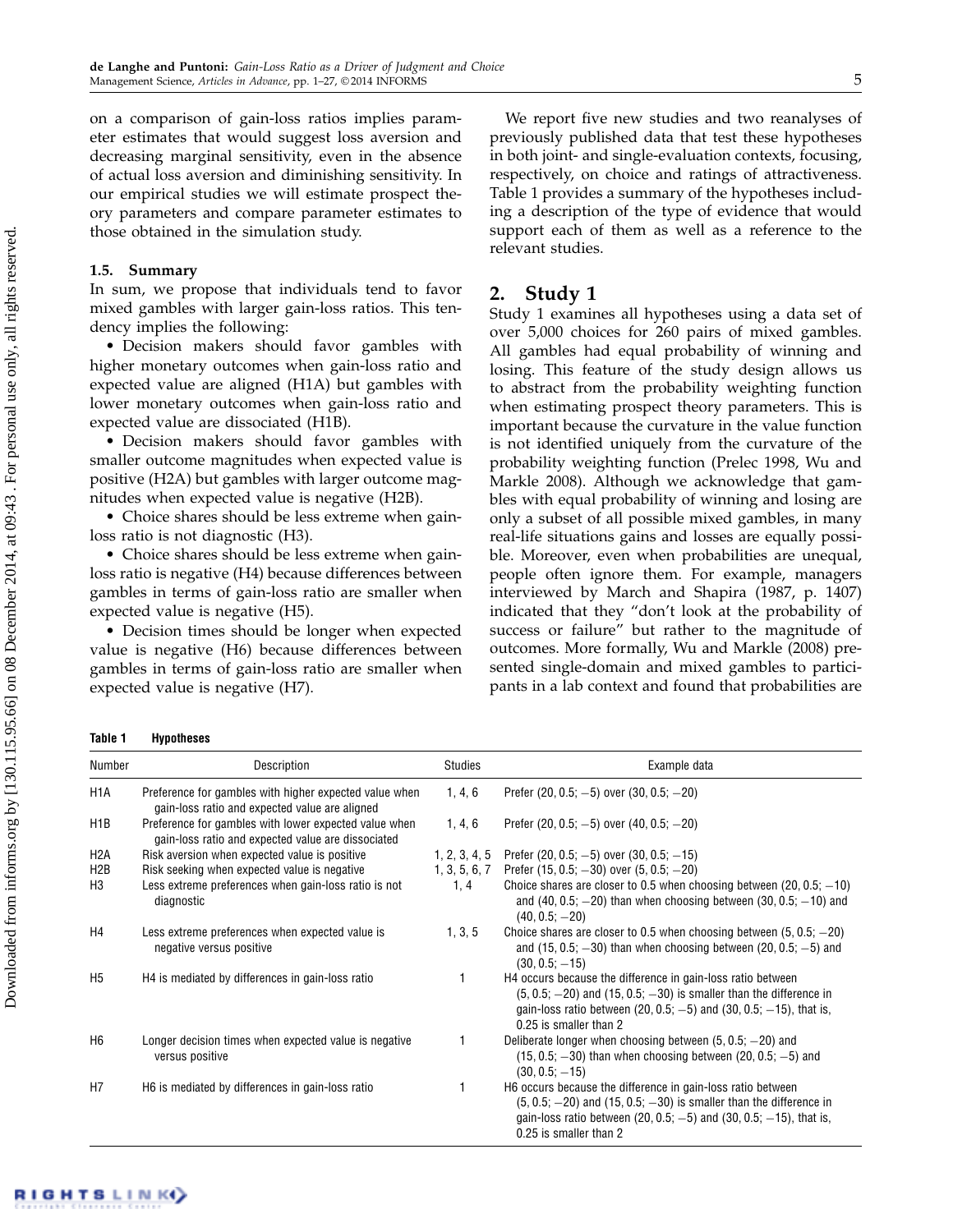on a comparison of gain-loss ratios implies parameter estimates that would suggest loss aversion and decreasing marginal sensitivity, even in the absence of actual loss aversion and diminishing sensitivity. In our empirical studies we will estimate prospect theory parameters and compare parameter estimates to those obtained in the simulation study.

### 1.5. Summary

In sum, we propose that individuals tend to favor mixed gambles with larger gain-loss ratios. This tendency implies the following:

- Decision makers should favor gambles with higher monetary outcomes when gain-loss ratio and expected value are aligned (H1A) but gambles with lower monetary outcomes when gain-loss ratio and expected value are dissociated (H1B).
- Decision makers should favor gambles with smaller outcome magnitudes when expected value is positive (H2A) but gambles with larger outcome magnitudes when expected value is negative (H2B).
- Choice shares should be less extreme when gain-loss ratio is not diagnostic (H3).
- Choice shares should be less extreme when gain-loss ratio is negative (H4) because differences between gambles in terms of gain-loss ratio are smaller when expected value is negative (H5).
- Decision times should be longer when expected value is negative (H6) because differences between gambles in terms of gain-loss ratio are smaller when expected value is negative (H7).

We report five new studies and two reanalyses of previously published data that test these hypotheses in both joint- and single-evaluation contexts, focusing, respectively, on choice and ratings of attractiveness. Table 1 provides a summary of the hypotheses including a description of the type of evidence that would support each of them as well as a reference to the relevant studies.

## 2. Study 1

Study 1 examines all hypotheses using a data set of over 5,000 choices for 260 pairs of mixed gambles. All gambles had equal probability of winning and losing. This feature of the study design allows us to abstract from the probability weighting function when estimating prospect theory parameters. This is important because the curvature in the value function is not identified uniquely from the curvature of the probability weighting function (Prelec 1998, Wu and Markle 2008). Although we acknowledge that gambles with equal probability of winning and losing are only a subset of all possible mixed gambles, in many real-life situations gains and losses are equally possible. Moreover, even when probabilities are unequal, people often ignore them. For example, managers interviewed by March and Shapira (1987, p. 1407) indicated that they "don't look at the probability of success or failure" but rather to the magnitude of outcomes. More formally, Wu and Markle (2008) presented single-domain and mixed gambles to participants in a lab context and found that probabilities are

**Table 1** Hypotheses

| Number | Description | Studies | Example data |
|---|---|---|---|
| H1A | Preference for gambles with higher expected value when gain-loss ratio and expected value are aligned | 1, 4, 6 | Prefer (20, 0.5; −5) over (30, 0.5; −20) |
| H1B | Preference for gambles with lower expected value when gain-loss ratio and expected value are dissociated | 1, 4, 6 | Prefer (20, 0.5; −5) over (40, 0.5; −20) |
| H2A | Risk aversion when expected value is positive | 1, 2, 3, 4, 5 | Prefer (20, 0.5; −5) over (30, 0.5; −15) |
| H2B | Risk seeking when expected value is negative | 1, 3, 5, 6, 7 | Prefer (15, 0.5; −30) over (5, 0.5; −20) |
| H3 | Less extreme preferences when gain-loss ratio is not diagnostic | 1, 4 | Choice shares are closer to 0.5 when choosing between (20, 0.5; −10) and (40, 0.5; −20) than when choosing between (30, 0.5; −10) and (40, 0.5; −20) |
| H4 | Less extreme preferences when expected value is negative versus positive | 1, 3, 5 | Choice shares are closer to 0.5 when choosing between (5, 0.5; −20) and (15, 0.5; −30) than when choosing between (20, 0.5; −5) and (30, 0.5; −15) |
| H5 | H4 is mediated by differences in gain-loss ratio | 1 | H4 occurs because the difference in gain-loss ratio between (5, 0.5; −20) and (15, 0.5; −30) is smaller than the difference in gain-loss ratio between (20, 0.5; −5) and (30, 0.5; −15), that is, 0.25 is smaller than 2 |
| H6 | Longer decision times when expected value is negative versus positive | 1 | Deliberate longer when choosing between (5, 0.5; −20) and (15, 0.5; −30) than when choosing between (20, 0.5; −5) and (30, 0.5; −15) |
| H7 | H6 is mediated by differences in gain-loss ratio | 1 | H6 occurs because the difference in gain-loss ratio between (5, 0.5; −20) and (15, 0.5; −30) is smaller than the difference in gain-loss ratio between (20, 0.5; −5) and (30, 0.5; −15), that is, 0.25 is smaller than 2 |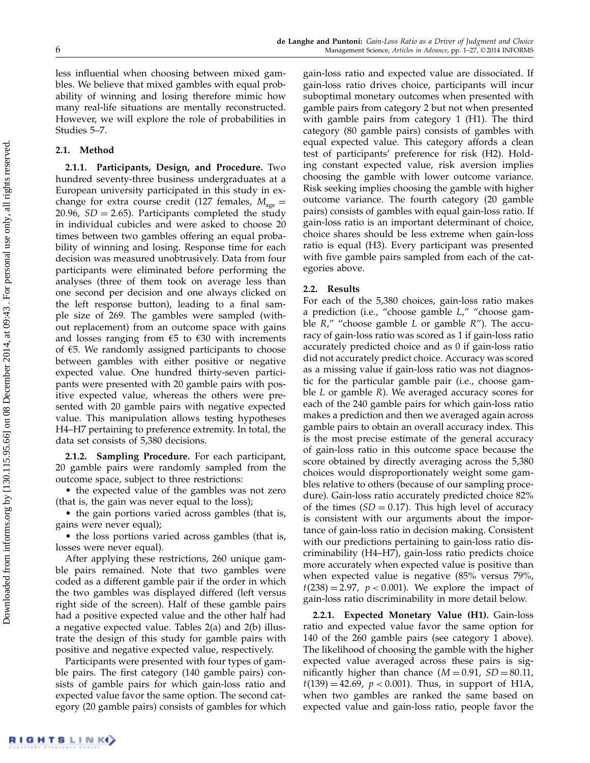less influential when choosing between mixed gambles. We believe that mixed gambles with equal probability of winning and losing therefore mimic how many real-life situations are mentally reconstructed. However, we will explore the role of probabilities in Studies 5–7.

## 2.1. Method

**2.1.1. Participants, Design, and Procedure.** Two hundred seventy-three business undergraduates at a European university participated in this study in exchange for extra course credit (127 females, $M_{age} = 20.96$, $SD = 2.65$). Participants completed the study in individual cubicles and were asked to choose 20 times between two gambles offering an equal probability of winning and losing. Response time for each decision was measured unobtrusively. Data from four participants were eliminated before performing the analyses (three of them took on average less than one second per decision and one always clicked on the left response button), leading to a final sample size of 269. The gambles were sampled (without replacement) from an outcome space with gains and losses ranging from €5 to €30 with increments of €5. We randomly assigned participants to choose between gambles with either positive or negative expected value. One hundred thirty-seven participants were presented with 20 gamble pairs with positive expected value, whereas the others were presented with 20 gamble pairs with negative expected value. This manipulation allows testing hypotheses H4–H7 pertaining to preference extremity. In total, the data set consists of 5,380 decisions.

**2.1.2. Sampling Procedure.** For each participant, 20 gamble pairs were randomly sampled from the outcome space, subject to three restrictions:

- the expected value of the gambles was not zero (that is, the gain was never equal to the loss);
- the gain portions varied across gambles (that is, gains were never equal);
- the loss portions varied across gambles (that is, losses were never equal).

After applying these restrictions, 260 unique gamble pairs remained. Note that two gambles were coded as a different gamble pair if the order in which the two gambles was displayed differed (left versus right side of the screen). Half of these gamble pairs had a positive expected value and the other half had a negative expected value. Tables 2(a) and 2(b) illustrate the design of this study for gamble pairs with positive and negative expected value, respectively.

Participants were presented with four types of gamble pairs. The first category (140 gamble pairs) consists of gamble pairs for which gain-loss ratio and expected value favor the same option. The second category (20 gamble pairs) consists of gambles for which gain-loss ratio and expected value are dissociated. If gain-loss ratio drives choice, participants will incur suboptimal monetary outcomes when presented with gamble pairs from category 2 but not when presented with gamble pairs from category 1 (H1). The third category (80 gamble pairs) consists of gambles with equal expected value. This category affords a clean test of participants' preference for risk (H2). Holding constant expected value, risk aversion implies choosing the gamble with lower outcome variance. Risk seeking implies choosing the gamble with higher outcome variance. The fourth category (20 gamble pairs) consists of gambles with equal gain-loss ratio. If gain-loss ratio is an important determinant of choice, choice shares should be less extreme when gain-loss ratio is equal (H3). Every participant was presented with five gamble pairs sampled from each of the categories above.

## 2.2. Results

For each of the 5,380 choices, gain-loss ratio makes a prediction (i.e., "choose gamble *L*," "choose gamble *R*," "choose gamble *L* or gamble *R*"). The accuracy of gain-loss ratio was scored as 1 if gain-loss ratio accurately predicted choice and as 0 if gain-loss ratio did not accurately predict choice. Accuracy was scored as a missing value if gain-loss ratio was not diagnostic for the particular gamble pair (i.e., choose gamble *L* or gamble *R*). We averaged accuracy scores for each of the 240 gamble pairs for which gain-loss ratio makes a prediction and then we averaged again across gamble pairs to obtain an overall accuracy index. This is the most precise estimate of the general accuracy of gain-loss ratio in this outcome space because the score obtained by directly averaging across the 5,380 choices would disproportionately weight some gambles relative to others (because of our sampling procedure). Gain-loss ratio accurately predicted choice 82% of the times ($SD = 0.17$). This high level of accuracy is consistent with our arguments about the importance of gain-loss ratio in decision making. Consistent with our predictions pertaining to gain-loss ratio discriminability (H4–H7), gain-loss ratio predicts choice more accurately when expected value is positive than when expected value is negative (85% versus 79%, $t(238) = 2.97$, $p < 0.001$). We explore the impact of gain-loss ratio discriminability in more detail below.

**2.2.1. Expected Monetary Value (H1).** Gain-loss ratio and expected value favor the same option for 140 of the 260 gamble pairs (see category 1 above). The likelihood of choosing the gamble with the higher expected value averaged across these pairs is significantly higher than chance ($M = 0.91$, $SD = 80.11$, $t(139) = 42.69$, $p < 0.001$). Thus, in support of H1A, when two gambles are ranked the same based on expected value and gain-loss ratio, people favor the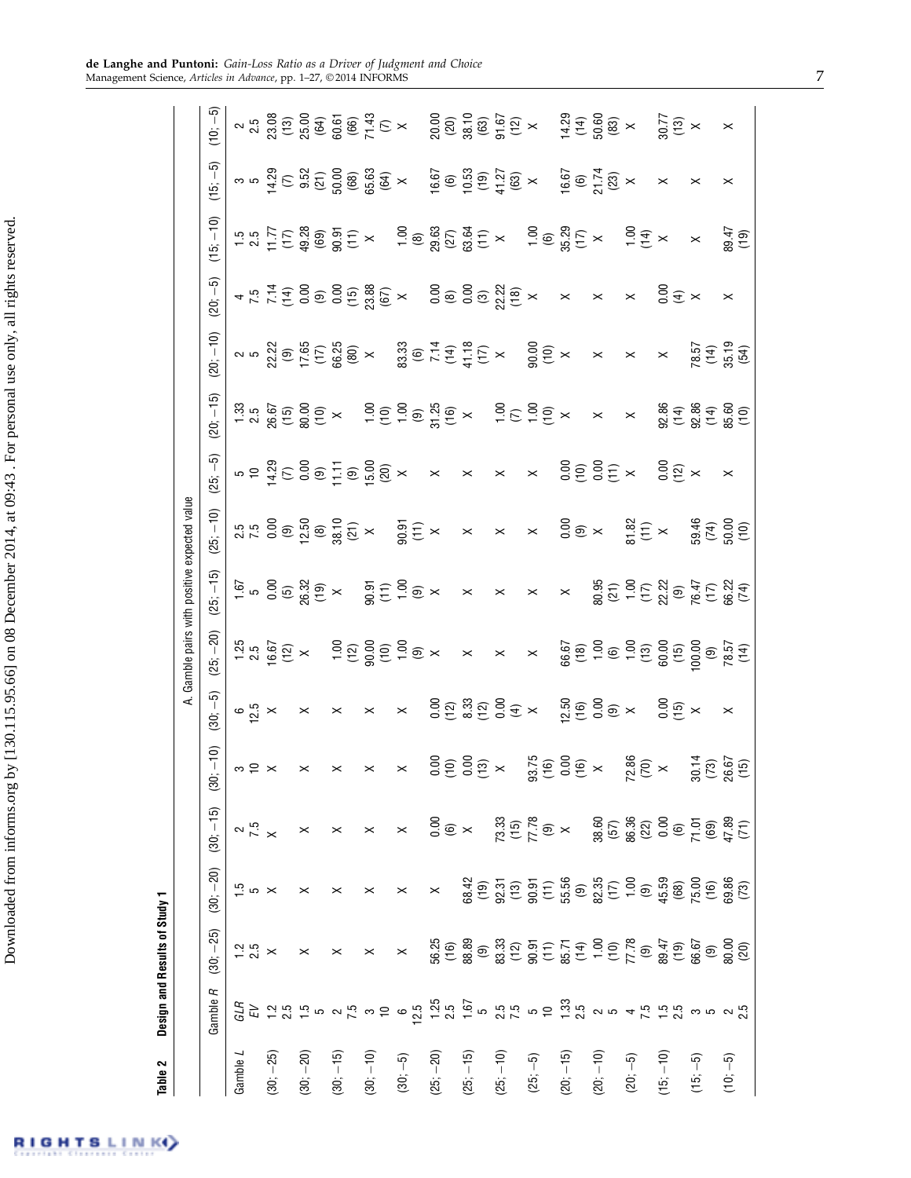**Table 2 Design and Results of Study 1**

| | Gamble R | (30; −25) | (30; −20) | (30; −15) | (30; −10) | (30; −5) | (25; −20) | (25; −15) | (25; −10) | (25; −5) | (20; −15) | (20; −10) | (20; −5) | (15; −10) | (15; −5) | (10; −5) |
|---|---|---|---|---|---|---|---|---|---|---|---|---|---|---|---|---|
| | | A. Gamble pairs with positive expected value | | | | | | | | | | | | | | |
| Gamble L | *GLR* | 1.2 | 1.5 | 2 | 3 | 6 | 1.25 | 1.67 | 2.5 | 5 | 1.33 | 2 | 4 | 1.5 | 3 | 2 |
| | *EV* | 2.5 | 5 | 7.5 | 10 | 12.5 | 2.5 | 5 | 7.5 | 10 | 2.5 | 5 | 7.5 | 2.5 | 5 | 2.5 |
| (30; −25) | 1.2 / 2.5 | × | × | × | × | × | 16.67 (12) | 0.00 (5) | 0.00 (9) | 14.29 (7) | 26.67 (15) | 22.22 (9) | 7.14 (14) | 11.77 (17) | 14.29 (7) | 23.08 (13) |
| (30; −20) | 1.5 / 5 | × | × | × | × | × | × | 26.32 (19) | 12.50 (8) | 0.00 (9) | 80.00 (10) | 17.65 (17) | 0.00 (9) | 49.28 (69) | 9.52 (21) | 25.00 (64) |
| (30; −15) | 2 / 7.5 | × | × | × | × | × | 1.00 (12) | × | 38.10 (21) | 11.11 (9) | × | 66.25 (80) | 0.00 (15) | 90.91 (11) | 50.00 (68) | 60.61 (66) |
| (30; −10) | 3 / 10 | × | × | × | × | × | 90.00 (10) | 90.91 (11) | × | 15.00 (20) | 1.00 (10) | × | 23.88 (67) | × | 65.63 (64) | 71.43 (7) |
| (30; −5) | 6 / 12.5 | × | × | × | × | × | 1.00 (9) | 1.00 (9) | 90.91 (11) | × | 1.00 (9) | 83.33 (6) | × | 1.00 (8) | × | × |
| (25; −20) | 1.25 / 2.5 | 56.25 (16) | × | 0.00 (6) | 0.00 (10) | 0.00 (12) | × | × | × | × | 31.25 (16) | 7.14 (14) | 0.00 (8) | 29.63 (27) | 16.67 (6) | 20.00 (20) |
| (25; −15) | 1.67 / 5 | 88.89 (9) | 68.42 (19) | × | 0.00 (13) | 8.33 (12) | × | × | × | × | × | 41.18 (17) | 0.00 (3) | 63.64 (11) | 10.53 (19) | 38.10 (63) |
| (25; −10) | 2.5 / 7.5 | 83.33 (12) | 92.31 (13) | 73.33 (15) | × | 0.00 (4) | × | × | × | × | 1.00 (7) | × | 22.22 (18) | × | 41.27 (63) | 91.67 (12) |
| (25; −5) | 5 / 10 | 90.91 (11) | 90.91 (11) | 77.78 (9) | 93.75 (16) | × | × | × | × | × | 1.00 (10) | 90.00 (10) | × | 1.00 (6) | × | × |
| (20; −15) | 1.33 / 2.5 | 85.71 (14) | 55.56 (9) | × | 0.00 (16) | 12.50 (16) | 66.67 (18) | × | 0.00 (9) | 0.00 (10) | × | × | × | 35.29 (17) | 16.67 (6) | 14.29 (14) |
| (20; −10) | 2 / 5 | 1.00 (10) | 82.35 (17) | 38.60 (57) | × | 0.00 (9) | 1.00 (6) | 80.95 (21) | × | 0.00 (11) | × | × | × | × | 21.74 (23) | 50.60 (83) |
| (20; −5) | 4 / 7.5 | 77.78 (9) | 1.00 (9) | 86.36 (22) | 72.86 (70) | × | 1.00 (13) | 1.00 (17) | 81.82 (11) | × | × | × | × | 1.00 (14) | × | × |
| (15; −10) | 1.5 / 2.5 | 89.47 (19) | 45.59 (68) | 0.00 (6) | × | 0.00 (15) | 60.00 (15) | 22.22 (9) | × | 0.00 (12) | 92.86 (14) | × | 0.00 (4) | × | × | 30.77 (13) |
| (15; −5) | 3 / 5 | 66.67 (9) | 75.00 (16) | 71.01 (69) | 30.14 (73) | × | 100.00 (9) | 76.47 (17) | 59.46 (74) | × | 92.86 (14) | 78.57 (14) | × | × | × | × |
| (10; −5) | 2 / 2.5 | 80.00 (20) | 69.86 (73) | 47.89 (71) | 26.67 (15) | × | 78.57 (14) | 66.22 (74) | 50.00 (10) | × | 85.60 (10) | 35.19 (54) | × | 89.47 (19) | × | × |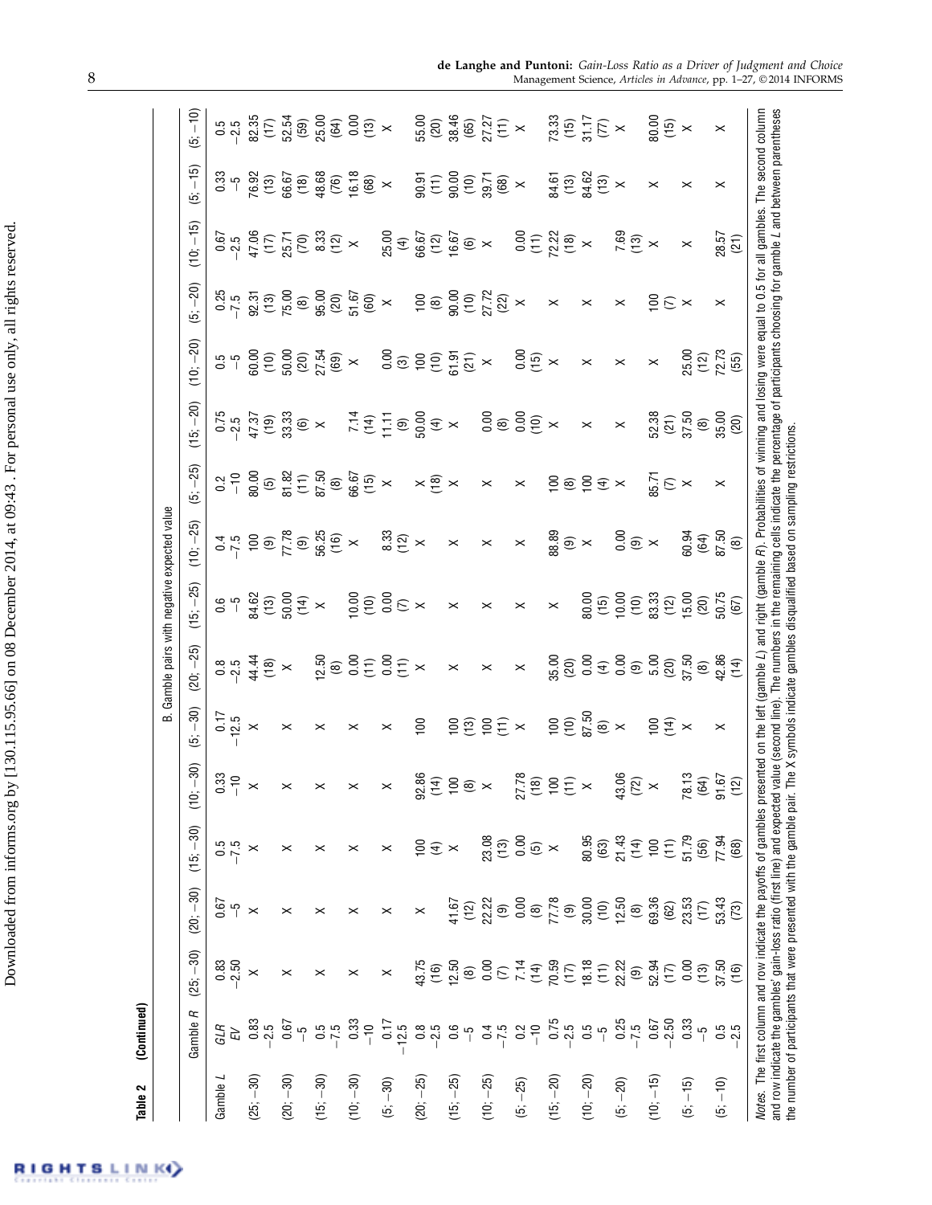**Table 2 (Continued)**

B. Gamble pairs with negative expected value

| Gamble L | Gamble R | (25; −30) | (20; −30) | (15; −30) | (10; −30) | (5; −30) | (20; −25) | (15; −25) | (10; −25) | (5; −25) | (15; −20) | (10; −20) | (5; −20) | (10; −15) | (5; −15) | (5; −10) |
|---|---|---|---|---|---|---|---|---|---|---|---|---|---|---|---|---|
| | GLR | 0.83 | 0.67 | 0.5 | 0.33 | 0.17 | 0.8 | 0.6 | 0.4 | 0.2 | 0.75 | 0.5 | 0.25 | 0.67 | 0.33 | 0.5 |
| | EV | −2.50 | −5 | −7.5 | −10 | −12.5 | −2.5 | −5 | −7.5 | −10 | −2.5 | −5 | −7.5 | −2.5 | −5 | −2.5 |
| (25; −30) | 0.83<br>−2.5 | × | × | × | × | × | 44.44 (18) | 84.62 (13) | 100 (9) | 80.00 (5) | 47.37 (19) | 60.00 (10) | 92.31 (13) | 47.06 (17) | 76.92 (13) | 82.35 (17) |
| (20; −30) | 0.67<br>−5 | × | × | × | × | × | × | 50.00 (14) | 77.78 (9) | 81.82 (11) | 33.33 (6) | 50.00 (20) | 75.00 (8) | 25.71 (70) | 66.67 (18) | 52.54 (59) |
| (15; −30) | 0.5<br>−7.5 | × | × | × | × | × | 12.50 (8) | × | 56.25 (16) | 87.50 (8) | × | 27.54 (69) | 95.00 (20) | 8.33 (12) | 48.68 (76) | 25.00 (64) |
| (10; −30) | 0.33<br>−10 | × | × | × | × | × | 0.00 (11) | 10.00 (10) | × | 66.67 (15) | 7.14 (14) | × | 51.67 (60) | × | 16.18 (68) | 0.00 (13) |
| (5; −30) | 0.17<br>−12.5 | × | × | × | × | × | 0.00 (11) | 0.00 (7) | 8.33 (12) | × | 11.11 (9) | 0.00 (3) | × | 25.00 (4) | × | × |
| (20; −25) | 0.8<br>−2.5 | 43.75 (16) | × | 100 (4) | 92.86 (14) | 100 | × | × | × | × (18) | 50.00 (4) | 100 (10) | 100 (8) | 66.67 (12) | 90.91 (11) | 55.00 (20) |
| (15; −25) | 0.6<br>−5 | 12.50 (8) | 41.67 (12) | × | 100 (8) | 100 (13) | × | × | × | × | × | 61.91 (21) | 90.00 (10) | 16.67 (6) | 90.00 (10) | 38.46 (65) |
| (10; −25) | 0.4<br>−7.5 | 0.00 (7) | 22.22 (9) | 23.08 (13) | × | 100 (11) | × | × | × | × | 0.00 (8) | × | 27.72 (22) | × | 39.71 (68) | 27.27 (11) |
| (5; −25) | 0.2<br>−10 | 7.14 (14) | 0.00 (8) | 0.00 (5) | 27.78 (18) | × | × | × | × | × | 0.00 (10) | 0.00 (15) | × | 0.00 (11) | × | × |
| (15; −20) | 0.75<br>−2.5 | 70.59 (17) | 77.78 (9) | × | 100 (11) | 100 (10) | 35.00 (20) | × | 88.89 (9) | 100 (8) | × | × | × | 72.22 (18) | 84.61 (13) | 73.33 (15) |
| (10; −20) | 0.5<br>−5 | 18.18 (11) | 30.00 (10) | 80.95 (63) | × | 87.50 (8) | 0.00 (4) | 80.00 (15) | × | 100 (4) | × | × | × | × | 84.62 (13) | 31.17 (77) |
| (5; −20) | 0.25<br>−7.5 | 22.22 (9) | 12.50 (8) | 21.43 (14) | 43.06 (72) | × | 0.00 (9) | 10.00 (10) | 0.00 (9) | × | × | × | × | 7.69 (13) | × | × |
| (10; −15) | 0.67<br>−2.50 | 52.94 (17) | 69.36 (62) | 100 (11) | × | 100 (14) | 5.00 (20) | 83.33 (12) | × | 85.71 (7) | 52.38 (21) | × | 100 (7) | × | × | 80.00 (15) |
| (5; −15) | 0.33<br>−5 | 0.00 (13) | 23.53 (17) | 51.79 (56) | 78.13 (64) | × | 37.50 (8) | 15.00 (20) | 60.94 (64) | × | 37.50 (8) | 25.00 (12) | × | × | × | × |
| (5; −10) | 0.5<br>−2.5 | 37.50 (16) | 53.43 (73) | 77.94 (68) | 91.67 (12) | × | 42.86 (14) | 50.75 (67) | 87.50 (8) | × | 35.00 (20) | 72.73 (55) | × | 28.57 (21) | × | × |

*Notes.* The first column and row indicate the payoffs of gambles presented on the left (gamble *L*) and right (gamble *R*). Probabilities of winning and losing were equal to 0.5 for all gambles. The second column and row indicate the gambles' gain-loss ratio (first line) and expected value (second line). The numbers in the remaining cells indicate the percentage of participants choosing for gamble *L* and between parentheses the number of participants that were presented with the gamble pair. The X symbols indicate gambles disqualified based on sampling restrictions.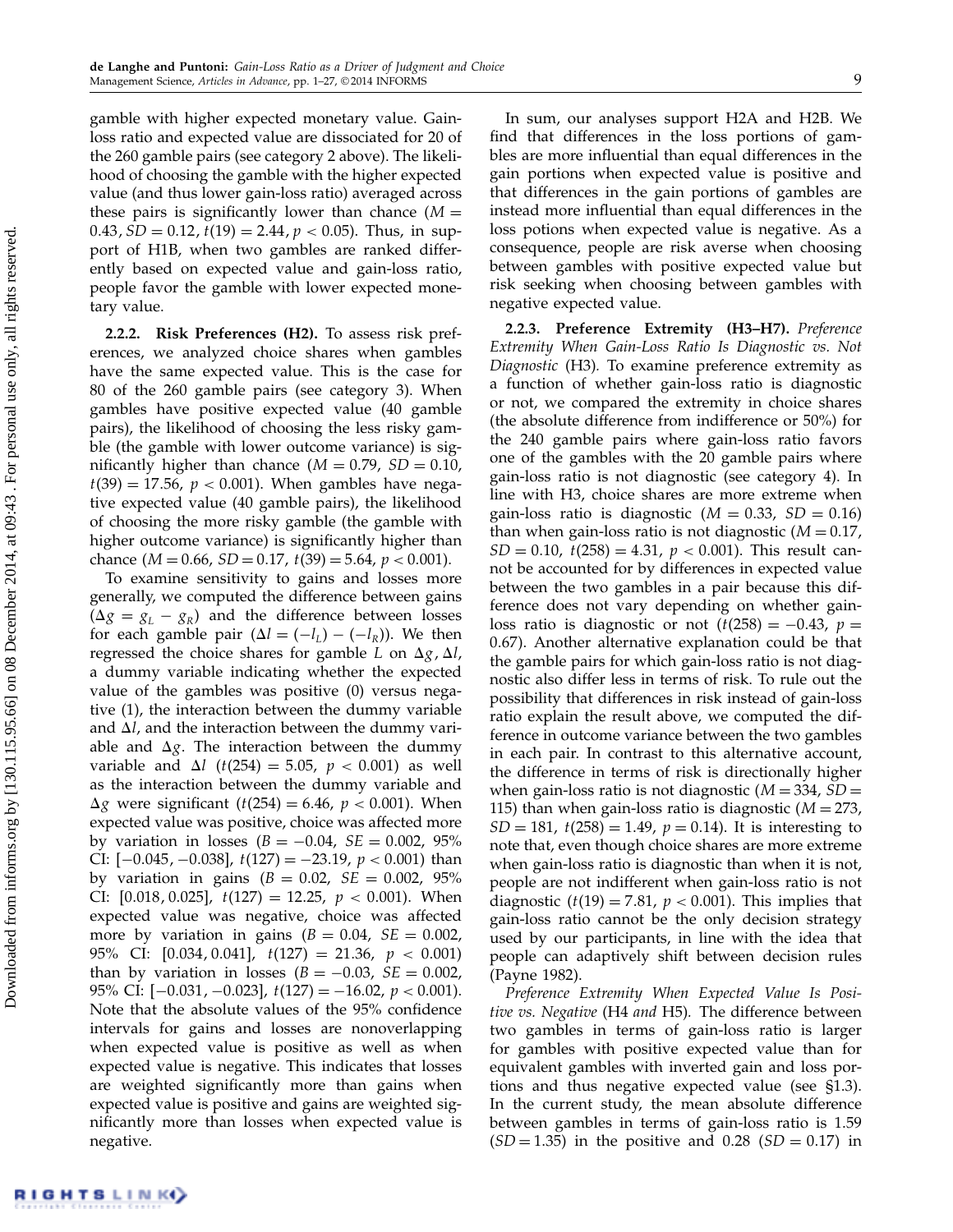gamble with higher expected monetary value. Gain-loss ratio and expected value are dissociated for 20 of the 260 gamble pairs (see category 2 above). The likelihood of choosing the gamble with the higher expected value (and thus lower gain-loss ratio) averaged across these pairs is significantly lower than chance ($M = 0.43$, $SD = 0.12$, $t(19) = 2.44$, $p < 0.05$). Thus, in support of H1B, when two gambles are ranked differently based on expected value and gain-loss ratio, people favor the gamble with lower expected monetary value.

**2.2.2. Risk Preferences (H2).** To assess risk preferences, we analyzed choice shares when gambles have the same expected value. This is the case for 80 of the 260 gamble pairs (see category 3). When gambles have positive expected value (40 gamble pairs), the likelihood of choosing the less risky gamble (the gamble with lower outcome variance) is significantly higher than chance ($M = 0.79$, $SD = 0.10$, $t(39) = 17.56$, $p < 0.001$). When gambles have negative expected value (40 gamble pairs), the likelihood of choosing the more risky gamble (the gamble with higher outcome variance) is significantly higher than chance ($M = 0.66$, $SD = 0.17$, $t(39) = 5.64$, $p < 0.001$).

To examine sensitivity to gains and losses more generally, we computed the difference between gains ($\Delta g = g_L - g_R$) and the difference between losses for each gamble pair ($\Delta l = (-l_L) - (-l_R)$). We then regressed the choice shares for gamble $L$ on $\Delta g$, $\Delta l$, a dummy variable indicating whether the expected value of the gambles was positive (0) versus negative (1), the interaction between the dummy variable and $\Delta l$, and the interaction between the dummy variable and $\Delta g$. The interaction between the dummy variable and $\Delta l$ ($t(254) = 5.05$, $p < 0.001$) as well as the interaction between the dummy variable and $\Delta g$ were significant ($t(254) = 6.46$, $p < 0.001$). When expected value was positive, choice was affected more by variation in losses ($B = -0.04$, $SE = 0.002$, 95% CI: $[-0.045, -0.038]$, $t(127) = -23.19$, $p < 0.001$) than by variation in gains ($B = 0.02$, $SE = 0.002$, 95% CI: $[0.018, 0.025]$, $t(127) = 12.25$, $p < 0.001$). When expected value was negative, choice was affected more by variation in gains ($B = 0.04$, $SE = 0.002$, 95% CI: $[0.034, 0.041]$, $t(127) = 21.36$, $p < 0.001$) than by variation in losses ($B = -0.03$, $SE = 0.002$, 95% CI: $[-0.031, -0.023]$, $t(127) = -16.02$, $p < 0.001$). Note that the absolute values of the 95% confidence intervals for gains and losses are nonoverlapping when expected value is positive as well as when expected value is negative. This indicates that losses are weighted significantly more than gains when expected value is positive and gains are weighted significantly more than losses when expected value is negative.

In sum, our analyses support H2A and H2B. We find that differences in the loss portions of gambles are more influential than equal differences in the gain portions when expected value is positive and that differences in the gain portions of gambles are instead more influential than equal differences in the loss potions when expected value is negative. As a consequence, people are risk averse when choosing between gambles with positive expected value but risk seeking when choosing between gambles with negative expected value.

**2.2.3. Preference Extremity (H3–H7).** *Preference Extremity When Gain-Loss Ratio Is Diagnostic vs. Not Diagnostic* (H3). To examine preference extremity as a function of whether gain-loss ratio is diagnostic or not, we compared the extremity in choice shares (the absolute difference from indifference or 50%) for the 240 gamble pairs where gain-loss ratio favors one of the gambles with the 20 gamble pairs where gain-loss ratio is not diagnostic (see category 4). In line with H3, choice shares are more extreme when gain-loss ratio is diagnostic ($M = 0.33$, $SD = 0.16$) than when gain-loss ratio is not diagnostic ($M = 0.17$, $SD = 0.10$, $t(258) = 4.31$, $p < 0.001$). This result cannot be accounted for by differences in expected value between the two gambles in a pair because this difference does not vary depending on whether gain-loss ratio is diagnostic or not ($t(258) = -0.43$, $p = 0.67$). Another alternative explanation could be that the gamble pairs for which gain-loss ratio is not diagnostic also differ less in terms of risk. To rule out the possibility that differences in risk instead of gain-loss ratio explain the result above, we computed the difference in outcome variance between the two gambles in each pair. In contrast to this alternative account, the difference in terms of risk is directionally higher when gain-loss ratio is not diagnostic ($M = 334$, $SD = 115$) than when gain-loss ratio is diagnostic ($M = 273$, $SD = 181$, $t(258) = 1.49$, $p = 0.14$). It is interesting to note that, even though choice shares are more extreme when gain-loss ratio is diagnostic than when it is not, people are not indifferent when gain-loss ratio is not diagnostic ($t(19) = 7.81$, $p < 0.001$). This implies that gain-loss ratio cannot be the only decision strategy used by our participants, in line with the idea that people can adaptively shift between decision rules (Payne 1982).

*Preference Extremity When Expected Value Is Positive vs. Negative* (H4 *and* H5). The difference between two gambles in terms of gain-loss ratio is larger for gambles with positive expected value than for equivalent gambles with inverted gain and loss portions and thus negative expected value (see §1.3). In the current study, the mean absolute difference between gambles in terms of gain-loss ratio is 1.59 ($SD = 1.35$) in the positive and 0.28 ($SD = 0.17$) in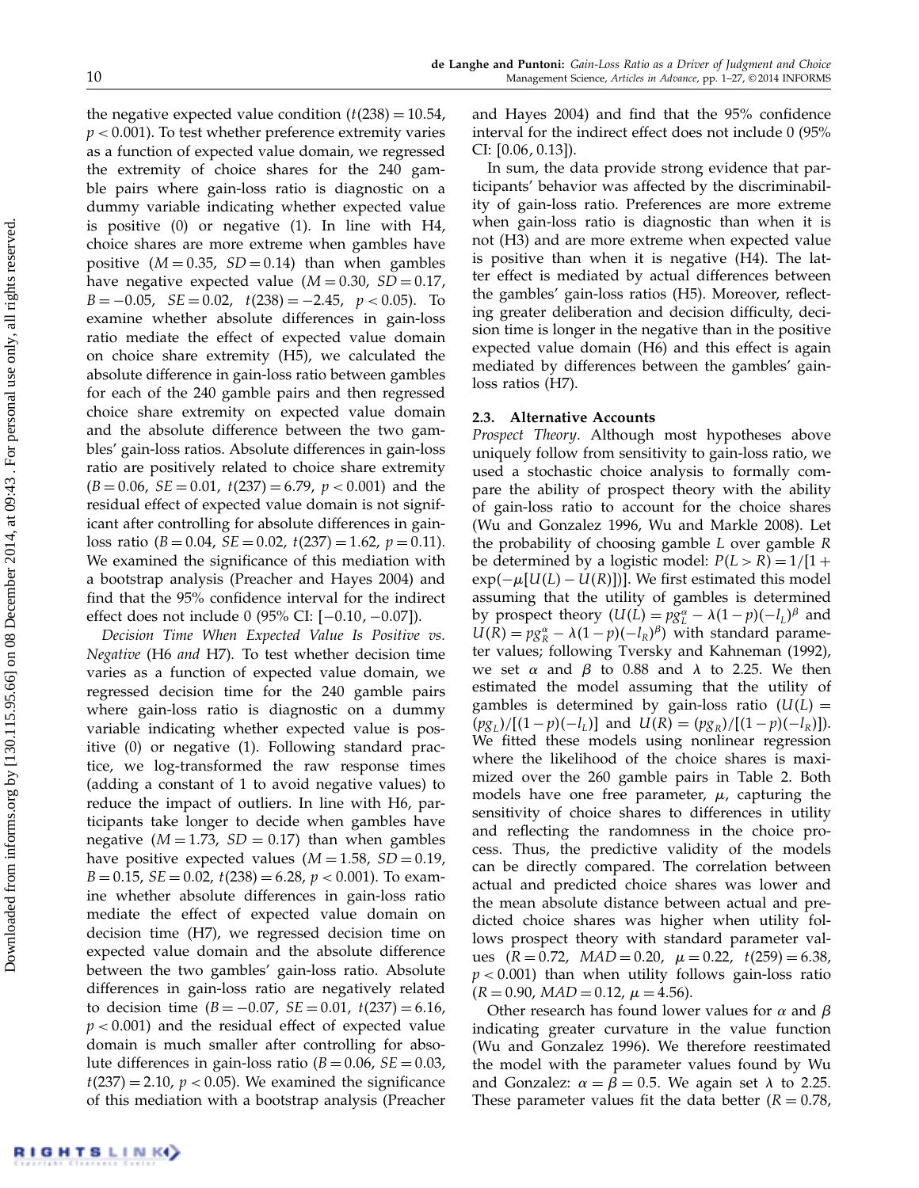the negative expected value condition ($t(238) = 10.54$, $p < 0.001$). To test whether preference extremity varies as a function of expected value domain, we regressed the extremity of choice shares for the 240 gamble pairs where gain-loss ratio is diagnostic on a dummy variable indicating whether expected value is positive (0) or negative (1). In line with H4, choice shares are more extreme when gambles have positive ($M = 0.35$, $SD = 0.14$) than when gambles have negative expected value ($M = 0.30$, $SD = 0.17$, $B = -0.05$, $SE = 0.02$, $t(238) = -2.45$, $p < 0.05$). To examine whether absolute differences in gain-loss ratio mediate the effect of expected value domain on choice share extremity (H5), we calculated the absolute difference in gain-loss ratio between gambles for each of the 240 gamble pairs and then regressed choice share extremity on expected value domain and the absolute difference between the two gambles' gain-loss ratios. Absolute differences in gain-loss ratio are positively related to choice share extremity ($B = 0.06$, $SE = 0.01$, $t(237) = 6.79$, $p < 0.001$) and the residual effect of expected value domain is not significant after controlling for absolute differences in gain-loss ratio ($B = 0.04$, $SE = 0.02$, $t(237) = 1.62$, $p = 0.11$). We examined the significance of this mediation with a bootstrap analysis (Preacher and Hayes 2004) and find that the 95% confidence interval for the indirect effect does not include 0 (95% CI: $[-0.10, -0.07]$).

*Decision Time When Expected Value Is Positive vs. Negative* (H6 *and* H7). To test whether decision time varies as a function of expected value domain, we regressed decision time for the 240 gamble pairs where gain-loss ratio is diagnostic on a dummy variable indicating whether expected value is positive (0) or negative (1). Following standard practice, we log-transformed the raw response times (adding a constant of 1 to avoid negative values) to reduce the impact of outliers. In line with H6, participants take longer to decide when gambles have negative ($M = 1.73$, $SD = 0.17$) than when gambles have positive expected values ($M = 1.58$, $SD = 0.19$, $B = 0.15$, $SE = 0.02$, $t(238) = 6.28$, $p < 0.001$). To examine whether absolute differences in gain-loss ratio mediate the effect of expected value domain on decision time (H7), we regressed decision time on expected value domain and the absolute difference between the two gambles' gain-loss ratio. Absolute differences in gain-loss ratio are negatively related to decision time ($B = -0.07$, $SE = 0.01$, $t(237) = 6.16$, $p < 0.001$) and the residual effect of expected value domain is much smaller after controlling for absolute differences in gain-loss ratio ($B = 0.06$, $SE = 0.03$, $t(237) = 2.10$, $p < 0.05$). We examined the significance of this mediation with a bootstrap analysis (Preacher and Hayes 2004) and find that the 95% confidence interval for the indirect effect does not include 0 (95% CI: $[0.06, 0.13]$).

In sum, the data provide strong evidence that participants' behavior was affected by the discriminability of gain-loss ratio. Preferences are more extreme when gain-loss ratio is diagnostic than when it is not (H3) and are more extreme when expected value is positive than when it is negative (H4). The latter effect is mediated by actual differences between the gambles' gain-loss ratios (H5). Moreover, reflecting greater deliberation and decision difficulty, decision time is longer in the negative than in the positive expected value domain (H6) and this effect is again mediated by differences between the gambles' gain-loss ratios (H7).

### 2.3. Alternative Accounts

*Prospect Theory*. Although most hypotheses above uniquely follow from sensitivity to gain-loss ratio, we used a stochastic choice analysis to formally compare the ability of prospect theory with the ability of gain-loss ratio to account for the choice shares (Wu and Gonzalez 1996, Wu and Markle 2008). Let the probability of choosing gamble $L$ over gamble $R$ be determined by a logistic model: $P(L > R) = 1/[1 + \exp(-\mu[U(L) - U(R)])]$. We first estimated this model assuming that the utility of gambles is determined by prospect theory ($U(L) = pg_L^\alpha - \lambda(1-p)(-l_L)^\beta$ and $U(R) = pg_R^\alpha - \lambda(1-p)(-l_R)^\beta$) with standard parameter values; following Tversky and Kahneman (1992), we set $\alpha$ and $\beta$ to 0.88 and $\lambda$ to 2.25. We then estimated the model assuming that the utility of gambles is determined by gain-loss ratio ($U(L) = (pg_L)/[(1-p)(-l_L)]$ and $U(R) = (pg_R)/[(1-p)(-l_R)]$). We fitted these models using nonlinear regression where the likelihood of the choice shares is maximized over the 260 gamble pairs in Table 2. Both models have one free parameter, $\mu$, capturing the sensitivity of choice shares to differences in utility and reflecting the randomness in the choice process. Thus, the predictive validity of the models can be directly compared. The correlation between actual and predicted choice shares was lower and the mean absolute distance between actual and predicted choice shares was higher when utility follows prospect theory with standard parameter values ($R = 0.72$, $MAD = 0.20$, $\mu = 0.22$, $t(259) = 6.38$, $p < 0.001$) than when utility follows gain-loss ratio ($R = 0.90$, $MAD = 0.12$, $\mu = 4.56$).

Other research has found lower values for $\alpha$ and $\beta$ indicating greater curvature in the value function (Wu and Gonzalez 1996). We therefore reestimated the model with the parameter values found by Wu and Gonzalez: $\alpha = \beta = 0.5$. We again set $\lambda$ to 2.25. These parameter values fit the data better ($R = 0.78$,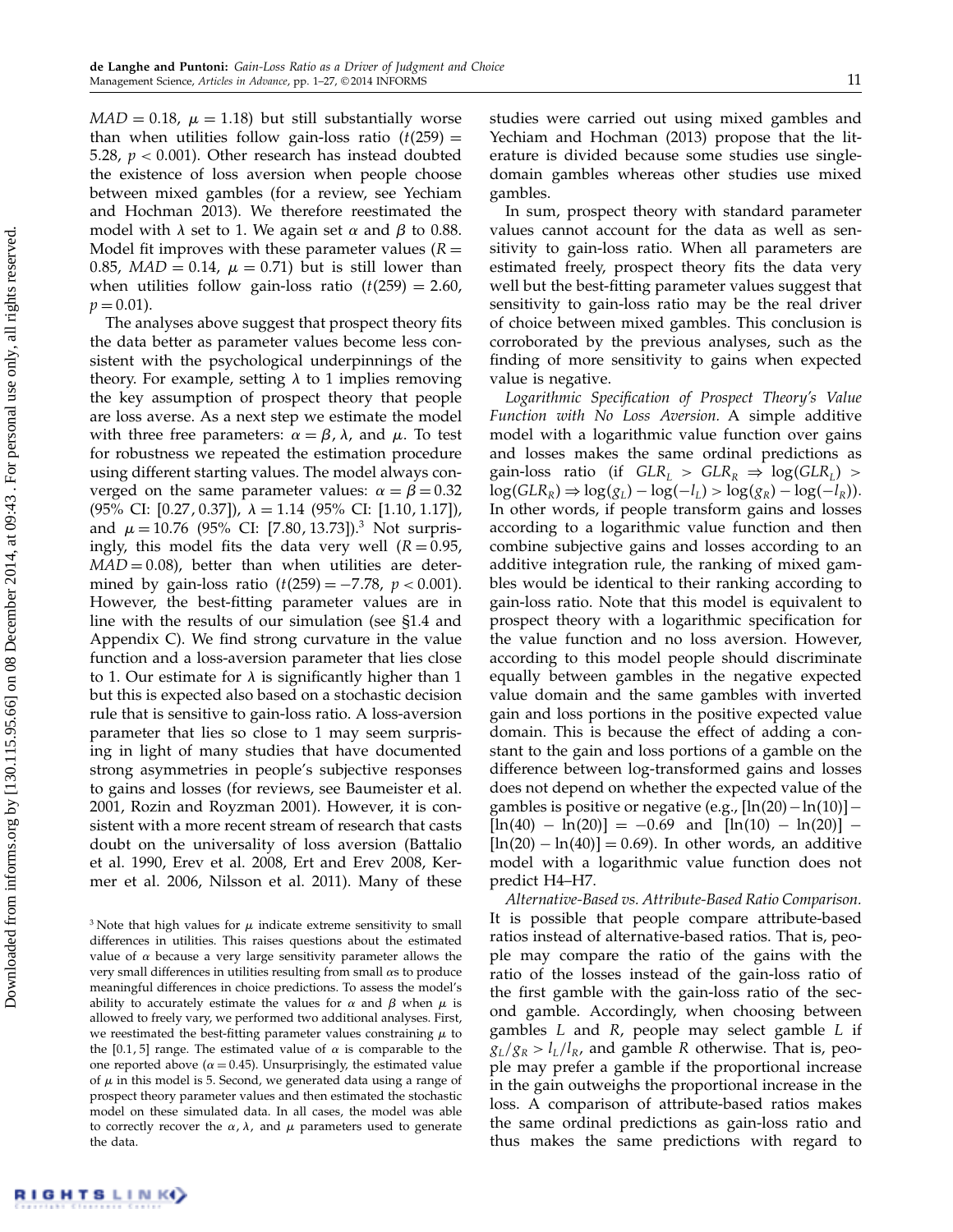$MAD = 0.18$, $\mu = 1.18$) but still substantially worse than when utilities follow gain-loss ratio ($t(259) = 5.28$, $p < 0.001$). Other research has instead doubted the existence of loss aversion when people choose between mixed gambles (for a review, see Yechiam and Hochman 2013). We therefore reestimated the model with $\lambda$ set to 1. We again set $\alpha$ and $\beta$ to 0.88. Model fit improves with these parameter values ($R = 0.85$, $MAD = 0.14$, $\mu = 0.71$) but is still lower than when utilities follow gain-loss ratio ($t(259) = 2.60$, $p = 0.01$).

The analyses above suggest that prospect theory fits the data better as parameter values become less consistent with the psychological underpinnings of the theory. For example, setting $\lambda$ to 1 implies removing the key assumption of prospect theory that people are loss averse. As a next step we estimate the model with three free parameters: $\alpha = \beta$, $\lambda$, and $\mu$. To test for robustness we repeated the estimation procedure using different starting values. The model always converged on the same parameter values: $\alpha = \beta = 0.32$ (95% CI: [0.27, 0.37]), $\lambda = 1.14$ (95% CI: [1.10, 1.17]), and $\mu = 10.76$ (95% CI: [7.80, 13.73]).[3] Not surprisingly, this model fits the data very well ($R = 0.95$, $MAD = 0.08$), better than when utilities are determined by gain-loss ratio ($t(259) = -7.78$, $p < 0.001$). However, the best-fitting parameter values are in line with the results of our simulation (see §1.4 and Appendix C). We find strong curvature in the value function and a loss-aversion parameter that lies close to 1. Our estimate for $\lambda$ is significantly higher than 1 but this is expected also based on a stochastic decision rule that is sensitive to gain-loss ratio. A loss-aversion parameter that lies so close to 1 may seem surprising in light of many studies that have documented strong asymmetries in people's subjective responses to gains and losses (for reviews, see Baumeister et al. 2001, Rozin and Royzman 2001). However, it is consistent with a more recent stream of research that casts doubt on the universality of loss aversion (Battalio et al. 1990, Erev et al. 2008, Ert and Erev 2008, Kermer et al. 2006, Nilsson et al. 2011). Many of these studies were carried out using mixed gambles and Yechiam and Hochman (2013) propose that the literature is divided because some studies use single-domain gambles whereas other studies use mixed gambles.

In sum, prospect theory with standard parameter values cannot account for the data as well as sensitivity to gain-loss ratio. When all parameters are estimated freely, prospect theory fits the data very well but the best-fitting parameter values suggest that sensitivity to gain-loss ratio may be the real driver of choice between mixed gambles. This conclusion is corroborated by the previous analyses, such as the finding of more sensitivity to gains when expected value is negative.

*Logarithmic Specification of Prospect Theory's Value Function with No Loss Aversion.* A simple additive model with a logarithmic value function over gains and losses makes the same ordinal predictions as gain-loss ratio (if $GLR_L > GLR_R \Rightarrow \log(GLR_L) > \log(GLR_R) \Rightarrow \log(g_L) - \log(-l_L) > \log(g_R) - \log(-l_R)$). In other words, if people transform gains and losses according to a logarithmic value function and then combine subjective gains and losses according to an additive integration rule, the ranking of mixed gambles would be identical to their ranking according to gain-loss ratio. Note that this model is equivalent to prospect theory with a logarithmic specification for the value function and no loss aversion. However, according to this model people should discriminate equally between gambles in the negative expected value domain and the same gambles with inverted gain and loss portions in the positive expected value domain. This is because the effect of adding a constant to the gain and loss portions of a gamble on the difference between log-transformed gains and losses does not depend on whether the expected value of the gambles is positive or negative (e.g., $[\ln(20) - \ln(10)] - [\ln(40) - \ln(20)] = -0.69$ and $[\ln(10) - \ln(20)] - [\ln(20) - \ln(40)] = 0.69$). In other words, an additive model with a logarithmic value function does not predict H4–H7.

*Alternative-Based vs. Attribute-Based Ratio Comparison.* It is possible that people compare attribute-based ratios instead of alternative-based ratios. That is, people may compare the ratio of the gains with the ratio of the losses instead of the gain-loss ratio of the first gamble with the gain-loss ratio of the second gamble. Accordingly, when choosing between gambles $L$ and $R$, people may select gamble $L$ if $g_L/g_R > l_L/l_R$, and gamble $R$ otherwise. That is, people may prefer a gamble if the proportional increase in the gain outweighs the proportional increase in the loss. A comparison of attribute-based ratios makes the same ordinal predictions as gain-loss ratio and thus makes the same predictions with regard to

---

[3] Note that high values for $\mu$ indicate extreme sensitivity to small differences in utilities. This raises questions about the estimated value of $\alpha$ because a very large sensitivity parameter allows the very small differences in utilities resulting from small $\alpha$s to produce meaningful differences in choice predictions. To assess the model's ability to accurately estimate the values for $\alpha$ and $\beta$ when $\mu$ is allowed to freely vary, we performed two additional analyses. First, we reestimated the best-fitting parameter values constraining $\mu$ to the [0.1, 5] range. The estimated value of $\alpha$ is comparable to the one reported above ($\alpha = 0.45$). Unsurprisingly, the estimated value of $\mu$ in this model is 5. Second, we generated data using a range of prospect theory parameter values and then estimated the stochastic model on these simulated data. In all cases, the model was able to correctly recover the $\alpha$, $\lambda$, and $\mu$ parameters used to generate the data.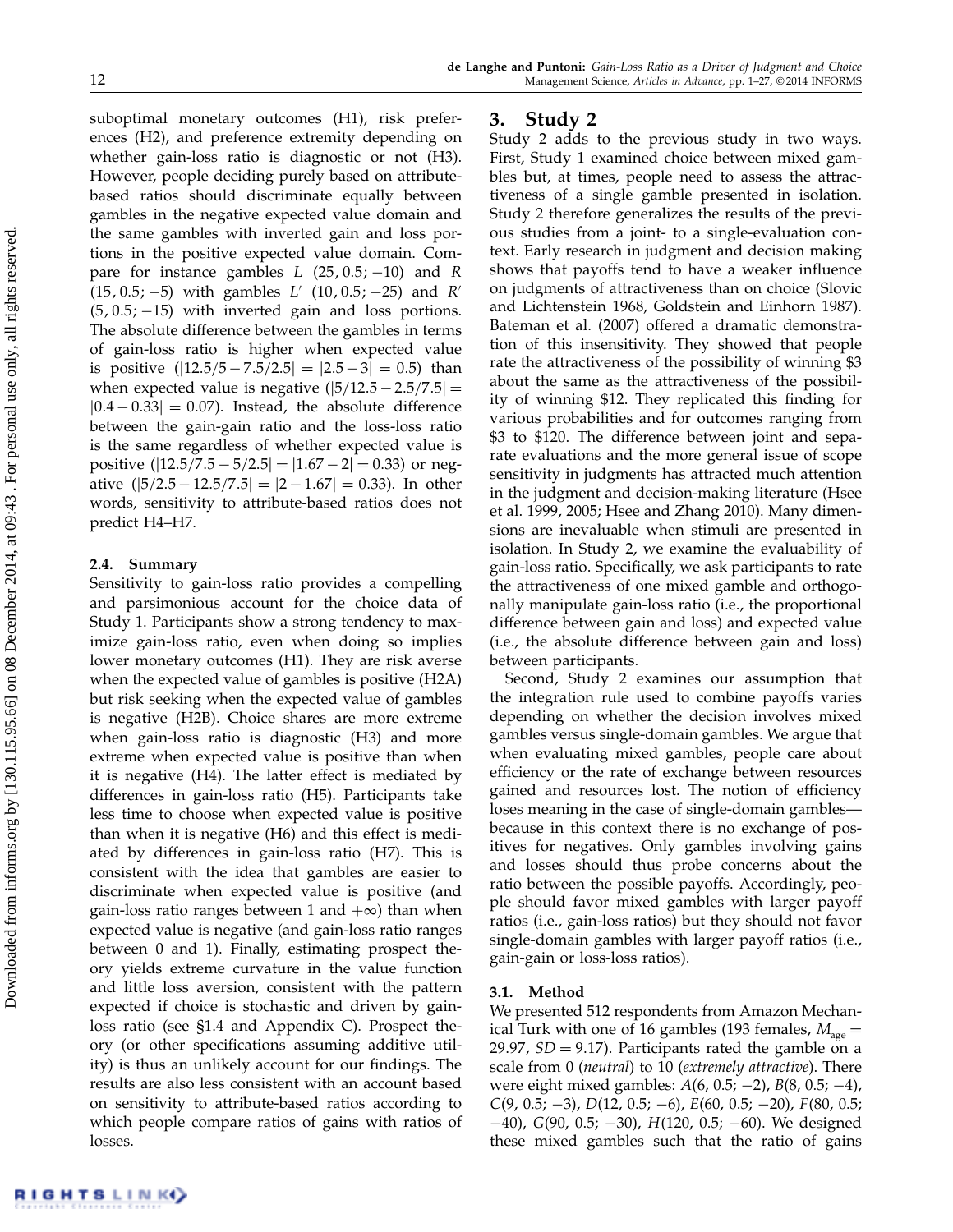suboptimal monetary outcomes (H1), risk preferences (H2), and preference extremity depending on whether gain-loss ratio is diagnostic or not (H3). However, people deciding purely based on attribute-based ratios should discriminate equally between gambles in the negative expected value domain and the same gambles with inverted gain and loss portions in the positive expected value domain. Compare for instance gambles $L$ $(25, 0.5; -10)$ and $R$ $(15, 0.5; -5)$ with gambles $L'$ $(10, 0.5; -25)$ and $R'$ $(5, 0.5; -15)$ with inverted gain and loss portions. The absolute difference between the gambles in terms of gain-loss ratio is higher when expected value is positive ($|12.5/5 - 7.5/2.5| = |2.5 - 3| = 0.5$) than when expected value is negative ($|5/12.5 - 2.5/7.5| = |0.4 - 0.33| = 0.07$). Instead, the absolute difference between the gain-gain ratio and the loss-loss ratio is the same regardless of whether expected value is positive ($|12.5/7.5 - 5/2.5| = |1.67 - 2| = 0.33$) or negative ($|5/2.5 - 12.5/7.5| = |2 - 1.67| = 0.33$). In other words, sensitivity to attribute-based ratios does not predict H4–H7.

### 2.4. Summary

Sensitivity to gain-loss ratio provides a compelling and parsimonious account for the choice data of Study 1. Participants show a strong tendency to maximize gain-loss ratio, even when doing so implies lower monetary outcomes (H1). They are risk averse when the expected value of gambles is positive (H2A) but risk seeking when the expected value of gambles is negative (H2B). Choice shares are more extreme when gain-loss ratio is diagnostic (H3) and more extreme when expected value is positive than when it is negative (H4). The latter effect is mediated by differences in gain-loss ratio (H5). Participants take less time to choose when expected value is positive than when it is negative (H6) and this effect is mediated by differences in gain-loss ratio (H7). This is consistent with the idea that gambles are easier to discriminate when expected value is positive (and gain-loss ratio ranges between 1 and $+\infty$) than when expected value is negative (and gain-loss ratio ranges between 0 and 1). Finally, estimating prospect theory yields extreme curvature in the value function and little loss aversion, consistent with the pattern expected if choice is stochastic and driven by gain-loss ratio (see §1.4 and Appendix C). Prospect theory (or other specifications assuming additive utility) is thus an unlikely account for our findings. The results are also less consistent with an account based on sensitivity to attribute-based ratios according to which people compare ratios of gains with ratios of losses.

## 3. Study 2

Study 2 adds to the previous study in two ways. First, Study 1 examined choice between mixed gambles but, at times, people need to assess the attractiveness of a single gamble presented in isolation. Study 2 therefore generalizes the results of the previous studies from a joint- to a single-evaluation context. Early research in judgment and decision making shows that payoffs tend to have a weaker influence on judgments of attractiveness than on choice (Slovic and Lichtenstein 1968, Goldstein and Einhorn 1987). Bateman et al. (2007) offered a dramatic demonstration of this insensitivity. They showed that people rate the attractiveness of the possibility of winning \$3 about the same as the attractiveness of the possibility of winning \$12. They replicated this finding for various probabilities and for outcomes ranging from \$3 to \$120. The difference between joint and separate evaluations and the more general issue of scope sensitivity in judgments has attracted much attention in the judgment and decision-making literature (Hsee et al. 1999, 2005; Hsee and Zhang 2010). Many dimensions are inevaluable when stimuli are presented in isolation. In Study 2, we examine the evaluability of gain-loss ratio. Specifically, we ask participants to rate the attractiveness of one mixed gamble and orthogonally manipulate gain-loss ratio (i.e., the proportional difference between gain and loss) and expected value (i.e., the absolute difference between gain and loss) between participants.

Second, Study 2 examines our assumption that the integration rule used to combine payoffs varies depending on whether the decision involves mixed gambles versus single-domain gambles. We argue that when evaluating mixed gambles, people care about efficiency or the rate of exchange between resources gained and resources lost. The notion of efficiency loses meaning in the case of single-domain gambles—because in this context there is no exchange of positives for negatives. Only gambles involving gains and losses should thus probe concerns about the ratio between the possible payoffs. Accordingly, people should favor mixed gambles with larger payoff ratios (i.e., gain-loss ratios) but they should not favor single-domain gambles with larger payoff ratios (i.e., gain-gain or loss-loss ratios).

### 3.1. Method

We presented 512 respondents from Amazon Mechanical Turk with one of 16 gambles (193 females, $M_{age} = 29.97$, $SD = 9.17$). Participants rated the gamble on a scale from 0 (*neutral*) to 10 (*extremely attractive*). There were eight mixed gambles: $A(6, 0.5; -2)$, $B(8, 0.5; -4)$, $C(9, 0.5; -3)$, $D(12, 0.5; -6)$, $E(60, 0.5; -20)$, $F(80, 0.5; -40)$, $G(90, 0.5; -30)$, $H(120, 0.5; -60)$. We designed these mixed gambles such that the ratio of gains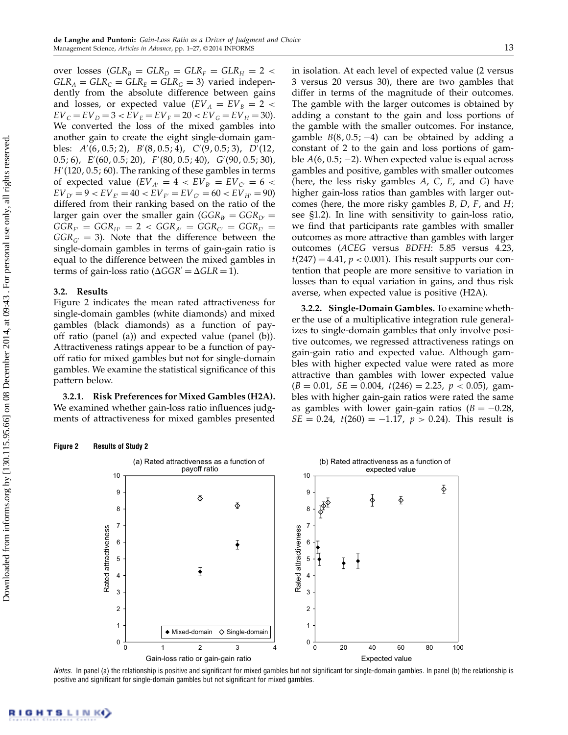over losses ($GLR_B = GLR_D = GLR_F = GLR_H = 2 < GLR_A = GLR_C = GLR_E = GLR_G = 3$) varied independently from the absolute difference between gains and losses, or expected value ($EV_A = EV_B = 2 < EV_C = EV_D = 3 < EV_E = EV_F = 20 < EV_G = EV_H = 30$). We converted the loss of the mixed gambles into another gain to create the eight single-domain gambles: $A'(6, 0.5; 2)$, $B'(8, 0.5; 4)$, $C'(9, 0.5; 3)$, $D'(12, 0.5; 6)$, $E'(60, 0.5; 20)$, $F'(80, 0.5; 40)$, $G'(90, 0.5; 30)$, $H'(120, 0.5; 60)$. The ranking of these gambles in terms of expected value ($EV_{A'} = 4 < EV_{B'} = EV_{C'} = 6 < EV_{D'} = 9 < EV_{E'} = 40 < EV_{F'} = EV_{G'} = 60 < EV_{H'} = 90$) differed from their ranking based on the ratio of the larger gain over the smaller gain ($GGR_{B'} = GGR_{D'} = GGR_{F'} = GGR_{H'} = 2 < GGR_{A'} = GGR_{C'} = GGR_{E'} = GGR_{G'} = 3$). Note that the difference between the single-domain gambles in terms of gain-gain ratio is equal to the difference between the mixed gambles in terms of gain-loss ratio ($\Delta GGR' = \Delta GLR = 1$).

## 3.2. Results

Figure 2 indicates the mean rated attractiveness for single-domain gambles (white diamonds) and mixed gambles (black diamonds) as a function of payoff ratio (panel (a)) and expected value (panel (b)). Attractiveness ratings appear to be a function of payoff ratio for mixed gambles but not for single-domain gambles. We examine the statistical significance of this pattern below.

**3.2.1. Risk Preferences for Mixed Gambles (H2A).** We examined whether gain-loss ratio influences judgments of attractiveness for mixed gambles presented in isolation. At each level of expected value (2 versus 3 versus 20 versus 30), there are two gambles that differ in terms of the magnitude of their outcomes. The gamble with the larger outcomes is obtained by adding a constant to the gain and loss portions of the gamble with the smaller outcomes. For instance, gamble $B(8, 0.5; -4)$ can be obtained by adding a constant of 2 to the gain and loss portions of gamble $A(6, 0.5; -2)$. When expected value is equal across gambles and positive, gambles with smaller outcomes (here, the less risky gambles $A$, $C$, $E$, and $G$) have higher gain-loss ratios than gambles with larger outcomes (here, the more risky gambles $B$, $D$, $F$, and $H$; see §1.2). In line with sensitivity to gain-loss ratio, we find that participants rate gambles with smaller outcomes as more attractive than gambles with larger outcomes (*ACEG* versus *BDFH*: 5.85 versus 4.23, $t(247) = 4.41$, $p < 0.001$). This result supports our contention that people are more sensitive to variation in losses than to equal variation in gains, and thus risk averse, when expected value is positive (H2A).

**3.2.2. Single-Domain Gambles.** To examine whether the use of a multiplicative integration rule generalizes to single-domain gambles that only involve positive outcomes, we regressed attractiveness ratings on gain-gain ratio and expected value. Although gambles with higher expected value were rated as more attractive than gambles with lower expected value ($B = 0.01$, $SE = 0.004$, $t(246) = 2.25$, $p < 0.05$), gambles with higher gain-gain ratios were rated the same as gambles with lower gain-gain ratios ($B = -0.28$, $SE = 0.24$, $t(260) = -1.17$, $p > 0.24$). This result is

**Figure 2** Results of Study 2

*Notes.* In panel (a) the relationship is positive and significant for mixed gambles but not significant for single-domain gambles. In panel (b) the relationship is positive and significant for single-domain gambles but not significant for mixed gambles.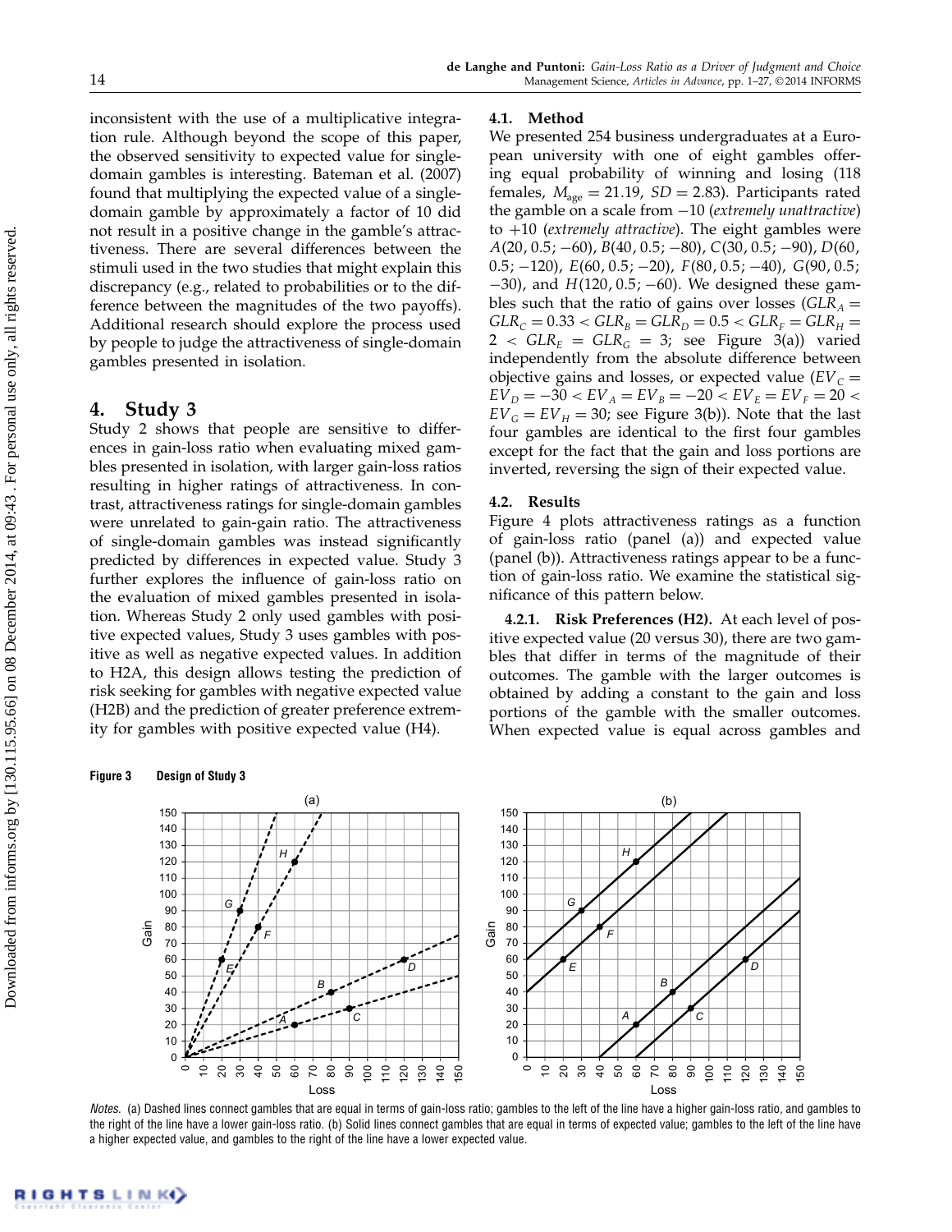inconsistent with the use of a multiplicative integration rule. Although beyond the scope of this paper, the observed sensitivity to expected value for single-domain gambles is interesting. Bateman et al. (2007) found that multiplying the expected value of a single-domain gamble by approximately a factor of 10 did not result in a positive change in the gamble's attractiveness. There are several differences between the stimuli used in the two studies that might explain this discrepancy (e.g., related to probabilities or to the difference between the magnitudes of the two payoffs). Additional research should explore the process used by people to judge the attractiveness of single-domain gambles presented in isolation.

## 4. Study 3

Study 2 shows that people are sensitive to differences in gain-loss ratio when evaluating mixed gambles presented in isolation, with larger gain-loss ratios resulting in higher ratings of attractiveness. In contrast, attractiveness ratings for single-domain gambles were unrelated to gain-gain ratio. The attractiveness of single-domain gambles was instead significantly predicted by differences in expected value. Study 3 further explores the influence of gain-loss ratio on the evaluation of mixed gambles presented in isolation. Whereas Study 2 only used gambles with positive expected values, Study 3 uses gambles with positive as well as negative expected values. In addition to H2A, this design allows testing the prediction of risk seeking for gambles with negative expected value (H2B) and the prediction of greater preference extremity for gambles with positive expected value (H4).

### 4.1. Method

We presented 254 business undergraduates at a European university with one of eight gambles offering equal probability of winning and losing (118 females, $M_{\text{age}} = 21.19$, $SD = 2.83$). Participants rated the gamble on a scale from −10 (*extremely unattractive*) to +10 (*extremely attractive*). The eight gambles were $A(20, 0.5; -60)$, $B(40, 0.5; -80)$, $C(30, 0.5; -90)$, $D(60, 0.5; -120)$, $E(60, 0.5; -20)$, $F(80, 0.5; -40)$, $G(90, 0.5; -30)$, and $H(120, 0.5; -60)$. We designed these gambles such that the ratio of gains over losses ($GLR_A = GLR_C = 0.33 < GLR_B = GLR_D = 0.5 < GLR_F = GLR_H = 2 < GLR_E = GLR_G = 3$; see Figure 3(a)) varied independently from the absolute difference between objective gains and losses, or expected value ($EV_C = EV_D = -30 < EV_A = EV_B = -20 < EV_E = EV_F = 20 < EV_G = EV_H = 30$; see Figure 3(b)). Note that the last four gambles are identical to the first four gambles except for the fact that the gain and loss portions are inverted, reversing the sign of their expected value.

### 4.2. Results

Figure 4 plots attractiveness ratings as a function of gain-loss ratio (panel (a)) and expected value (panel (b)). Attractiveness ratings appear to be a function of gain-loss ratio. We examine the statistical significance of this pattern below.

**4.2.1. Risk Preferences (H2).** At each level of positive expected value (20 versus 30), there are two gambles that differ in terms of the magnitude of their outcomes. The gamble with the larger outcomes is obtained by adding a constant to the gain and loss portions of the gamble with the smaller outcomes. When expected value is equal across gambles and

**Figure 3** Design of Study 3

*Notes.* (a) Dashed lines connect gambles that are equal in terms of gain-loss ratio; gambles to the left of the line have a higher gain-loss ratio, and gambles to the right of the line have a lower gain-loss ratio. (b) Solid lines connect gambles that are equal in terms of expected value; gambles to the left of the line have a higher expected value, and gambles to the right of the line have a lower expected value.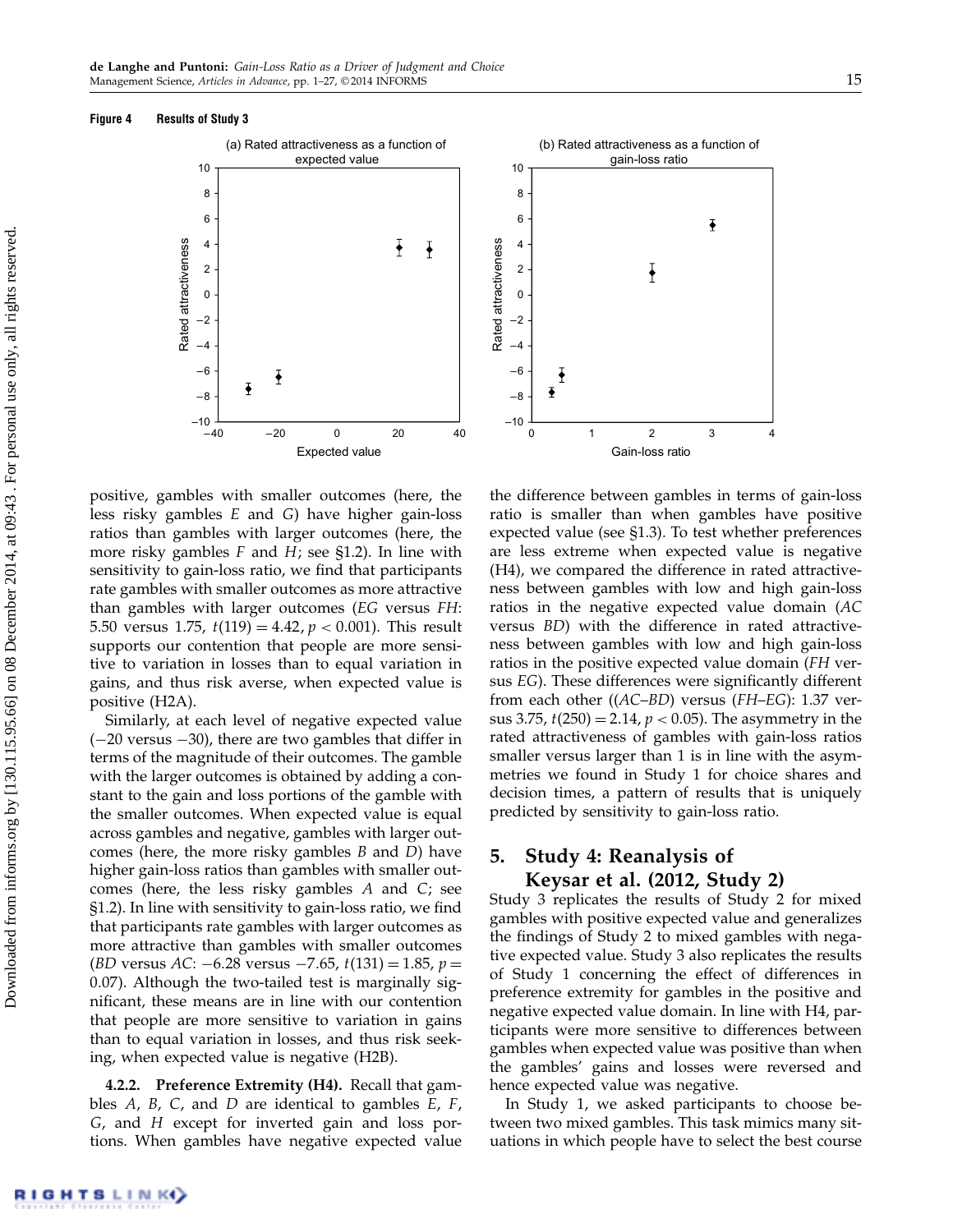**Figure 4 Results of Study 3**

positive, gambles with smaller outcomes (here, the less risky gambles *E* and *G*) have higher gain-loss ratios than gambles with larger outcomes (here, the more risky gambles *F* and *H*; see §1.2). In line with sensitivity to gain-loss ratio, we find that participants rate gambles with smaller outcomes as more attractive than gambles with larger outcomes (*EG* versus *FH*: 5.50 versus 1.75, $t(119) = 4.42$, $p < 0.001$). This result supports our contention that people are more sensitive to variation in losses than to equal variation in gains, and thus risk averse, when expected value is positive (H2A).

Similarly, at each level of negative expected value (−20 versus −30), there are two gambles that differ in terms of the magnitude of their outcomes. The gamble with the larger outcomes is obtained by adding a constant to the gain and loss portions of the gamble with the smaller outcomes. When expected value is equal across gambles and negative, gambles with larger outcomes (here, the more risky gambles *B* and *D*) have higher gain-loss ratios than gambles with smaller outcomes (here, the less risky gambles *A* and *C*; see §1.2). In line with sensitivity to gain-loss ratio, we find that participants rate gambles with larger outcomes as more attractive than gambles with smaller outcomes (*BD* versus *AC*: −6.28 versus −7.65, $t(131) = 1.85$, $p = 0.07$). Although the two-tailed test is marginally significant, these means are in line with our contention that people are more sensitive to variation in gains than to equal variation in losses, and thus risk seeking, when expected value is negative (H2B).

**4.2.2. Preference Extremity (H4).** Recall that gambles *A*, *B*, *C*, and *D* are identical to gambles *E*, *F*, *G*, and *H* except for inverted gain and loss portions. When gambles have negative expected value the difference between gambles in terms of gain-loss ratio is smaller than when gambles have positive expected value (see §1.3). To test whether preferences are less extreme when expected value is negative (H4), we compared the difference in rated attractiveness between gambles with low and high gain-loss ratios in the negative expected value domain (*AC* versus *BD*) with the difference in rated attractiveness between gambles with low and high gain-loss ratios in the positive expected value domain (*FH* versus *EG*). These differences were significantly different from each other ((*AC*–*BD*) versus (*FH*–*EG*): 1.37 versus 3.75, $t(250) = 2.14$, $p < 0.05$). The asymmetry in the rated attractiveness of gambles with gain-loss ratios smaller versus larger than 1 is in line with the asymmetries we found in Study 1 for choice shares and decision times, a pattern of results that is uniquely predicted by sensitivity to gain-loss ratio.

## 5. Study 4: Reanalysis of Keysar et al. (2012, Study 2)

Study 3 replicates the results of Study 2 for mixed gambles with positive expected value and generalizes the findings of Study 2 to mixed gambles with negative expected value. Study 3 also replicates the results of Study 1 concerning the effect of differences in preference extremity for gambles in the positive and negative expected value domain. In line with H4, participants were more sensitive to differences between gambles when expected value was positive than when the gambles' gains and losses were reversed and hence expected value was negative.

In Study 1, we asked participants to choose between two mixed gambles. This task mimics many situations in which people have to select the best course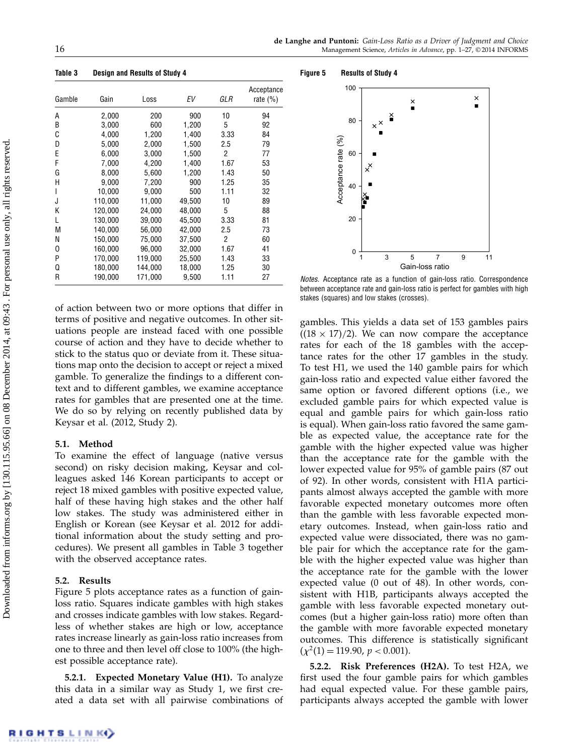**Table 3 Design and Results of Study 4**

| Gamble | Gain | Loss | *EV* | *GLR* | Acceptance rate (%) |
|---|---|---|---|---|---|
| A | 2,000 | 200 | 900 | 10 | 94 |
| B | 3,000 | 600 | 1,200 | 5 | 92 |
| C | 4,000 | 1,200 | 1,400 | 3.33 | 84 |
| D | 5,000 | 2,000 | 1,500 | 2.5 | 79 |
| E | 6,000 | 3,000 | 1,500 | 2 | 77 |
| F | 7,000 | 4,200 | 1,400 | 1.67 | 53 |
| G | 8,000 | 5,600 | 1,200 | 1.43 | 50 |
| H | 9,000 | 7,200 | 900 | 1.25 | 35 |
| I | 10,000 | 9,000 | 500 | 1.11 | 32 |
| J | 110,000 | 11,000 | 49,500 | 10 | 89 |
| K | 120,000 | 24,000 | 48,000 | 5 | 88 |
| L | 130,000 | 39,000 | 45,500 | 3.33 | 81 |
| M | 140,000 | 56,000 | 42,000 | 2.5 | 73 |
| N | 150,000 | 75,000 | 37,500 | 2 | 60 |
| O | 160,000 | 96,000 | 32,000 | 1.67 | 41 |
| P | 170,000 | 119,000 | 25,500 | 1.43 | 33 |
| Q | 180,000 | 144,000 | 18,000 | 1.25 | 30 |
| R | 190,000 | 171,000 | 9,500 | 1.11 | 27 |

**Figure 5 Results of Study 4**

*Notes.* Acceptance rate as a function of gain-loss ratio. Correspondence between acceptance rate and gain-loss ratio is perfect for gambles with high stakes (squares) and low stakes (crosses).

of action between two or more options that differ in terms of positive and negative outcomes. In other situations people are instead faced with one possible course of action and they have to decide whether to stick to the status quo or deviate from it. These situations map onto the decision to accept or reject a mixed gamble. To generalize the findings to a different context and to different gambles, we examine acceptance rates for gambles that are presented one at the time. We do so by relying on recently published data by Keysar et al. (2012, Study 2).

### 5.1. Method

To examine the effect of language (native versus second) on risky decision making, Keysar and colleagues asked 146 Korean participants to accept or reject 18 mixed gambles with positive expected value, half of these having high stakes and the other half low stakes. The study was administered either in English or Korean (see Keysar et al. 2012 for additional information about the study setting and procedures). We present all gambles in Table 3 together with the observed acceptance rates.

### 5.2. Results

Figure 5 plots acceptance rates as a function of gain-loss ratio. Squares indicate gambles with high stakes and crosses indicate gambles with low stakes. Regardless of whether stakes are high or low, acceptance rates increase linearly as gain-loss ratio increases from one to three and then level off close to 100% (the highest possible acceptance rate).

**5.2.1. Expected Monetary Value (H1).** To analyze this data in a similar way as Study 1, we first created a data set with all pairwise combinations of gambles. This yields a data set of 153 gambles pairs $((18 \times 17)/2)$. We can now compare the acceptance rates for each of the 18 gambles with the acceptance rates for the other 17 gambles in the study. To test H1, we used the 140 gamble pairs for which gain-loss ratio and expected value either favored the same option or favored different options (i.e., we excluded gamble pairs for which expected value is equal and gamble pairs for which gain-loss ratio is equal). When gain-loss ratio favored the same gamble as expected value, the acceptance rate for the gamble with the higher expected value was higher than the acceptance rate for the gamble with the lower expected value for 95% of gamble pairs (87 out of 92). In other words, consistent with H1A participants almost always accepted the gamble with more favorable expected monetary outcomes more often than the gamble with less favorable expected monetary outcomes. Instead, when gain-loss ratio and expected value were dissociated, there was no gamble pair for which the acceptance rate for the gamble with the higher expected value was higher than the acceptance rate for the gamble with the lower expected value (0 out of 48). In other words, consistent with H1B, participants always accepted the gamble with less favorable expected monetary outcomes (but a higher gain-loss ratio) more often than the gamble with more favorable expected monetary outcomes. This difference is statistically significant $(\chi^2(1) = 119.90,\ p < 0.001)$.

**5.2.2. Risk Preferences (H2A).** To test H2A, we first used the four gamble pairs for which gambles had equal expected value. For these gamble pairs, participants always accepted the gamble with lower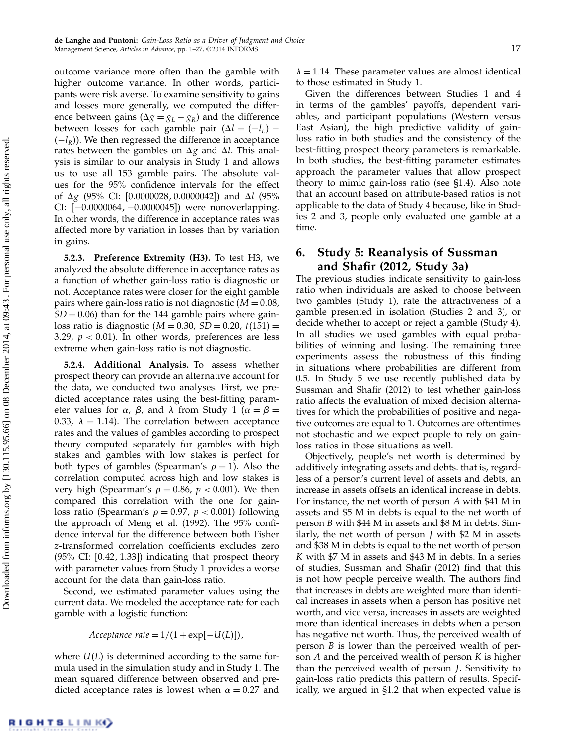outcome variance more often than the gamble with higher outcome variance. In other words, participants were risk averse. To examine sensitivity to gains and losses more generally, we computed the difference between gains ($\Delta g = g_L - g_R$) and the difference between losses for each gamble pair ($\Delta l = (-l_L) - (-l_R)$). We then regressed the difference in acceptance rates between the gambles on $\Delta g$ and $\Delta l$. This analysis is similar to our analysis in Study 1 and allows us to use all 153 gamble pairs. The absolute values for the 95% confidence intervals for the effect of $\Delta g$ (95% CI: [0.0000028, 0.0000042]) and $\Delta l$ (95% CI: [−0.0000064, −0.0000045]) were nonoverlapping. In other words, the difference in acceptance rates was affected more by variation in losses than by variation in gains.

**5.2.3. Preference Extremity (H3).** To test H3, we analyzed the absolute difference in acceptance rates as a function of whether gain-loss ratio is diagnostic or not. Acceptance rates were closer for the eight gamble pairs where gain-loss ratio is not diagnostic ($M = 0.08$, $SD = 0.06$) than for the 144 gamble pairs where gain-loss ratio is diagnostic ($M = 0.30$, $SD = 0.20$, $t(151) = 3.29$, $p < 0.01$). In other words, preferences are less extreme when gain-loss ratio is not diagnostic.

**5.2.4. Additional Analysis.** To assess whether prospect theory can provide an alternative account for the data, we conducted two analyses. First, we predicted acceptance rates using the best-fitting parameter values for $\alpha$, $\beta$, and $\lambda$ from Study 1 ($\alpha = \beta = 0.33$, $\lambda = 1.14$). The correlation between acceptance rates and the values of gambles according to prospect theory computed separately for gambles with high stakes and gambles with low stakes is perfect for both types of gambles (Spearman's $\rho = 1$). Also the correlation computed across high and low stakes is very high (Spearman's $\rho = 0.86$, $p < 0.001$). We then compared this correlation with the one for gain-loss ratio (Spearman's $\rho = 0.97$, $p < 0.001$) following the approach of Meng et al. (1992). The 95% confidence interval for the difference between both Fisher $z$-transformed correlation coefficients excludes zero (95% CI: [0.42, 1.33]) indicating that prospect theory with parameter values from Study 1 provides a worse account for the data than gain-loss ratio.

Second, we estimated parameter values using the current data. We modeled the acceptance rate for each gamble with a logistic function:

$$Acceptance\ rate = 1/(1+\exp[-U(L)]),$$

where $U(L)$ is determined according to the same formula used in the simulation study and in Study 1. The mean squared difference between observed and predicted acceptance rates is lowest when $\alpha = 0.27$ and $\lambda = 1.14$. These parameter values are almost identical to those estimated in Study 1.

Given the differences between Studies 1 and 4 in terms of the gambles' payoffs, dependent variables, and participant populations (Western versus East Asian), the high predictive validity of gain-loss ratio in both studies and the consistency of the best-fitting prospect theory parameters is remarkable. In both studies, the best-fitting parameter estimates approach the parameter values that allow prospect theory to mimic gain-loss ratio (see §1.4). Also note that an account based on attribute-based ratios is not applicable to the data of Study 4 because, like in Studies 2 and 3, people only evaluated one gamble at a time.

## 6. Study 5: Reanalysis of Sussman and Shafir (2012, Study 3a)

The previous studies indicate sensitivity to gain-loss ratio when individuals are asked to choose between two gambles (Study 1), rate the attractiveness of a gamble presented in isolation (Studies 2 and 3), or decide whether to accept or reject a gamble (Study 4). In all studies we used gambles with equal probabilities of winning and losing. The remaining three experiments assess the robustness of this finding in situations where probabilities are different from 0.5. In Study 5 we use recently published data by Sussman and Shafir (2012) to test whether gain-loss ratio affects the evaluation of mixed decision alternatives for which the probabilities of positive and negative outcomes are equal to 1. Outcomes are oftentimes not stochastic and we expect people to rely on gain-loss ratios in those situations as well.

Objectively, people's net worth is determined by additively integrating assets and debts. that is, regardless of a person's current level of assets and debts, an increase in assets offsets an identical increase in debts. For instance, the net worth of person $A$ with \$41 M in assets and \$5 M in debts is equal to the net worth of person $B$ with \$44 M in assets and \$8 M in debts. Similarly, the net worth of person $J$ with \$2 M in assets and \$38 M in debts is equal to the net worth of person $K$ with \$7 M in assets and \$43 M in debts. In a series of studies, Sussman and Shafir (2012) find that this is not how people perceive wealth. The authors find that increases in debts are weighted more than identical increases in assets when a person has positive net worth, and vice versa, increases in assets are weighted more than identical increases in debts when a person has negative net worth. Thus, the perceived wealth of person $B$ is lower than the perceived wealth of person $A$ and the perceived wealth of person $K$ is higher than the perceived wealth of person $J$. Sensitivity to gain-loss ratio predicts this pattern of results. Specifically, we argued in §1.2 that when expected value is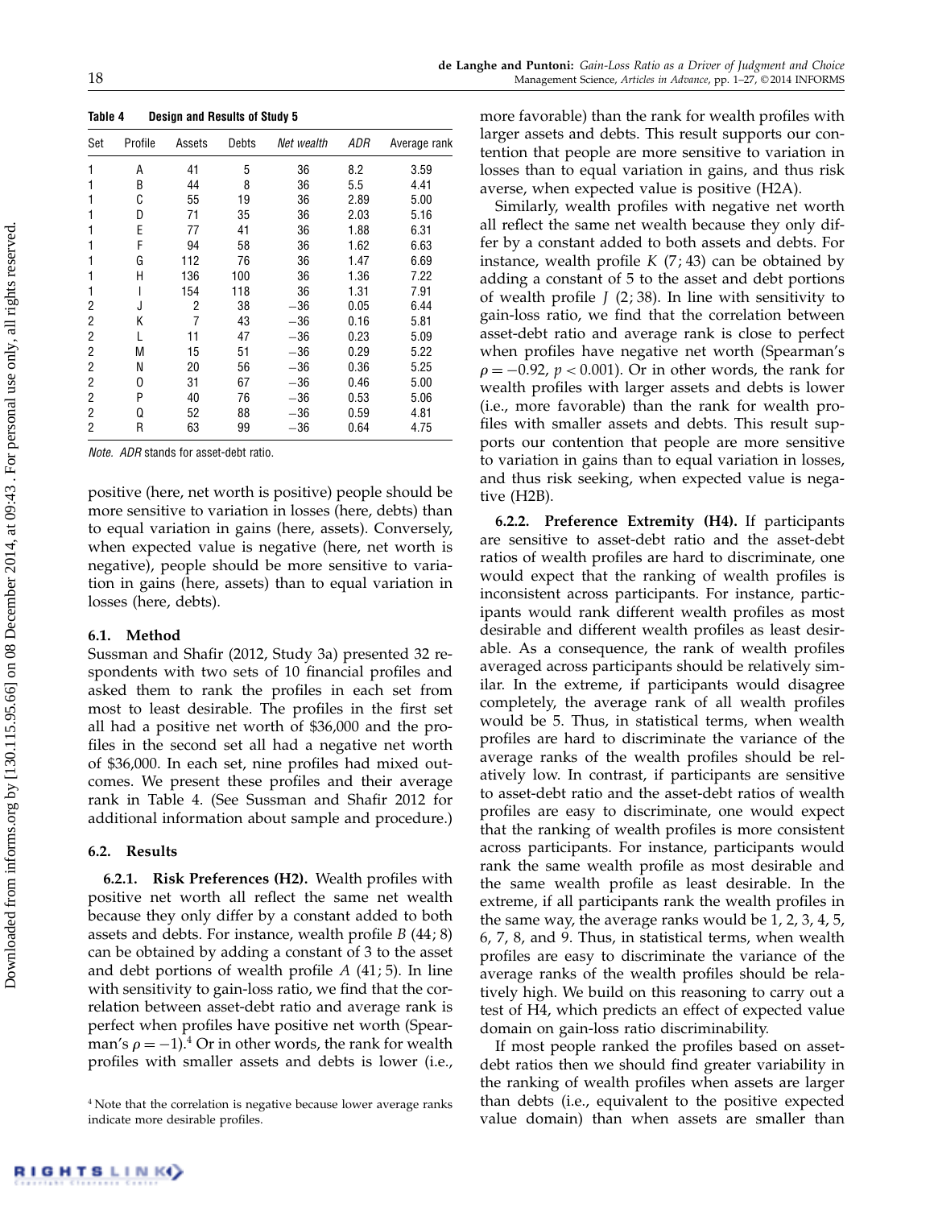**Table 4 Design and Results of Study 5**

| Set | Profile | Assets | Debts | *Net wealth* | *ADR* | Average rank |
|---|---|---|---|---|---|---|
| 1 | A | 41 | 5 | 36 | 8.2 | 3.59 |
| 1 | B | 44 | 8 | 36 | 5.5 | 4.41 |
| 1 | C | 55 | 19 | 36 | 2.89 | 5.00 |
| 1 | D | 71 | 35 | 36 | 2.03 | 5.16 |
| 1 | E | 77 | 41 | 36 | 1.88 | 6.31 |
| 1 | F | 94 | 58 | 36 | 1.62 | 6.63 |
| 1 | G | 112 | 76 | 36 | 1.47 | 6.69 |
| 1 | H | 136 | 100 | 36 | 1.36 | 7.22 |
| 1 | I | 154 | 118 | 36 | 1.31 | 7.91 |
| 2 | J | 2 | 38 | −36 | 0.05 | 6.44 |
| 2 | K | 7 | 43 | −36 | 0.16 | 5.81 |
| 2 | L | 11 | 47 | −36 | 0.23 | 5.09 |
| 2 | M | 15 | 51 | −36 | 0.29 | 5.22 |
| 2 | N | 20 | 56 | −36 | 0.36 | 5.25 |
| 2 | O | 31 | 67 | −36 | 0.46 | 5.00 |
| 2 | P | 40 | 76 | −36 | 0.53 | 5.06 |
| 2 | Q | 52 | 88 | −36 | 0.59 | 4.81 |
| 2 | R | 63 | 99 | −36 | 0.64 | 4.75 |

*Note.* *ADR* stands for asset-debt ratio.

positive (here, net worth is positive) people should be more sensitive to variation in losses (here, debts) than to equal variation in gains (here, assets). Conversely, when expected value is negative (here, net worth is negative), people should be more sensitive to variation in gains (here, assets) than to equal variation in losses (here, debts).

### 6.1. Method

Sussman and Shafir (2012, Study 3a) presented 32 respondents with two sets of 10 financial profiles and asked them to rank the profiles in each set from most to least desirable. The profiles in the first set all had a positive net worth of \$36,000 and the profiles in the second set all had a negative net worth of \$36,000. In each set, nine profiles had mixed outcomes. We present these profiles and their average rank in Table 4. (See Sussman and Shafir 2012 for additional information about sample and procedure.)

### 6.2. Results

**6.2.1. Risk Preferences (H2).** Wealth profiles with positive net worth all reflect the same net wealth because they only differ by a constant added to both assets and debts. For instance, wealth profile $B$ $(44; 8)$ can be obtained by adding a constant of 3 to the asset and debt portions of wealth profile $A$ $(41; 5)$. In line with sensitivity to gain-loss ratio, we find that the correlation between asset-debt ratio and average rank is perfect when profiles have positive net worth (Spearman's $\rho = -1$).[4] Or in other words, the rank for wealth profiles with smaller assets and debts is lower (i.e., more favorable) than the rank for wealth profiles with larger assets and debts. This result supports our contention that people are more sensitive to variation in losses than to equal variation in gains, and thus risk averse, when expected value is positive (H2A).

Similarly, wealth profiles with negative net worth all reflect the same net wealth because they only differ by a constant added to both assets and debts. For instance, wealth profile $K$ $(7; 43)$ can be obtained by adding a constant of 5 to the asset and debt portions of wealth profile $J$ $(2; 38)$. In line with sensitivity to gain-loss ratio, we find that the correlation between asset-debt ratio and average rank is close to perfect when profiles have negative net worth (Spearman's $\rho = -0.92$, $p < 0.001$). Or in other words, the rank for wealth profiles with larger assets and debts is lower (i.e., more favorable) than the rank for wealth profiles with smaller assets and debts. This result supports our contention that people are more sensitive to variation in gains than to equal variation in losses, and thus risk seeking, when expected value is negative (H2B).

**6.2.2. Preference Extremity (H4).** If participants are sensitive to asset-debt ratio and the asset-debt ratios of wealth profiles are hard to discriminate, one would expect that the ranking of wealth profiles is inconsistent across participants. For instance, participants would rank different wealth profiles as most desirable and different wealth profiles as least desirable. As a consequence, the rank of wealth profiles averaged across participants should be relatively similar. In the extreme, if participants would disagree completely, the average rank of all wealth profiles would be 5. Thus, in statistical terms, when wealth profiles are hard to discriminate the variance of the average ranks of the wealth profiles should be relatively low. In contrast, if participants are sensitive to asset-debt ratio and the asset-debt ratios of wealth profiles are easy to discriminate, one would expect that the ranking of wealth profiles is more consistent across participants. For instance, participants would rank the same wealth profile as most desirable and the same wealth profile as least desirable. In the extreme, if all participants rank the wealth profiles in the same way, the average ranks would be 1, 2, 3, 4, 5, 6, 7, 8, and 9. Thus, in statistical terms, when wealth profiles are easy to discriminate the variance of the average ranks of the wealth profiles should be relatively high. We build on this reasoning to carry out a test of H4, which predicts an effect of expected value domain on gain-loss ratio discriminability.

If most people ranked the profiles based on asset-debt ratios then we should find greater variability in the ranking of wealth profiles when assets are larger than debts (i.e., equivalent to the positive expected value domain) than when assets are smaller than

[4] Note that the correlation is negative because lower average ranks indicate more desirable profiles.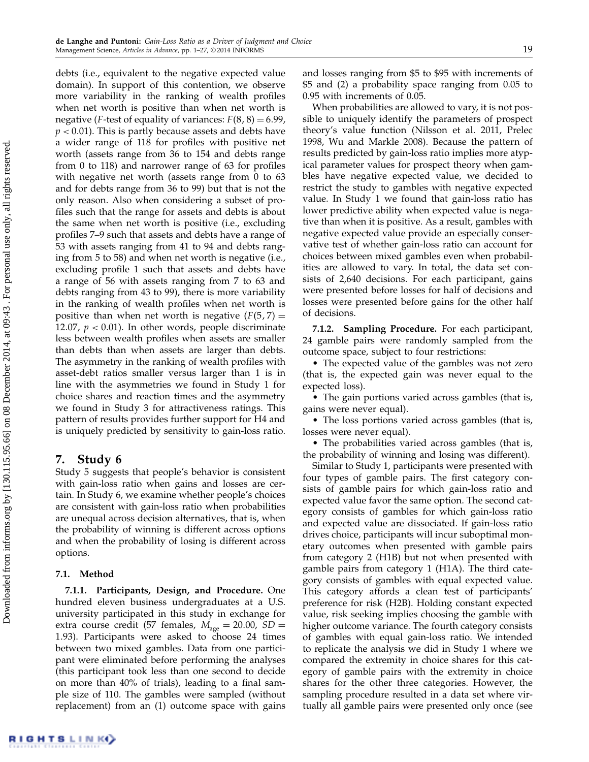debts (i.e., equivalent to the negative expected value domain). In support of this contention, we observe more variability in the ranking of wealth profiles when net worth is positive than when net worth is negative (F-test of equality of variances: $F(8, 8) = 6.99$, $p < 0.01$). This is partly because assets and debts have a wider range of 118 for profiles with positive net worth (assets range from 36 to 154 and debts range from 0 to 118) and narrower range of 63 for profiles with negative net worth (assets range from 0 to 63 and for debts range from 36 to 99) but that is not the only reason. Also when considering a subset of profiles such that the range for assets and debts is about the same when net worth is positive (i.e., excluding profiles 7–9 such that assets and debts have a range of 53 with assets ranging from 41 to 94 and debts ranging from 5 to 58) and when net worth is negative (i.e., excluding profile 1 such that assets and debts have a range of 56 with assets ranging from 7 to 63 and debts ranging from 43 to 99), there is more variability in the ranking of wealth profiles when net worth is positive than when net worth is negative ($F(5, 7) = 12.07$, $p < 0.01$). In other words, people discriminate less between wealth profiles when assets are smaller than debts than when assets are larger than debts. The asymmetry in the ranking of wealth profiles with asset-debt ratios smaller versus larger than 1 is in line with the asymmetries we found in Study 1 for choice shares and reaction times and the asymmetry we found in Study 3 for attractiveness ratings. This pattern of results provides further support for H4 and is uniquely predicted by sensitivity to gain-loss ratio.

# 7. Study 6

Study 5 suggests that people's behavior is consistent with gain-loss ratio when gains and losses are certain. In Study 6, we examine whether people's choices are consistent with gain-loss ratio when probabilities are unequal across decision alternatives, that is, when the probability of winning is different across options and when the probability of losing is different across options.

## 7.1. Method

**7.1.1. Participants, Design, and Procedure.** One hundred eleven business undergraduates at a U.S. university participated in this study in exchange for extra course credit (57 females, $M_{age} = 20.00$, $SD = 1.93$). Participants were asked to choose 24 times between two mixed gambles. Data from one participant were eliminated before performing the analyses (this participant took less than one second to decide on more than 40% of trials), leading to a final sample size of 110. The gambles were sampled (without replacement) from an (1) outcome space with gains and losses ranging from \$5 to \$95 with increments of \$5 and (2) a probability space ranging from 0.05 to 0.95 with increments of 0.05.

When probabilities are allowed to vary, it is not possible to uniquely identify the parameters of prospect theory's value function (Nilsson et al. 2011, Prelec 1998, Wu and Markle 2008). Because the pattern of results predicted by gain-loss ratio implies more atypical parameter values for prospect theory when gambles have negative expected value, we decided to restrict the study to gambles with negative expected value. In Study 1 we found that gain-loss ratio has lower predictive ability when expected value is negative than when it is positive. As a result, gambles with negative expected value provide an especially conservative test of whether gain-loss ratio can account for choices between mixed gambles even when probabilities are allowed to vary. In total, the data set consists of 2,640 decisions. For each participant, gains were presented before losses for half of decisions and losses were presented before gains for the other half of decisions.

**7.1.2. Sampling Procedure.** For each participant, 24 gamble pairs were randomly sampled from the outcome space, subject to four restrictions:

- The expected value of the gambles was not zero (that is, the expected gain was never equal to the expected loss).
- The gain portions varied across gambles (that is, gains were never equal).
- The loss portions varied across gambles (that is, losses were never equal).
- The probabilities varied across gambles (that is, the probability of winning and losing was different).

Similar to Study 1, participants were presented with four types of gamble pairs. The first category consists of gamble pairs for which gain-loss ratio and expected value favor the same option. The second category consists of gambles for which gain-loss ratio and expected value are dissociated. If gain-loss ratio drives choice, participants will incur suboptimal monetary outcomes when presented with gamble pairs from category 2 (H1B) but not when presented with gamble pairs from category 1 (H1A). The third category consists of gambles with equal expected value. This category affords a clean test of participants' preference for risk (H2B). Holding constant expected value, risk seeking implies choosing the gamble with higher outcome variance. The fourth category consists of gambles with equal gain-loss ratio. We intended to replicate the analysis we did in Study 1 where we compared the extremity in choice shares for this category of gamble pairs with the extremity in choice shares for the other three categories. However, the sampling procedure resulted in a data set where virtually all gamble pairs were presented only once (see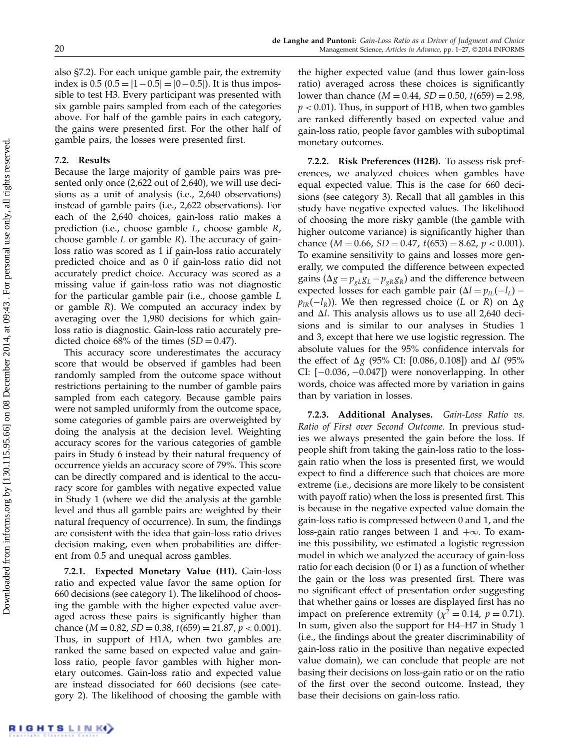also §7.2). For each unique gamble pair, the extremity index is 0.5 ($0.5 = |1 - 0.5| = |0 - 0.5|$). It is thus impossible to test H3. Every participant was presented with six gamble pairs sampled from each of the categories above. For half of the gamble pairs in each category, the gains were presented first. For the other half of gamble pairs, the losses were presented first.

## 7.2. Results

Because the large majority of gamble pairs was presented only once (2,622 out of 2,640), we will use decisions as a unit of analysis (i.e., 2,640 observations) instead of gamble pairs (i.e., 2,622 observations). For each of the 2,640 choices, gain-loss ratio makes a prediction (i.e., choose gamble $L$, choose gamble $R$, choose gamble $L$ or gamble $R$). The accuracy of gain-loss ratio was scored as 1 if gain-loss ratio accurately predicted choice and as 0 if gain-loss ratio did not accurately predict choice. Accuracy was scored as a missing value if gain-loss ratio was not diagnostic for the particular gamble pair (i.e., choose gamble $L$ or gamble $R$). We computed an accuracy index by averaging over the 1,980 decisions for which gain-loss ratio is diagnostic. Gain-loss ratio accurately predicted choice 68% of the times ($SD = 0.47$).

This accuracy score underestimates the accuracy score that would be observed if gambles had been randomly sampled from the outcome space without restrictions pertaining to the number of gamble pairs sampled from each category. Because gamble pairs were not sampled uniformly from the outcome space, some categories of gamble pairs are overweighted by doing the analysis at the decision level. Weighting accuracy scores for the various categories of gamble pairs in Study 6 instead by their natural frequency of occurrence yields an accuracy score of 79%. This score can be directly compared and is identical to the accuracy score for gambles with negative expected value in Study 1 (where we did the analysis at the gamble level and thus all gamble pairs are weighted by their natural frequency of occurrence). In sum, the findings are consistent with the idea that gain-loss ratio drives decision making, even when probabilities are different from 0.5 and unequal across gambles.

**7.2.1. Expected Monetary Value (H1).** Gain-loss ratio and expected value favor the same option for 660 decisions (see category 1). The likelihood of choosing the gamble with the higher expected value averaged across these pairs is significantly higher than chance ($M = 0.82$, $SD = 0.38$, $t(659) = 21.87$, $p < 0.001$). Thus, in support of H1A, when two gambles are ranked the same based on expected value and gain-loss ratio, people favor gambles with higher monetary outcomes. Gain-loss ratio and expected value are instead dissociated for 660 decisions (see category 2). The likelihood of choosing the gamble with the higher expected value (and thus lower gain-loss ratio) averaged across these choices is significantly lower than chance ($M = 0.44$, $SD = 0.50$, $t(659) = 2.98$, $p < 0.01$). Thus, in support of H1B, when two gambles are ranked differently based on expected value and gain-loss ratio, people favor gambles with suboptimal monetary outcomes.

**7.2.2. Risk Preferences (H2B).** To assess risk preferences, we analyzed choices when gambles have equal expected value. This is the case for 660 decisions (see category 3). Recall that all gambles in this study have negative expected values. The likelihood of choosing the more risky gamble (the gamble with higher outcome variance) is significantly higher than chance ($M = 0.66$, $SD = 0.47$, $t(653) = 8.62$, $p < 0.001$). To examine sensitivity to gains and losses more generally, we computed the difference between expected gains ($\Delta g = p_{gL} g_L - p_{gR} g_R$) and the difference between expected losses for each gamble pair ($\Delta l = p_{lL}(-l_L) - p_{lR}(-l_R)$). We then regressed choice ($L$ or $R$) on $\Delta g$ and $\Delta l$. This analysis allows us to use all 2,640 decisions and is similar to our analyses in Studies 1 and 3, except that here we use logistic regression. The absolute values for the 95% confidence intervals for the effect of $\Delta g$ (95% CI: [0.086, 0.108]) and $\Delta l$ (95% CI: [−0.036, −0.047]) were nonoverlapping. In other words, choice was affected more by variation in gains than by variation in losses.

**7.2.3. Additional Analyses.** *Gain-Loss Ratio vs. Ratio of First over Second Outcome.* In previous studies we always presented the gain before the loss. If people shift from taking the gain-loss ratio to the loss-gain ratio when the loss is presented first, we would expect to find a difference such that choices are more extreme (i.e., decisions are more likely to be consistent with payoff ratio) when the loss is presented first. This is because in the negative expected value domain the gain-loss ratio is compressed between 0 and 1, and the loss-gain ratio ranges between 1 and $+\infty$. To examine this possibility, we estimated a logistic regression model in which we analyzed the accuracy of gain-loss ratio for each decision (0 or 1) as a function of whether the gain or the loss was presented first. There was no significant effect of presentation order suggesting that whether gains or losses are displayed first has no impact on preference extremity ($\chi^2 = 0.14$, $p = 0.71$). In sum, given also the support for H4–H7 in Study 1 (i.e., the findings about the greater discriminability of gain-loss ratio in the positive than negative expected value domain), we can conclude that people are not basing their decisions on loss-gain ratio or on the ratio of the first over the second outcome. Instead, they base their decisions on gain-loss ratio.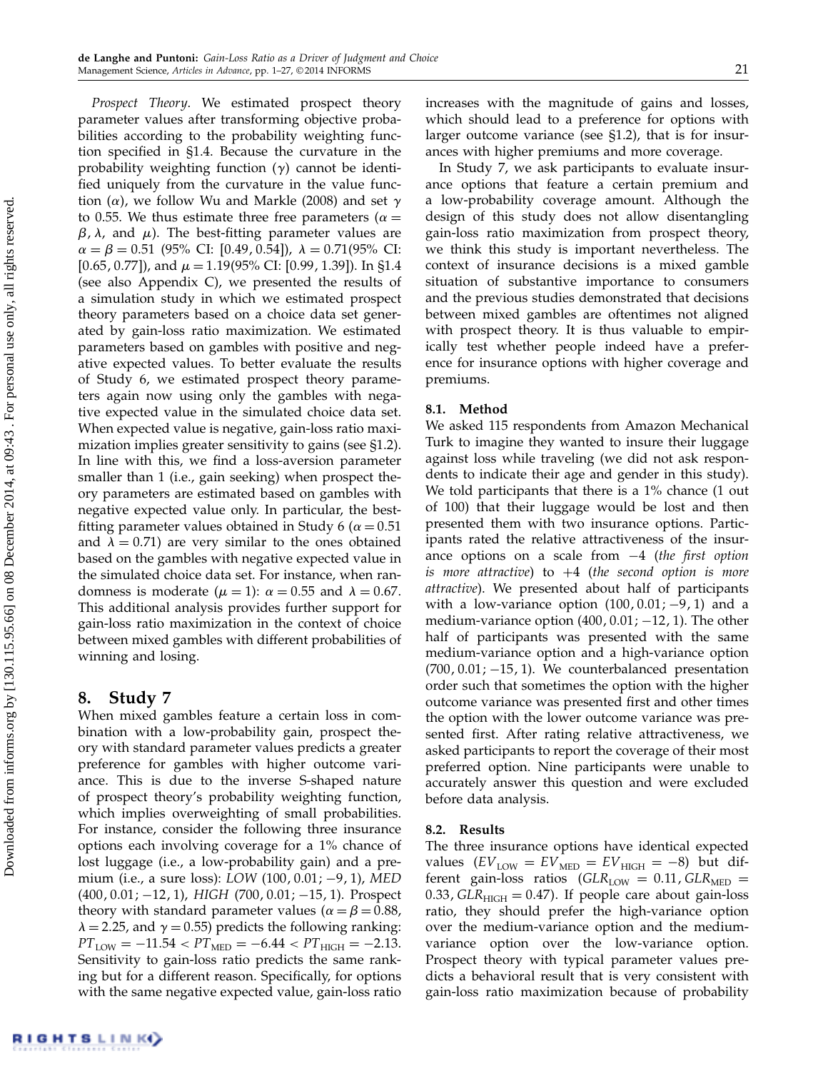*Prospect Theory*. We estimated prospect theory parameter values after transforming objective probabilities according to the probability weighting function specified in §1.4. Because the curvature in the probability weighting function ($\gamma$) cannot be identified uniquely from the curvature in the value function ($\alpha$), we follow Wu and Markle (2008) and set $\gamma$ to 0.55. We thus estimate three free parameters ($\alpha = \beta$, $\lambda$, and $\mu$). The best-fitting parameter values are $\alpha = \beta = 0.51$ (95% CI: [0.49, 0.54]), $\lambda = 0.71$(95% CI: [0.65, 0.77]), and $\mu = 1.19$(95% CI: [0.99, 1.39]). In §1.4 (see also Appendix C), we presented the results of a simulation study in which we estimated prospect theory parameters based on a choice data set generated by gain-loss ratio maximization. We estimated parameters based on gambles with positive and negative expected values. To better evaluate the results of Study 6, we estimated prospect theory parameters again now using only the gambles with negative expected value in the simulated choice data set. When expected value is negative, gain-loss ratio maximization implies greater sensitivity to gains (see §1.2). In line with this, we find a loss-aversion parameter smaller than 1 (i.e., gain seeking) when prospect theory parameters are estimated based on gambles with negative expected value only. In particular, the best-fitting parameter values obtained in Study 6 ($\alpha = 0.51$ and $\lambda = 0.71$) are very similar to the ones obtained based on the gambles with negative expected value in the simulated choice data set. For instance, when randomness is moderate ($\mu = 1$): $\alpha = 0.55$ and $\lambda = 0.67$. This additional analysis provides further support for gain-loss ratio maximization in the context of choice between mixed gambles with different probabilities of winning and losing.

## 8. Study 7

When mixed gambles feature a certain loss in combination with a low-probability gain, prospect theory with standard parameter values predicts a greater preference for gambles with higher outcome variance. This is due to the inverse S-shaped nature of prospect theory's probability weighting function, which implies overweighting of small probabilities. For instance, consider the following three insurance options each involving coverage for a 1% chance of lost luggage (i.e., a low-probability gain) and a premium (i.e., a sure loss): *LOW* (100, 0.01; −9, 1), *MED* (400, 0.01; −12, 1), *HIGH* (700, 0.01; −15, 1). Prospect theory with standard parameter values ($\alpha = \beta = 0.88$, $\lambda = 2.25$, and $\gamma = 0.55$) predicts the following ranking: $PT_{LOW} = -11.54 < PT_{MED} = -6.44 < PT_{HIGH} = -2.13$. Sensitivity to gain-loss ratio predicts the same ranking but for a different reason. Specifically, for options with the same negative expected value, gain-loss ratio increases with the magnitude of gains and losses, which should lead to a preference for options with larger outcome variance (see §1.2), that is for insurances with higher premiums and more coverage.

In Study 7, we ask participants to evaluate insurance options that feature a certain premium and a low-probability coverage amount. Although the design of this study does not allow disentangling gain-loss ratio maximization from prospect theory, we think this study is important nevertheless. The context of insurance decisions is a mixed gamble situation of substantive importance to consumers and the previous studies demonstrated that decisions between mixed gambles are oftentimes not aligned with prospect theory. It is thus valuable to empirically test whether people indeed have a preference for insurance options with higher coverage and premiums.

### 8.1. Method

We asked 115 respondents from Amazon Mechanical Turk to imagine they wanted to insure their luggage against loss while traveling (we did not ask respondents to indicate their age and gender in this study). We told participants that there is a 1% chance (1 out of 100) that their luggage would be lost and then presented them with two insurance options. Participants rated the relative attractiveness of the insurance options on a scale from −4 (*the first option is more attractive*) to +4 (*the second option is more attractive*). We presented about half of participants with a low-variance option (100, 0.01; −9, 1) and a medium-variance option (400, 0.01; −12, 1). The other half of participants was presented with the same medium-variance option and a high-variance option (700, 0.01; −15, 1). We counterbalanced presentation order such that sometimes the option with the higher outcome variance was presented first and other times the option with the lower outcome variance was presented first. After rating relative attractiveness, we asked participants to report the coverage of their most preferred option. Nine participants were unable to accurately answer this question and were excluded before data analysis.

### 8.2. Results

The three insurance options have identical expected values ($EV_{LOW} = EV_{MED} = EV_{HIGH} = -8$) but different gain-loss ratios ($GLR_{LOW} = 0.11$, $GLR_{MED} = 0.33$, $GLR_{HIGH} = 0.47$). If people care about gain-loss ratio, they should prefer the high-variance option over the medium-variance option and the medium-variance option over the low-variance option. Prospect theory with typical parameter values predicts a behavioral result that is very consistent with gain-loss ratio maximization because of probability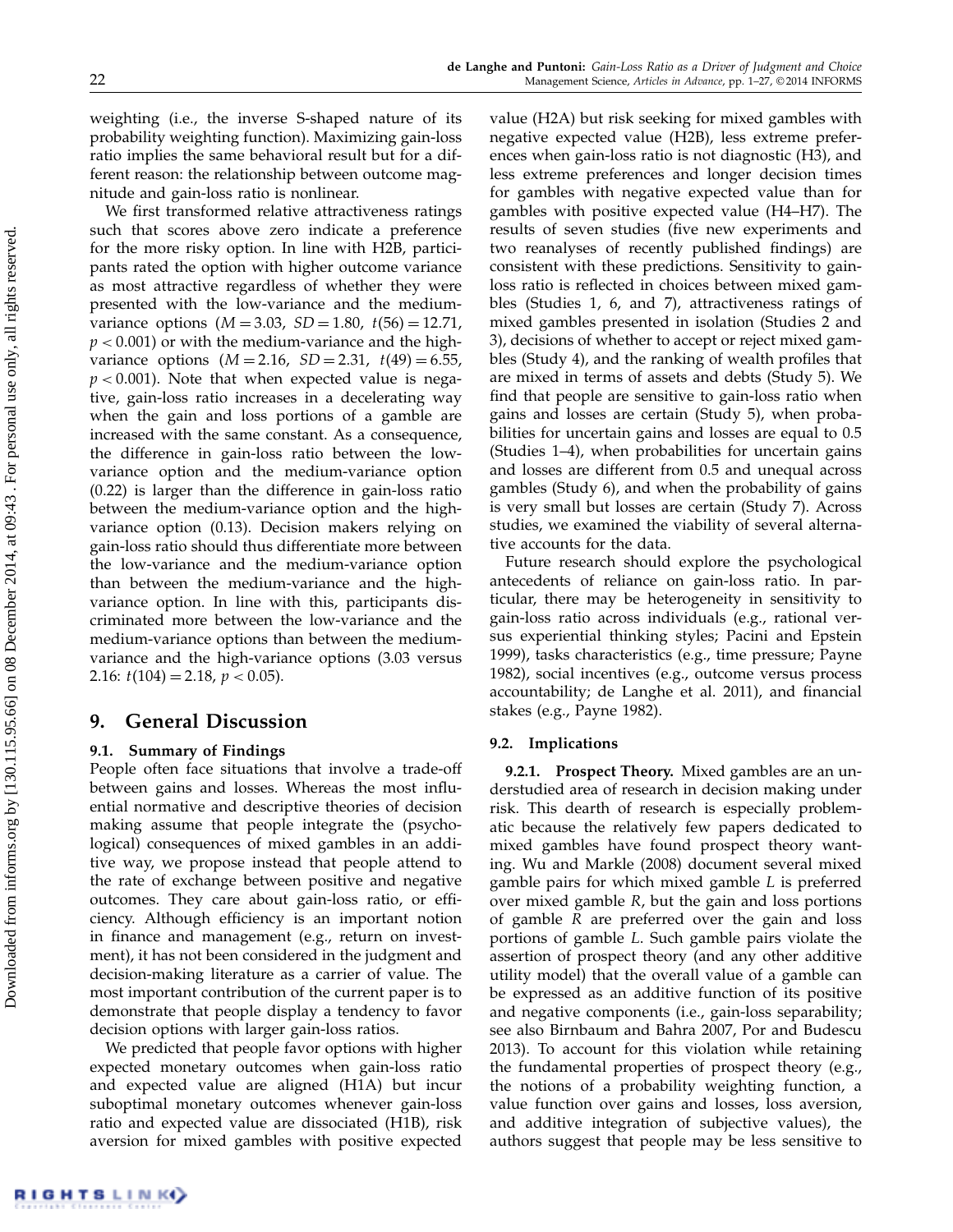weighting (i.e., the inverse S-shaped nature of its probability weighting function). Maximizing gain-loss ratio implies the same behavioral result but for a different reason: the relationship between outcome magnitude and gain-loss ratio is nonlinear.

We first transformed relative attractiveness ratings such that scores above zero indicate a preference for the more risky option. In line with H2B, participants rated the option with higher outcome variance as most attractive regardless of whether they were presented with the low-variance and the medium-variance options ($M = 3.03$, $SD = 1.80$, $t(56) = 12.71$, $p < 0.001$) or with the medium-variance and the high-variance options ($M = 2.16$, $SD = 2.31$, $t(49) = 6.55$, $p < 0.001$). Note that when expected value is negative, gain-loss ratio increases in a decelerating way when the gain and loss portions of a gamble are increased with the same constant. As a consequence, the difference in gain-loss ratio between the low-variance option and the medium-variance option (0.22) is larger than the difference in gain-loss ratio between the medium-variance option and the high-variance option (0.13). Decision makers relying on gain-loss ratio should thus differentiate more between the low-variance and the medium-variance option than between the medium-variance and the high-variance option. In line with this, participants discriminated more between the low-variance and the medium-variance options than between the medium-variance and the high-variance options (3.03 versus 2.16: $t(104) = 2.18$, $p < 0.05$).

## 9. General Discussion

### 9.1. Summary of Findings

People often face situations that involve a trade-off between gains and losses. Whereas the most influential normative and descriptive theories of decision making assume that people integrate the (psychological) consequences of mixed gambles in an additive way, we propose instead that people attend to the rate of exchange between positive and negative outcomes. They care about gain-loss ratio, or efficiency. Although efficiency is an important notion in finance and management (e.g., return on investment), it has not been considered in the judgment and decision-making literature as a carrier of value. The most important contribution of the current paper is to demonstrate that people display a tendency to favor decision options with larger gain-loss ratios.

We predicted that people favor options with higher expected monetary outcomes when gain-loss ratio and expected value are aligned (H1A) but incur suboptimal monetary outcomes whenever gain-loss ratio and expected value are dissociated (H1B), risk aversion for mixed gambles with positive expected value (H2A) but risk seeking for mixed gambles with negative expected value (H2B), less extreme preferences when gain-loss ratio is not diagnostic (H3), and less extreme preferences and longer decision times for gambles with negative expected value than for gambles with positive expected value (H4–H7). The results of seven studies (five new experiments and two reanalyses of recently published findings) are consistent with these predictions. Sensitivity to gain-loss ratio is reflected in choices between mixed gambles (Studies 1, 6, and 7), attractiveness ratings of mixed gambles presented in isolation (Studies 2 and 3), decisions of whether to accept or reject mixed gambles (Study 4), and the ranking of wealth profiles that are mixed in terms of assets and debts (Study 5). We find that people are sensitive to gain-loss ratio when gains and losses are certain (Study 5), when probabilities for uncertain gains and losses are equal to 0.5 (Studies 1–4), when probabilities for uncertain gains and losses are different from 0.5 and unequal across gambles (Study 6), and when the probability of gains is very small but losses are certain (Study 7). Across studies, we examined the viability of several alternative accounts for the data.

Future research should explore the psychological antecedents of reliance on gain-loss ratio. In particular, there may be heterogeneity in sensitivity to gain-loss ratio across individuals (e.g., rational versus experiential thinking styles; Pacini and Epstein 1999), tasks characteristics (e.g., time pressure; Payne 1982), social incentives (e.g., outcome versus process accountability; de Langhe et al. 2011), and financial stakes (e.g., Payne 1982).

### 9.2. Implications

**9.2.1. Prospect Theory.** Mixed gambles are an understudied area of research in decision making under risk. This dearth of research is especially problematic because the relatively few papers dedicated to mixed gambles have found prospect theory wanting. Wu and Markle (2008) document several mixed gamble pairs for which mixed gamble $L$ is preferred over mixed gamble $R$, but the gain and loss portions of gamble $R$ are preferred over the gain and loss portions of gamble $L$. Such gamble pairs violate the assertion of prospect theory (and any other additive utility model) that the overall value of a gamble can be expressed as an additive function of its positive and negative components (i.e., gain-loss separability; see also Birnbaum and Bahra 2007, Por and Budescu 2013). To account for this violation while retaining the fundamental properties of prospect theory (e.g., the notions of a probability weighting function, a value function over gains and losses, loss aversion, and additive integration of subjective values), the authors suggest that people may be less sensitive to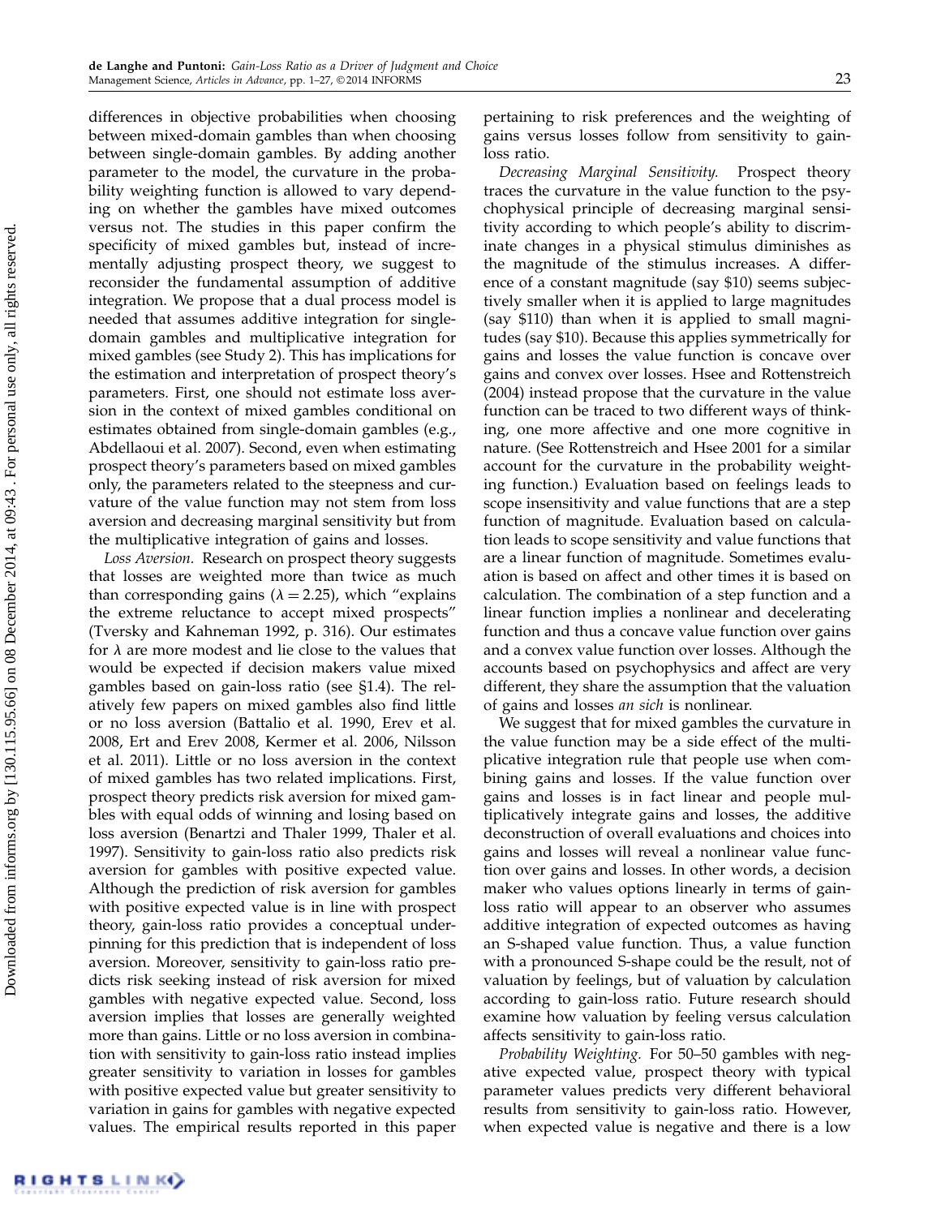differences in objective probabilities when choosing between mixed-domain gambles than when choosing between single-domain gambles. By adding another parameter to the model, the curvature in the probability weighting function is allowed to vary depending on whether the gambles have mixed outcomes versus not. The studies in this paper confirm the specificity of mixed gambles but, instead of incrementally adjusting prospect theory, we suggest to reconsider the fundamental assumption of additive integration. We propose that a dual process model is needed that assumes additive integration for single-domain gambles and multiplicative integration for mixed gambles (see Study 2). This has implications for the estimation and interpretation of prospect theory's parameters. First, one should not estimate loss aversion in the context of mixed gambles conditional on estimates obtained from single-domain gambles (e.g., Abdellaoui et al. 2007). Second, even when estimating prospect theory's parameters based on mixed gambles only, the parameters related to the steepness and curvature of the value function may not stem from loss aversion and decreasing marginal sensitivity but from the multiplicative integration of gains and losses.

*Loss Aversion.* Research on prospect theory suggests that losses are weighted more than twice as much than corresponding gains ($\lambda = 2.25$), which "explains the extreme reluctance to accept mixed prospects" (Tversky and Kahneman 1992, p. 316). Our estimates for $\lambda$ are more modest and lie close to the values that would be expected if decision makers value mixed gambles based on gain-loss ratio (see §1.4). The relatively few papers on mixed gambles also find little or no loss aversion (Battalio et al. 1990, Erev et al. 2008, Ert and Erev 2008, Kermer et al. 2006, Nilsson et al. 2011). Little or no loss aversion in the context of mixed gambles has two related implications. First, prospect theory predicts risk aversion for mixed gambles with equal odds of winning and losing based on loss aversion (Benartzi and Thaler 1999, Thaler et al. 1997). Sensitivity to gain-loss ratio also predicts risk aversion for gambles with positive expected value. Although the prediction of risk aversion for gambles with positive expected value is in line with prospect theory, gain-loss ratio provides a conceptual underpinning for this prediction that is independent of loss aversion. Moreover, sensitivity to gain-loss ratio predicts risk seeking instead of risk aversion for mixed gambles with negative expected value. Second, loss aversion implies that losses are generally weighted more than gains. Little or no loss aversion in combination with sensitivity to gain-loss ratio instead implies greater sensitivity to variation in losses for gambles with positive expected value but greater sensitivity to variation in gains for gambles with negative expected values. The empirical results reported in this paper pertaining to risk preferences and the weighting of gains versus losses follow from sensitivity to gain-loss ratio.

*Decreasing Marginal Sensitivity.* Prospect theory traces the curvature in the value function to the psychophysical principle of decreasing marginal sensitivity according to which people's ability to discriminate changes in a physical stimulus diminishes as the magnitude of the stimulus increases. A difference of a constant magnitude (say \$10) seems subjectively smaller when it is applied to large magnitudes (say \$110) than when it is applied to small magnitudes (say \$10). Because this applies symmetrically for gains and losses the value function is concave over gains and convex over losses. Hsee and Rottenstreich (2004) instead propose that the curvature in the value function can be traced to two different ways of thinking, one more affective and one more cognitive in nature. (See Rottenstreich and Hsee 2001 for a similar account for the curvature in the probability weighting function.) Evaluation based on feelings leads to scope insensitivity and value functions that are a step function of magnitude. Evaluation based on calculation leads to scope sensitivity and value functions that are a linear function of magnitude. Sometimes evaluation is based on affect and other times it is based on calculation. The combination of a step function and a linear function implies a nonlinear and decelerating function and thus a concave value function over gains and a convex value function over losses. Although the accounts based on psychophysics and affect are very different, they share the assumption that the valuation of gains and losses *an sich* is nonlinear.

We suggest that for mixed gambles the curvature in the value function may be a side effect of the multiplicative integration rule that people use when combining gains and losses. If the value function over gains and losses is in fact linear and people multiplicatively integrate gains and losses, the additive deconstruction of overall evaluations and choices into gains and losses will reveal a nonlinear value function over gains and losses. In other words, a decision maker who values options linearly in terms of gain-loss ratio will appear to an observer who assumes additive integration of expected outcomes as having an S-shaped value function. Thus, a value function with a pronounced S-shape could be the result, not of valuation by feelings, but of valuation by calculation according to gain-loss ratio. Future research should examine how valuation by feeling versus calculation affects sensitivity to gain-loss ratio.

*Probability Weighting.* For 50–50 gambles with negative expected value, prospect theory with typical parameter values predicts very different behavioral results from sensitivity to gain-loss ratio. However, when expected value is negative and there is a low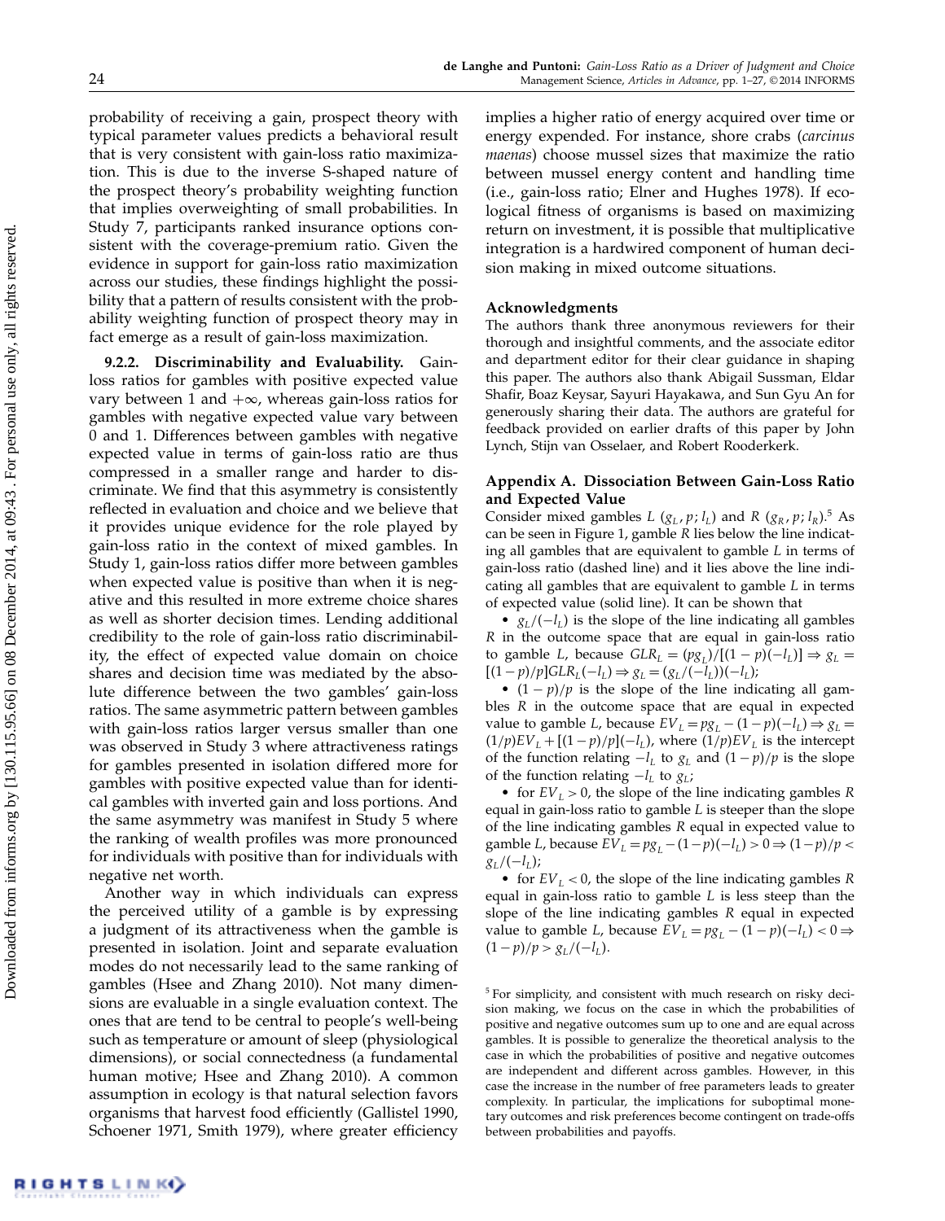probability of receiving a gain, prospect theory with typical parameter values predicts a behavioral result that is very consistent with gain-loss ratio maximization. This is due to the inverse S-shaped nature of the prospect theory's probability weighting function that implies overweighting of small probabilities. In Study 7, participants ranked insurance options consistent with the coverage-premium ratio. Given the evidence in support for gain-loss ratio maximization across our studies, these findings highlight the possibility that a pattern of results consistent with the probability weighting function of prospect theory may in fact emerge as a result of gain-loss maximization.

**9.2.2. Discriminability and Evaluability.** Gain-loss ratios for gambles with positive expected value vary between 1 and $+\infty$, whereas gain-loss ratios for gambles with negative expected value vary between 0 and 1. Differences between gambles with negative expected value in terms of gain-loss ratio are thus compressed in a smaller range and harder to discriminate. We find that this asymmetry is consistently reflected in evaluation and choice and we believe that it provides unique evidence for the role played by gain-loss ratio in the context of mixed gambles. In Study 1, gain-loss ratios differ more between gambles when expected value is positive than when it is negative and this resulted in more extreme choice shares as well as shorter decision times. Lending additional credibility to the role of gain-loss ratio discriminability, the effect of expected value domain on choice shares and decision time was mediated by the absolute difference between the two gambles' gain-loss ratios. The same asymmetric pattern between gambles with gain-loss ratios larger versus smaller than one was observed in Study 3 where attractiveness ratings for gambles presented in isolation differed more for gambles with positive expected value than for identical gambles with inverted gain and loss portions. And the same asymmetry was manifest in Study 5 where the ranking of wealth profiles was more pronounced for individuals with positive than for individuals with negative net worth.

Another way in which individuals can express the perceived utility of a gamble is by expressing a judgment of its attractiveness when the gamble is presented in isolation. Joint and separate evaluation modes do not necessarily lead to the same ranking of gambles (Hsee and Zhang 2010). Not many dimensions are evaluable in a single evaluation context. The ones that are tend to be central to people's well-being such as temperature or amount of sleep (physiological dimensions), or social connectedness (a fundamental human motive; Hsee and Zhang 2010). A common assumption in ecology is that natural selection favors organisms that harvest food efficiently (Gallistel 1990, Schoener 1971, Smith 1979), where greater efficiency implies a higher ratio of energy acquired over time or energy expended. For instance, shore crabs (*carcinus maenas*) choose mussel sizes that maximize the ratio between mussel energy content and handling time (i.e., gain-loss ratio; Elner and Hughes 1978). If ecological fitness of organisms is based on maximizing return on investment, it is possible that multiplicative integration is a hardwired component of human decision making in mixed outcome situations.

## Acknowledgments

The authors thank three anonymous reviewers for their thorough and insightful comments, and the associate editor and department editor for their clear guidance in shaping this paper. The authors also thank Abigail Sussman, Eldar Shafir, Boaz Keysar, Sayuri Hayakawa, and Sun Gyu An for generously sharing their data. The authors are grateful for feedback provided on earlier drafts of this paper by John Lynch, Stijn van Osselaer, and Robert Rooderkerk.

## Appendix A. Dissociation Between Gain-Loss Ratio and Expected Value

Consider mixed gambles $L$ $(g_L, p; l_L)$ and $R$ $(g_R, p; l_R)$.[5] As can be seen in Figure 1, gamble $R$ lies below the line indicating all gambles that are equivalent to gamble $L$ in terms of gain-loss ratio (dashed line) and it lies above the line indicating all gambles that are equivalent to gamble $L$ in terms of expected value (solid line). It can be shown that

- $g_L/(-l_L)$ is the slope of the line indicating all gambles $R$ in the outcome space that are equal in gain-loss ratio to gamble $L$, because $GLR_L = (pg_L)/[(1-p)(-l_L)] \Rightarrow g_L = [(1-p)/p]GLR_L(-l_L) \Rightarrow g_L = (g_L/(-l_L))(-l_L)$;
- $(1-p)/p$ is the slope of the line indicating all gambles $R$ in the outcome space that are equal in expected value to gamble $L$, because $EV_L = pg_L - (1-p)(-l_L) \Rightarrow g_L = (1/p)EV_L + [(1-p)/p](-l_L)$, where $(1/p)EV_L$ is the intercept of the function relating $-l_L$ to $g_L$ and $(1-p)/p$ is the slope of the function relating $-l_L$ to $g_L$;
- for $EV_L > 0$, the slope of the line indicating gambles $R$ equal in gain-loss ratio to gamble $L$ is steeper than the slope of the line indicating gambles $R$ equal in expected value to gamble $L$, because $EV_L = pg_L - (1-p)(-l_L) > 0 \Rightarrow (1-p)/p < g_L/(-l_L)$;
- for $EV_L < 0$, the slope of the line indicating gambles $R$ equal in gain-loss ratio to gamble $L$ is less steep than the slope of the line indicating gambles $R$ equal in expected value to gamble $L$, because $EV_L = pg_L - (1-p)(-l_L) < 0 \Rightarrow (1-p)/p > g_L/(-l_L)$.

[5] For simplicity, and consistent with much research on risky decision making, we focus on the case in which the probabilities of positive and negative outcomes sum up to one and are equal across gambles. It is possible to generalize the theoretical analysis to the case in which the probabilities of positive and negative outcomes are independent and different across gambles. However, in this case the increase in the number of free parameters leads to greater complexity. In particular, the implications for suboptimal monetary outcomes and risk preferences become contingent on trade-offs between probabilities and payoffs.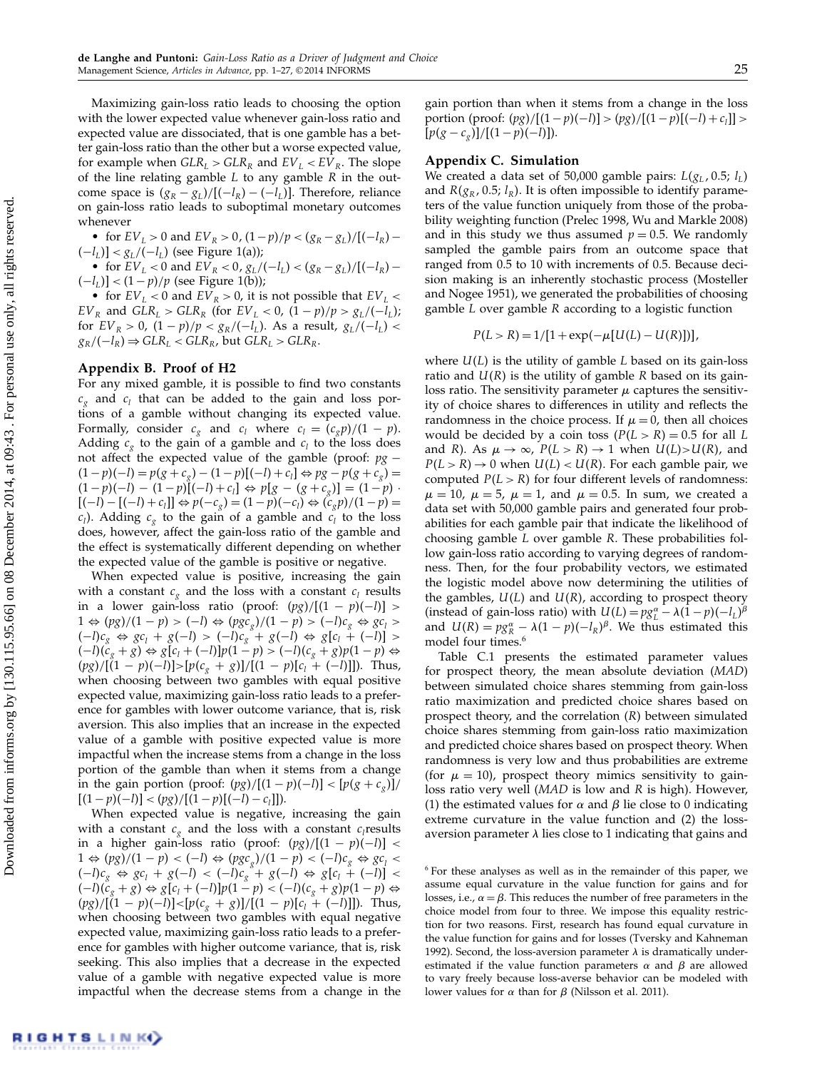Maximizing gain-loss ratio leads to choosing the option with the lower expected value whenever gain-loss ratio and expected value are dissociated, that is one gamble has a better gain-loss ratio than the other but a worse expected value, for example when $GLR_L > GLR_R$ and $EV_L < EV_R$. The slope of the line relating gamble $L$ to any gamble $R$ in the outcome space is $(g_R - g_L)/[(-l_R) - (-l_L)]$. Therefore, reliance on gain-loss ratio leads to suboptimal monetary outcomes whenever

- for $EV_L > 0$ and $EV_R > 0$, $(1-p)/p < (g_R - g_L)/[(-l_R) - (-l_L)] < g_L/(-l_L)$ (see Figure 1(a));
- for $EV_L < 0$ and $EV_R < 0$, $g_L/(-l_L) < (g_R - g_L)/[(-l_R) - (-l_L)] < (1-p)/p$ (see Figure 1(b));
- for $EV_L < 0$ and $EV_R > 0$, it is not possible that $EV_L < EV_R$ and $GLR_L > GLR_R$ (for $EV_L < 0$, $(1-p)/p > g_L/(-l_L)$; for $EV_R > 0$, $(1-p)/p < g_R/(-l_R)$. As a result, $g_L/(-l_L) < g_R/(-l_R) \Rightarrow GLR_L < GLR_R$, but $GLR_L > GLR_R$.

## Appendix B. Proof of H2

For any mixed gamble, it is possible to find two constants $c_g$ and $c_l$ that can be added to the gain and loss portions of a gamble without changing its expected value. Formally, consider $c_g$ and $c_l$ where $c_l = (c_g p)/(1-p)$. Adding $c_g$ to the gain of a gamble and $c_l$ to the loss does not affect the expected value of the gamble (proof: $pg - (1-p)(-l) = p(g + c_g) - (1-p)[(-l) + c_l] \Leftrightarrow pg - p(g + c_g) = (1-p)(-l) - (1-p)[(-l) + c_l] \Leftrightarrow p[g - (g + c_g)] = (1-p) \cdot [(-l) - [(-l) + c_l]] \Leftrightarrow p(-c_g) = (1-p)(-c_l) \Leftrightarrow (c_g p)/(1-p) = c_l$). Adding $c_g$ to the gain of a gamble and $c_l$ to the loss does, however, affect the gain-loss ratio of the gamble and the effect is systematically different depending on whether the expected value of the gamble is positive or negative.

When expected value is positive, increasing the gain with a constant $c_g$ and the loss with a constant $c_l$ results in a lower gain-loss ratio (proof: $(pg)/[(1-p)(-l)] > 1 \Leftrightarrow (pg)/(1-p) > (-l) \Leftrightarrow (pgc_g)/(1-p) > (-l)c_g \Leftrightarrow gc_l > (-l)c_g \Leftrightarrow gc_l + g(-l) > (-l)c_g + g(-l) \Leftrightarrow g[c_l + (-l)] > (-l)(c_g + g) \Leftrightarrow g[c_l + (-l)]p(1-p) > (-l)(c_g + g)p(1-p) \Leftrightarrow (pg)/[(1-p)(-l)] > [p(c_g + g)]/[(1-p)[c_l + (-l)]]$). Thus, when choosing between two gambles with equal positive expected value, maximizing gain-loss ratio leads to a preference for gambles with lower outcome variance, that is, risk aversion. This also implies that an increase in the expected value of a gamble with positive expected value is more impactful when the increase stems from a change in the loss portion of the gamble than when it stems from a change in the gain portion (proof: $(pg)/[(1-p)(-l)] < [p(g + c_g)]/[(1-p)(-l)] < (pg)/[(1-p)[(-l) - c_l]]$).

When expected value is negative, increasing the gain with a constant $c_g$ and the loss with a constant $c_l$ results in a higher gain-loss ratio (proof: $(pg)/[(1-p)(-l)] < 1 \Leftrightarrow (pg)/(1-p) < (-l) \Leftrightarrow (pgc_g)/(1-p) < (-l)c_g \Leftrightarrow gc_l < (-l)c_g \Leftrightarrow gc_l + g(-l) < (-l)c_g + g(-l) \Leftrightarrow g[c_l + (-l)] < (-l)(c_g + g) \Leftrightarrow g[c_l + (-l)]p(1-p) < (-l)(c_g + g)p(1-p) \Leftrightarrow (pg)/[(1-p)(-l)] < [p(c_g + g)]/[(1-p)[c_l + (-l)]]$). Thus, when choosing between two gambles with equal negative expected value, maximizing gain-loss ratio leads to a preference for gambles with higher outcome variance, that is, risk seeking. This also implies that a decrease in the expected value of a gamble with negative expected value is more impactful when the decrease stems from a change in the gain portion than when it stems from a change in the loss portion (proof: $(pg)/[(1-p)(-l)] > (pg)/[(1-p)[(-l) + c_l]] > [p(g - c_g)]/[(1-p)(-l)]$).

## Appendix C. Simulation

We created a data set of 50,000 gamble pairs: $L(g_L, 0.5; l_L)$ and $R(g_R, 0.5; l_R)$. It is often impossible to identify parameters of the value function uniquely from those of the probability weighting function (Prelec 1998, Wu and Markle 2008) and in this study we thus assumed $p = 0.5$. We randomly sampled the gamble pairs from an outcome space that ranged from 0.5 to 10 with increments of 0.5. Because decision making is an inherently stochastic process (Mosteller and Nogee 1951), we generated the probabilities of choosing gamble $L$ over gamble $R$ according to a logistic function

$$P(L > R) = 1/[1 + \exp(-\mu[U(L) - U(R)])],$$

where $U(L)$ is the utility of gamble $L$ based on its gain-loss ratio and $U(R)$ is the utility of gamble $R$ based on its gain-loss ratio. The sensitivity parameter $\mu$ captures the sensitivity of choice shares to differences in utility and reflects the randomness in the choice process. If $\mu = 0$, then all choices would be decided by a coin toss ($P(L > R) = 0.5$ for all $L$ and $R$). As $\mu \to \infty$, $P(L > R) \to 1$ when $U(L) > U(R)$, and $P(L > R) \to 0$ when $U(L) < U(R)$. For each gamble pair, we computed $P(L > R)$ for four different levels of randomness: $\mu = 10$, $\mu = 5$, $\mu = 1$, and $\mu = 0.5$. In sum, we created a data set with 50,000 gamble pairs and generated four probabilities for each gamble pair that indicate the likelihood of choosing gamble $L$ over gamble $R$. These probabilities follow gain-loss ratio according to varying degrees of randomness. Then, for the four probability vectors, we estimated the logistic model above now determining the utilities of the gambles, $U(L)$ and $U(R)$, according to prospect theory (instead of gain-loss ratio) with $U(L) = pg_L^{\alpha} - \lambda(1-p)(-l_L)^{\beta}$ and $U(R) = pg_R^{\alpha} - \lambda(1-p)(-l_R)^{\beta}$. We thus estimated this model four times.[6]

Table C.1 presents the estimated parameter values for prospect theory, the mean absolute deviation (*MAD*) between simulated choice shares stemming from gain-loss ratio maximization and predicted choice shares based on prospect theory, and the correlation (*R*) between simulated choice shares stemming from gain-loss ratio maximization and predicted choice shares based on prospect theory. When randomness is very low and thus probabilities are extreme (for $\mu = 10$), prospect theory mimics sensitivity to gain-loss ratio very well (*MAD* is low and *R* is high). However, (1) the estimated values for $\alpha$ and $\beta$ lie close to 0 indicating extreme curvature in the value function and (2) the loss-aversion parameter $\lambda$ lies close to 1 indicating that gains and

[6] For these analyses as well as in the remainder of this paper, we assume equal curvature in the value function for gains and for losses, i.e., $\alpha = \beta$. This reduces the number of free parameters in the choice model from four to three. We impose this equality restriction for two reasons. First, research has found equal curvature in the value function for gains and for losses (Tversky and Kahneman 1992). Second, the loss-aversion parameter $\lambda$ is dramatically underestimated if the value function parameters $\alpha$ and $\beta$ are allowed to vary freely because loss-averse behavior can be modeled with lower values for $\alpha$ than for $\beta$ (Nilsson et al. 2011).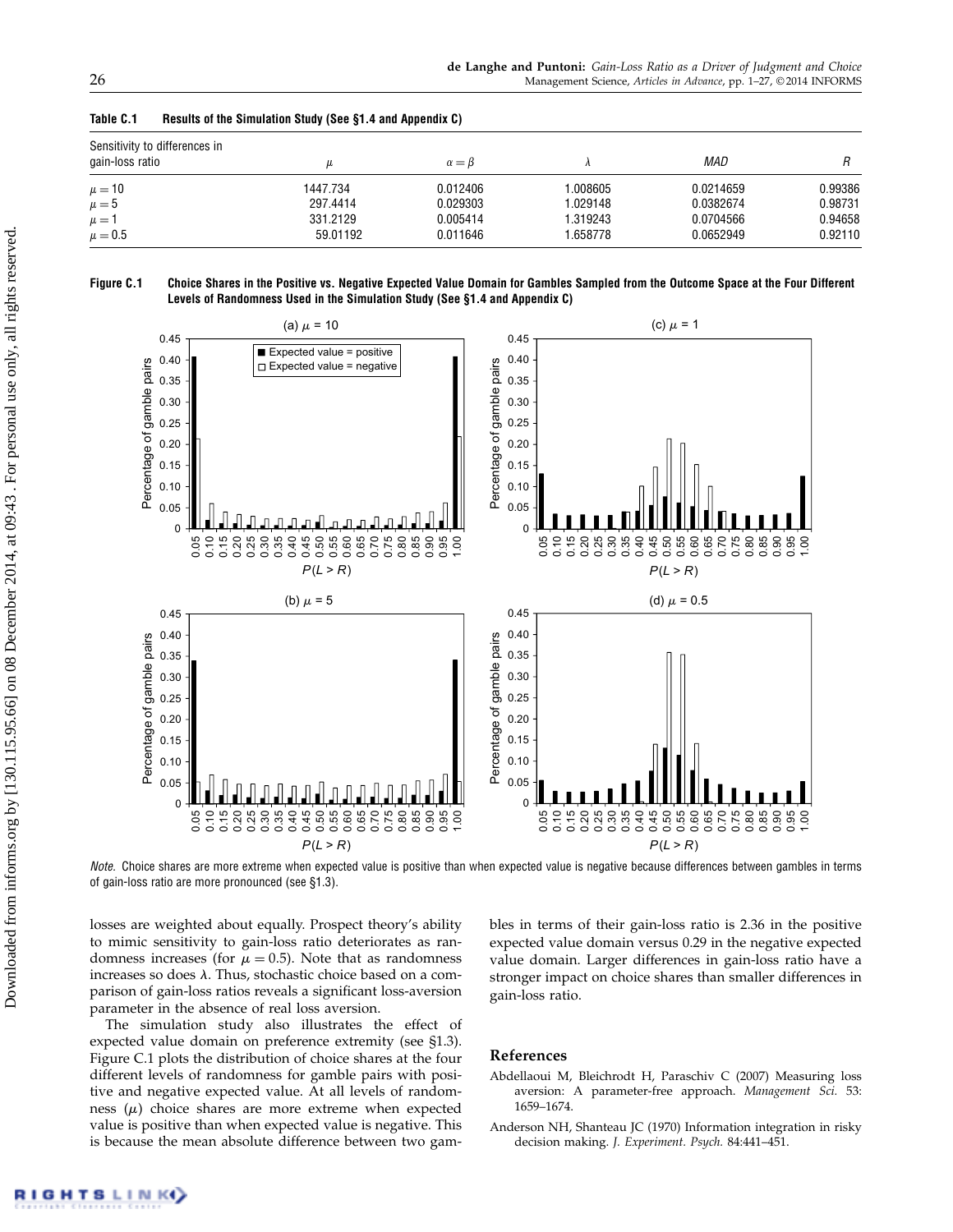**Table C.1 Results of the Simulation Study (See §1.4 and Appendix C)**

| Sensitivity to differences in gain-loss ratio | $\mu$ | $\alpha = \beta$ | $\lambda$ | *MAD* | *R* |
|---|---|---|---|---|---|
| $\mu = 10$ | 1447.734 | 0.012406 | 1.008605 | 0.0214659 | 0.99386 |
| $\mu = 5$ | 297.4414 | 0.029303 | 1.029148 | 0.0382674 | 0.98731 |
| $\mu = 1$ | 331.2129 | 0.005414 | 1.319243 | 0.0704566 | 0.94658 |
| $\mu = 0.5$ | 59.01192 | 0.011646 | 1.658778 | 0.0652949 | 0.92110 |

**Figure C.1 Choice Shares in the Positive vs. Negative Expected Value Domain for Gambles Sampled from the Outcome Space at the Four Different Levels of Randomness Used in the Simulation Study (See §1.4 and Appendix C)**

*Note.* Choice shares are more extreme when expected value is positive than when expected value is negative because differences between gambles in terms of gain-loss ratio are more pronounced (see §1.3).

losses are weighted about equally. Prospect theory's ability to mimic sensitivity to gain-loss ratio deteriorates as randomness increases (for $\mu = 0.5$). Note that as randomness increases so does $\lambda$. Thus, stochastic choice based on a comparison of gain-loss ratios reveals a significant loss-aversion parameter in the absence of real loss aversion.

The simulation study also illustrates the effect of expected value domain on preference extremity (see §1.3). Figure C.1 plots the distribution of choice shares at the four different levels of randomness for gamble pairs with positive and negative expected value. At all levels of randomness ($\mu$) choice shares are more extreme when expected value is positive than when expected value is negative. This is because the mean absolute difference between two gambles in terms of their gain-loss ratio is 2.36 in the positive expected value domain versus 0.29 in the negative expected value domain. Larger differences in gain-loss ratio have a stronger impact on choice shares than smaller differences in gain-loss ratio.

## References

Abdellaoui M, Bleichrodt H, Paraschiv C (2007) Measuring loss aversion: A parameter-free approach. *Management Sci.* 53:1659–1674.

Anderson NH, Shanteau JC (1970) Information integration in risky decision making. *J. Experiment. Psych.* 84:441–451.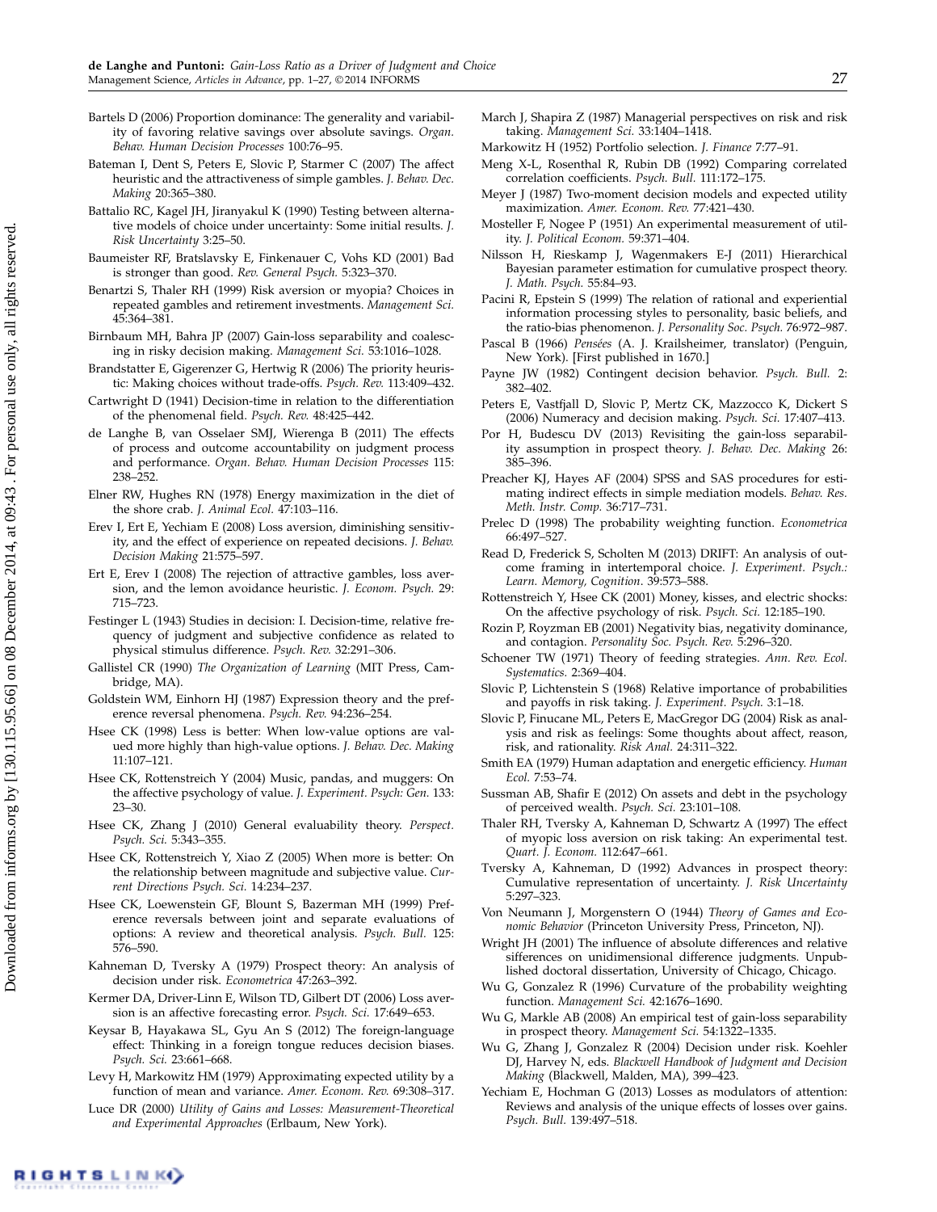Bartels D (2006) Proportion dominance: The generality and variability of favoring relative savings over absolute savings. *Organ. Behav. Human Decision Processes* 100:76–95.

Bateman I, Dent S, Peters E, Slovic P, Starmer C (2007) The affect heuristic and the attractiveness of simple gambles. *J. Behav. Dec. Making* 20:365–380.

Battalio RC, Kagel JH, Jiranyakul K (1990) Testing between alternative models of choice under uncertainty: Some initial results. *J. Risk Uncertainty* 3:25–50.

Baumeister RF, Bratslavsky E, Finkenauer C, Vohs KD (2001) Bad is stronger than good. *Rev. General Psych.* 5:323–370.

Benartzi S, Thaler RH (1999) Risk aversion or myopia? Choices in repeated gambles and retirement investments. *Management Sci.* 45:364–381.

Birnbaum MH, Bahra JP (2007) Gain-loss separability and coalescing in risky decision making. *Management Sci.* 53:1016–1028.

Brandstatter E, Gigerenzer G, Hertwig R (2006) The priority heuristic: Making choices without trade-offs. *Psych. Rev.* 113:409–432.

Cartwright D (1941) Decision-time in relation to the differentiation of the phenomenal field. *Psych. Rev.* 48:425–442.

de Langhe B, van Osselaer SMJ, Wierenga B (2011) The effects of process and outcome accountability on judgment process and performance. *Organ. Behav. Human Decision Processes* 115: 238–252.

Elner RW, Hughes RN (1978) Energy maximization in the diet of the shore crab. *J. Animal Ecol.* 47:103–116.

Erev I, Ert E, Yechiam E (2008) Loss aversion, diminishing sensitivity, and the effect of experience on repeated decisions. *J. Behav. Decision Making* 21:575–597.

Ert E, Erev I (2008) The rejection of attractive gambles, loss aversion, and the lemon avoidance heuristic. *J. Econom. Psych.* 29: 715–723.

Festinger L (1943) Studies in decision: I. Decision-time, relative frequency of judgment and subjective confidence as related to physical stimulus difference. *Psych. Rev.* 32:291–306.

Gallistel CR (1990) *The Organization of Learning* (MIT Press, Cambridge, MA).

Goldstein WM, Einhorn HJ (1987) Expression theory and the preference reversal phenomena. *Psych. Rev.* 94:236–254.

Hsee CK (1998) Less is better: When low-value options are valued more highly than high-value options. *J. Behav. Dec. Making* 11:107–121.

Hsee CK, Rottenstreich Y (2004) Music, pandas, and muggers: On the affective psychology of value. *J. Experiment. Psych: Gen.* 133: 23–30.

Hsee CK, Zhang J (2010) General evaluability theory. *Perspect. Psych. Sci.* 5:343–355.

Hsee CK, Rottenstreich Y, Xiao Z (2005) When more is better: On the relationship between magnitude and subjective value. *Current Directions Psych. Sci.* 14:234–237.

Hsee CK, Loewenstein GF, Blount S, Bazerman MH (1999) Preference reversals between joint and separate evaluations of options: A review and theoretical analysis. *Psych. Bull.* 125: 576–590.

Kahneman D, Tversky A (1979) Prospect theory: An analysis of decision under risk. *Econometrica* 47:263–392.

Kermer DA, Driver-Linn E, Wilson TD, Gilbert DT (2006) Loss aversion is an affective forecasting error. *Psych. Sci.* 17:649–653.

Keysar B, Hayakawa SL, Gyu An S (2012) The foreign-language effect: Thinking in a foreign tongue reduces decision biases. *Psych. Sci.* 23:661–668.

Levy H, Markowitz HM (1979) Approximating expected utility by a function of mean and variance. *Amer. Econom. Rev.* 69:308–317.

Luce DR (2000) *Utility of Gains and Losses: Measurement-Theoretical and Experimental Approaches* (Erlbaum, New York).

March J, Shapira Z (1987) Managerial perspectives on risk and risk taking. *Management Sci.* 33:1404–1418.

Markowitz H (1952) Portfolio selection. *J. Finance* 7:77–91.

Meng X-L, Rosenthal R, Rubin DB (1992) Comparing correlated correlation coefficients. *Psych. Bull.* 111:172–175.

Meyer J (1987) Two-moment decision models and expected utility maximization. *Amer. Econom. Rev.* 77:421–430.

Mosteller F, Nogee P (1951) An experimental measurement of utility. *J. Political Econom.* 59:371–404.

Nilsson H, Rieskamp J, Wagenmakers E-J (2011) Hierarchical Bayesian parameter estimation for cumulative prospect theory. *J. Math. Psych.* 55:84–93.

Pacini R, Epstein S (1999) The relation of rational and experiential information processing styles to personality, basic beliefs, and the ratio-bias phenomenon. *J. Personality Soc. Psych.* 76:972–987.

Pascal B (1966) *Pensées* (A. J. Krailsheimer, translator) (Penguin, New York). [First published in 1670.]

Payne JW (1982) Contingent decision behavior. *Psych. Bull.* 2: 382–402.

Peters E, Vastfjall D, Slovic P, Mertz CK, Mazzocco K, Dickert S (2006) Numeracy and decision making. *Psych. Sci.* 17:407–413.

Por H, Budescu DV (2013) Revisiting the gain-loss separability assumption in prospect theory. *J. Behav. Dec. Making* 26: 385–396.

Preacher KJ, Hayes AF (2004) SPSS and SAS procedures for estimating indirect effects in simple mediation models. *Behav. Res. Meth. Instr. Comp.* 36:717–731.

Prelec D (1998) The probability weighting function. *Econometrica* 66:497–527.

Read D, Frederick S, Scholten M (2013) DRIFT: An analysis of outcome framing in intertemporal choice. *J. Experiment. Psych.: Learn. Memory, Cognition.* 39:573–588.

Rottenstreich Y, Hsee CK (2001) Money, kisses, and electric shocks: On the affective psychology of risk. *Psych. Sci.* 12:185–190.

Rozin P, Royzman EB (2001) Negativity bias, negativity dominance, and contagion. *Personality Soc. Psych. Rev.* 5:296–320.

Schoener TW (1971) Theory of feeding strategies. *Ann. Rev. Ecol. Systematics.* 2:369–404.

Slovic P, Lichtenstein S (1968) Relative importance of probabilities and payoffs in risk taking. *J. Experiment. Psych.* 3:1–18.

Slovic P, Finucane ML, Peters E, MacGregor DG (2004) Risk as analysis and risk as feelings: Some thoughts about affect, reason, risk, and rationality. *Risk Anal.* 24:311–322.

Smith EA (1979) Human adaptation and energetic efficiency. *Human Ecol.* 7:53–74.

Sussman AB, Shafir E (2012) On assets and debt in the psychology of perceived wealth. *Psych. Sci.* 23:101–108.

Thaler RH, Tversky A, Kahneman D, Schwartz A (1997) The effect of myopic loss aversion on risk taking: An experimental test. *Quart. J. Econom.* 112:647–661.

Tversky A, Kahneman, D (1992) Advances in prospect theory: Cumulative representation of uncertainty. *J. Risk Uncertainty* 5:297–323.

Von Neumann J, Morgenstern O (1944) *Theory of Games and Economic Behavior* (Princeton University Press, Princeton, NJ).

Wright JH (2001) The influence of absolute differences and relative sifferences on unidimensional difference judgments. Unpublished doctoral dissertation, University of Chicago, Chicago.

Wu G, Gonzalez R (1996) Curvature of the probability weighting function. *Management Sci.* 42:1676–1690.

Wu G, Markle AB (2008) An empirical test of gain-loss separability in prospect theory. *Management Sci.* 54:1322–1335.

Wu G, Zhang J, Gonzalez R (2004) Decision under risk. Koehler DJ, Harvey N, eds. *Blackwell Handbook of Judgment and Decision Making* (Blackwell, Malden, MA), 399–423.

Yechiam E, Hochman G (2013) Losses as modulators of attention: Reviews and analysis of the unique effects of losses over gains. *Psych. Bull.* 139:497–518.